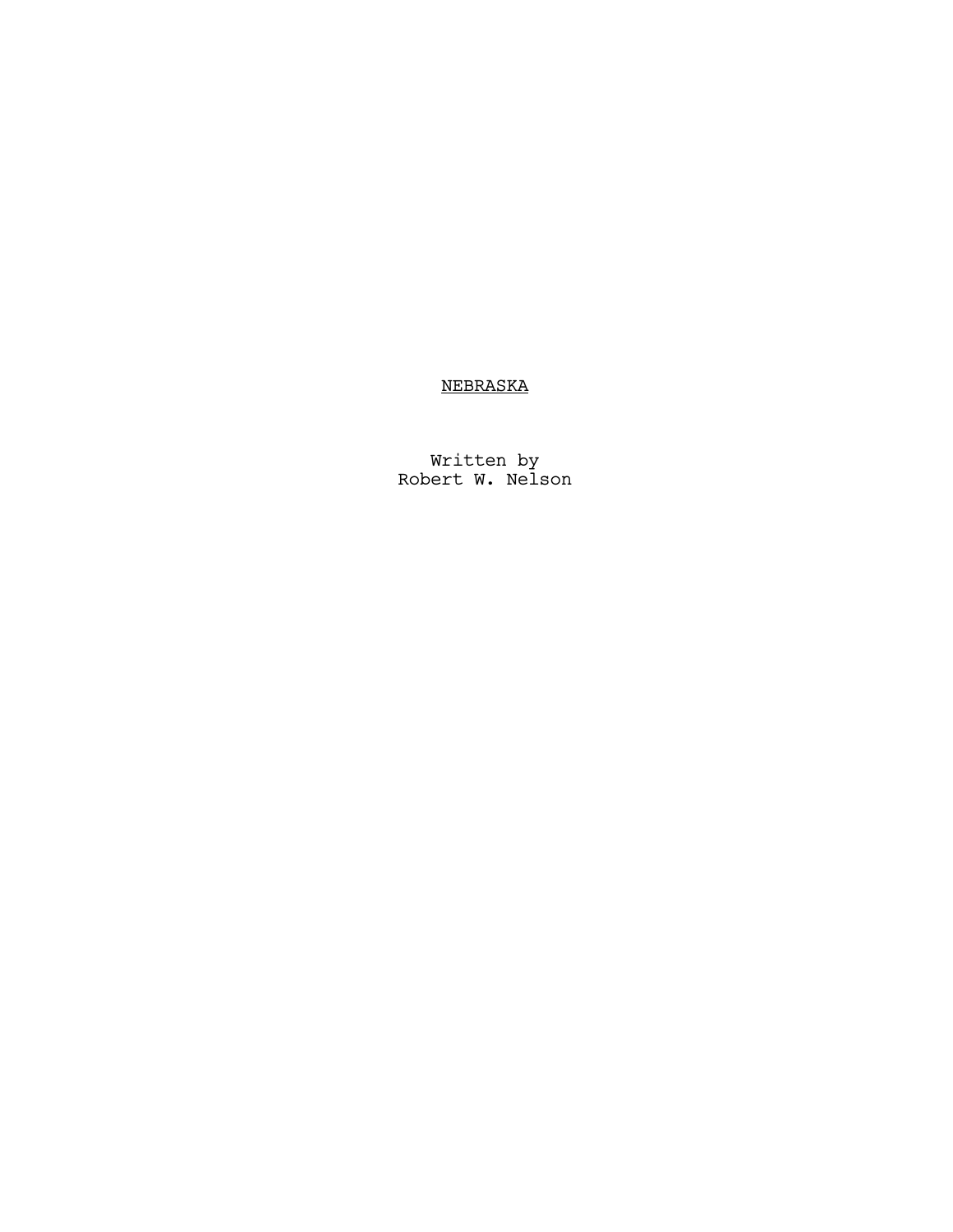# <u>NEBRASKA</u>

Written by
Robert W. Nelson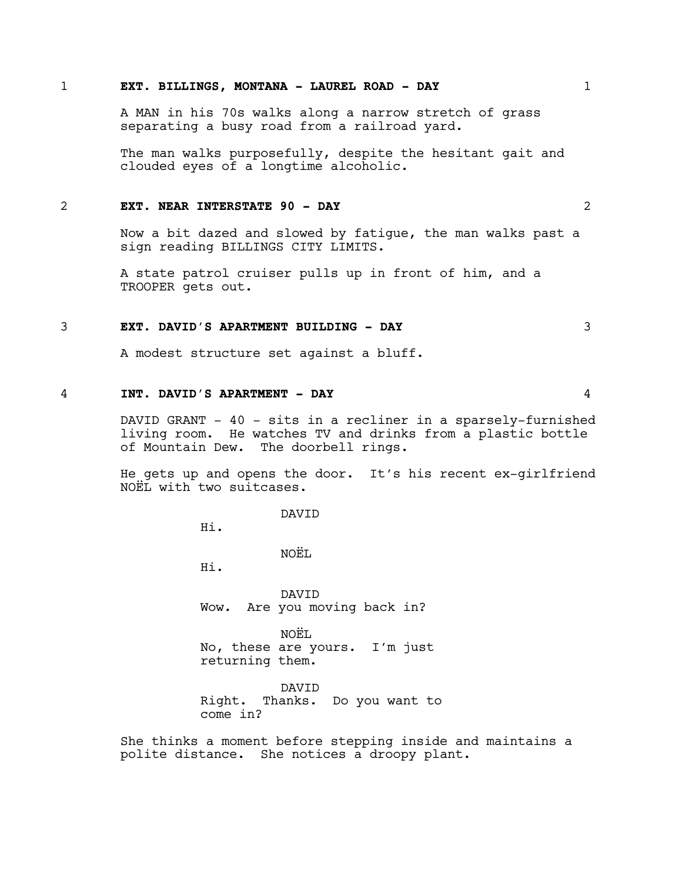1 **EXT. BILLINGS, MONTANA - LAUREL ROAD - DAY** 1

A MAN in his 70s walks along a narrow stretch of grass separating a busy road from a railroad yard.

The man walks purposefully, despite the hesitant gait and clouded eyes of a longtime alcoholic.

2 **EXT. NEAR INTERSTATE 90 - DAY** 2

Now a bit dazed and slowed by fatigue, the man walks past a sign reading BILLINGS CITY LIMITS.

A state patrol cruiser pulls up in front of him, and a TROOPER gets out.

3 **EXT. DAVID'S APARTMENT BUILDING - DAY** 3

A modest structure set against a bluff.

4 **INT. DAVID'S APARTMENT - DAY** 4

DAVID GRANT - 40 - sits in a recliner in a sparsely-furnished living room. He watches TV and drinks from a plastic bottle of Mountain Dew. The doorbell rings.

He gets up and opens the door. It's his recent ex-girlfriend NOËL with two suitcases.

DAVID
Hi.

NOËL
Hi.

DAVID
Wow. Are you moving back in?

NOËL
No, these are yours. I'm just returning them.

DAVID
Right. Thanks. Do you want to come in?

She thinks a moment before stepping inside and maintains a polite distance. She notices a droopy plant.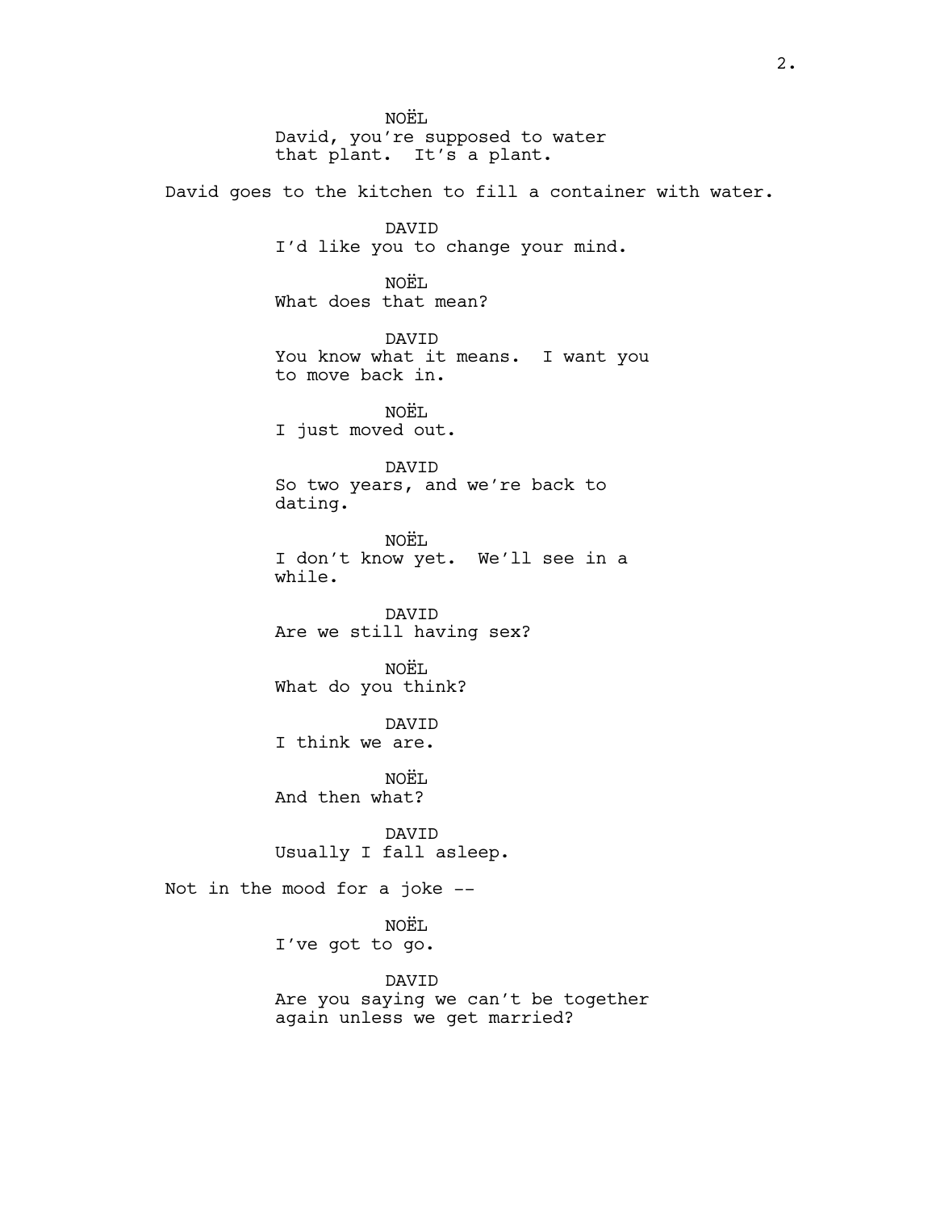NOËL
David, you're supposed to water that plant. It's a plant.

David goes to the kitchen to fill a container with water.

DAVID
I'd like you to change your mind.

NOËL
What does that mean?

DAVID
You know what it means. I want you to move back in.

NOËL
I just moved out.

DAVID
So two years, and we're back to dating.

NOËL
I don't know yet. We'll see in a while.

DAVID
Are we still having sex?

NOËL
What do you think?

DAVID
I think we are.

NOËL
And then what?

DAVID
Usually I fall asleep.

Not in the mood for a joke --

NOËL
I've got to go.

DAVID
Are you saying we can't be together again unless we get married?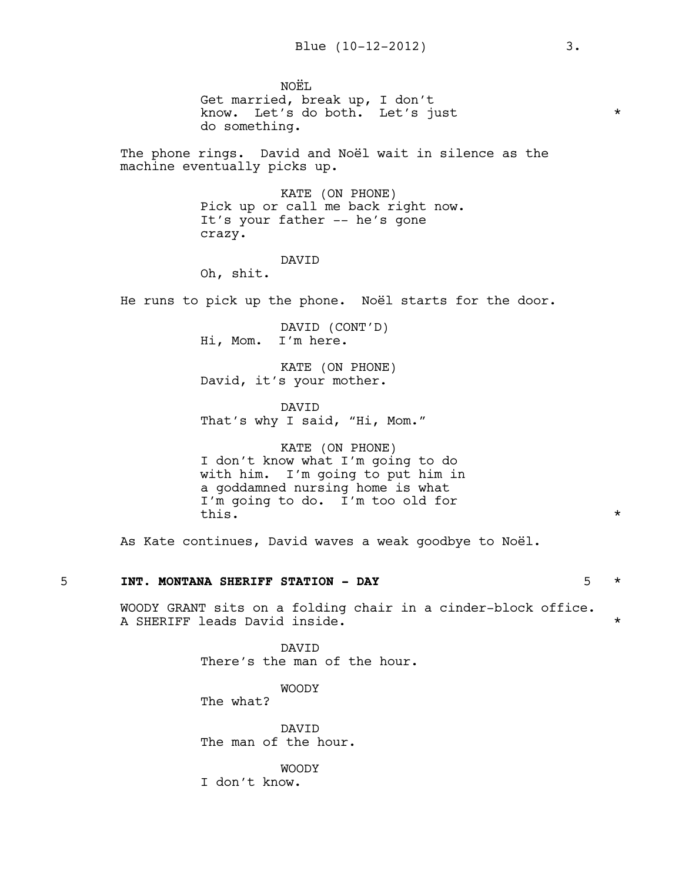NOËL
Get married, break up, I don't know. Let's do both. Let's just do something. *

The phone rings. David and Noël wait in silence as the machine eventually picks up.

KATE (ON PHONE)
Pick up or call me back right now. It's your father -- he's gone crazy.

DAVID
Oh, shit.

He runs to pick up the phone. Noël starts for the door.

DAVID (CONT'D)
Hi, Mom. I'm here.

KATE (ON PHONE)
David, it's your mother.

DAVID
That's why I said, "Hi, Mom."

KATE (ON PHONE)
I don't know what I'm going to do with him. I'm going to put him in a goddamned nursing home is what I'm going to do. I'm too old for this. *

As Kate continues, David waves a weak goodbye to Noël.

5 **INT. MONTANA SHERIFF STATION - DAY** 5 *

WOODY GRANT sits on a folding chair in a cinder-block office. A SHERIFF leads David inside. *

DAVID
There's the man of the hour.

WOODY
The what?

DAVID
The man of the hour.

WOODY
I don't know.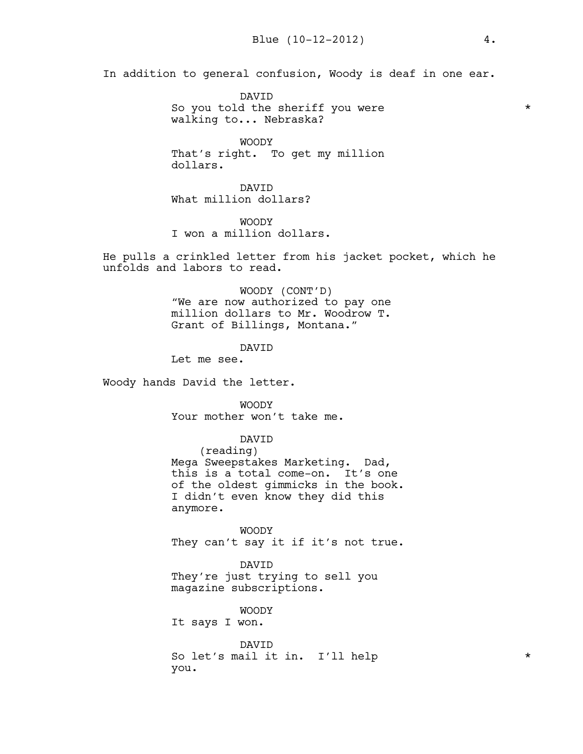In addition to general confusion, Woody is deaf in one ear.

DAVID
So you told the sheriff you were walking to... Nebraska? *

WOODY
That's right. To get my million dollars.

DAVID
What million dollars?

WOODY
I won a million dollars.

He pulls a crinkled letter from his jacket pocket, which he unfolds and labors to read.

WOODY (CONT'D)
"We are now authorized to pay one million dollars to Mr. Woodrow T. Grant of Billings, Montana."

DAVID
Let me see.

Woody hands David the letter.

WOODY
Your mother won't take me.

DAVID
(reading)
Mega Sweepstakes Marketing. Dad, this is a total come-on. It's one of the oldest gimmicks in the book. I didn't even know they did this anymore.

WOODY
They can't say it if it's not true.

DAVID
They're just trying to sell you magazine subscriptions.

WOODY
It says I won.

DAVID
So let's mail it in. I'll help you. *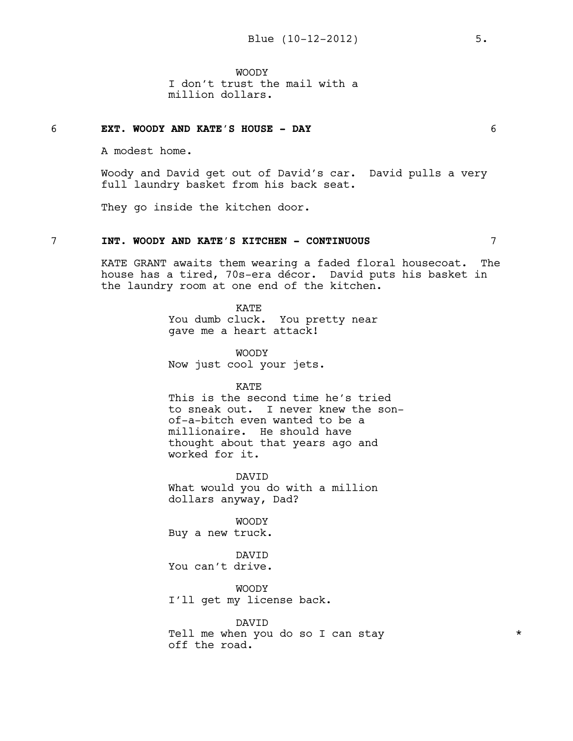WOODY
I don't trust the mail with a million dollars.

**6 EXT. WOODY AND KATE'S HOUSE - DAY 6**

A modest home.

Woody and David get out of David's car. David pulls a very full laundry basket from his back seat.

They go inside the kitchen door.

**7 INT. WOODY AND KATE'S KITCHEN - CONTINUOUS 7**

KATE GRANT awaits them wearing a faded floral housecoat. The house has a tired, 70s-era décor. David puts his basket in the laundry room at one end of the kitchen.

KATE
You dumb cluck. You pretty near gave me a heart attack!

WOODY
Now just cool your jets.

KATE
This is the second time he's tried to sneak out. I never knew the son-of-a-bitch even wanted to be a millionaire. He should have thought about that years ago and worked for it.

DAVID
What would you do with a million dollars anyway, Dad?

WOODY
Buy a new truck.

DAVID
You can't drive.

WOODY
I'll get my license back.

DAVID
Tell me when you do so I can stay off the road. *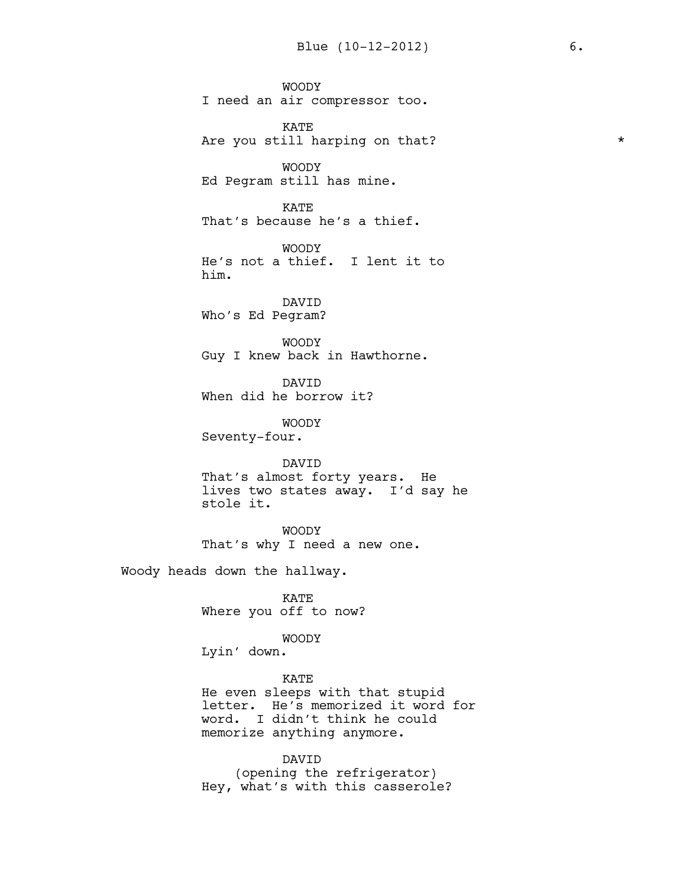WOODY
I need an air compressor too.

KATE
Are you still harping on that? *

WOODY
Ed Pegram still has mine.

KATE
That's because he's a thief.

WOODY
He's not a thief. I lent it to him.

DAVID
Who's Ed Pegram?

WOODY
Guy I knew back in Hawthorne.

DAVID
When did he borrow it?

WOODY
Seventy-four.

DAVID
That's almost forty years. He lives two states away. I'd say he stole it.

WOODY
That's why I need a new one.

Woody heads down the hallway.

KATE
Where you off to now?

WOODY
Lyin' down.

KATE
He even sleeps with that stupid letter. He's memorized it word for word. I didn't think he could memorize anything anymore.

DAVID
(opening the refrigerator)
Hey, what's with this casserole?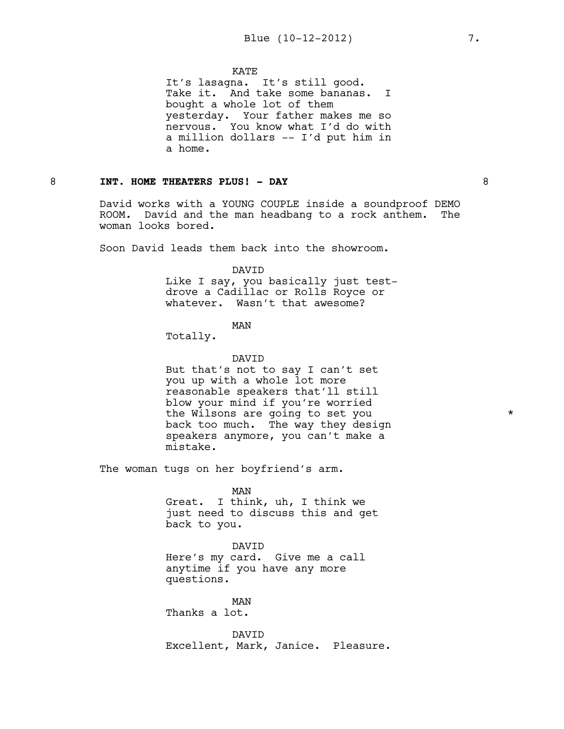KATE
It's lasagna. It's still good. Take it. And take some bananas. I bought a whole lot of them yesterday. Your father makes me so nervous. You know what I'd do with a million dollars -- I'd put him in a home.

8 **INT. HOME THEATERS PLUS! - DAY** 8

David works with a YOUNG COUPLE inside a soundproof DEMO ROOM. David and the man headbang to a rock anthem. The woman looks bored.

Soon David leads them back into the showroom.

DAVID
Like I say, you basically just test-drove a Cadillac or Rolls Royce or whatever. Wasn't that awesome?

MAN
Totally.

DAVID
But that's not to say I can't set you up with a whole lot more reasonable speakers that'll still blow your mind if you're worried the Wilsons are going to set you back too much. The way they design speakers anymore, you can't make a mistake. *

The woman tugs on her boyfriend's arm.

MAN
Great. I think, uh, I think we just need to discuss this and get back to you.

DAVID
Here's my card. Give me a call anytime if you have any more questions.

MAN
Thanks a lot.

DAVID
Excellent, Mark, Janice. Pleasure.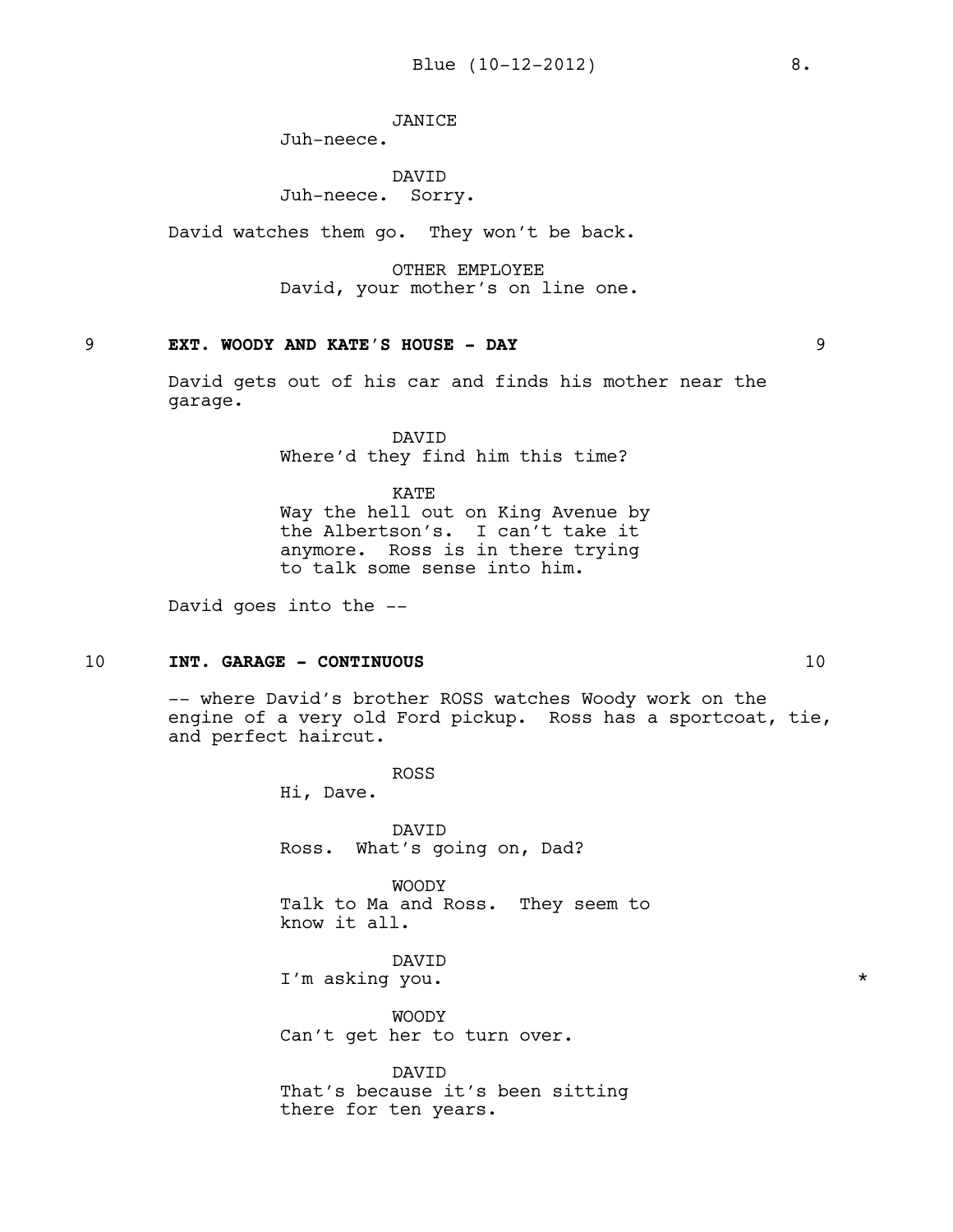JANICE
Juh-neece.

DAVID
Juh-neece. Sorry.

David watches them go. They won't be back.

OTHER EMPLOYEE
David, your mother's on line one.

**9 EXT. WOODY AND KATE'S HOUSE - DAY 9**

David gets out of his car and finds his mother near the garage.

DAVID
Where'd they find him this time?

KATE
Way the hell out on King Avenue by the Albertson's. I can't take it anymore. Ross is in there trying to talk some sense into him.

David goes into the --

**10 INT. GARAGE - CONTINUOUS 10**

-- where David's brother ROSS watches Woody work on the engine of a very old Ford pickup. Ross has a sportcoat, tie, and perfect haircut.

ROSS
Hi, Dave.

DAVID
Ross. What's going on, Dad?

WOODY
Talk to Ma and Ross. They seem to know it all.

DAVID
I'm asking you. *

WOODY
Can't get her to turn over.

DAVID
That's because it's been sitting there for ten years.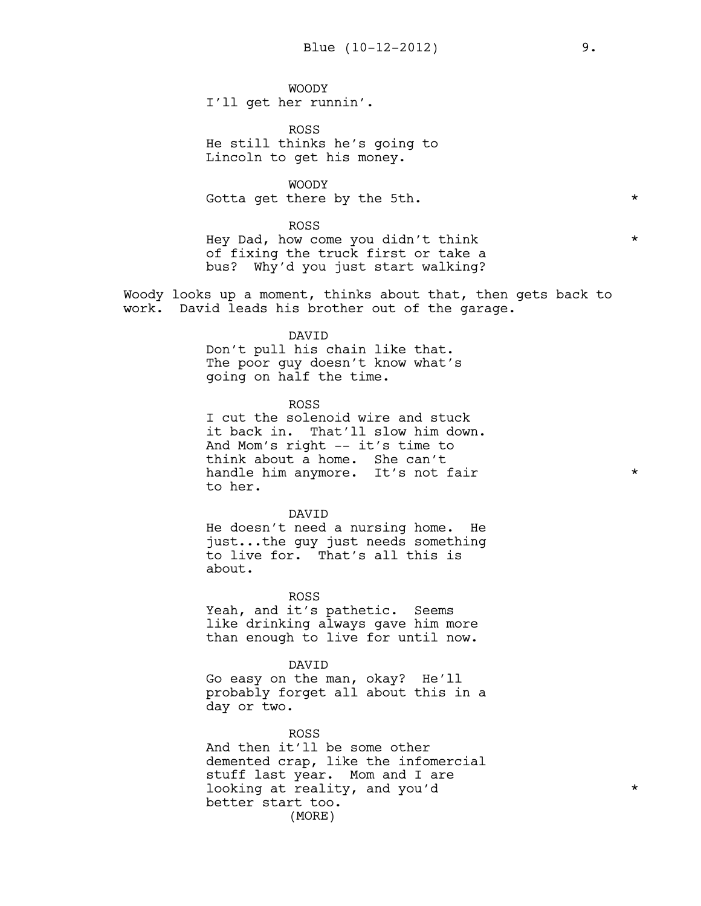WOODY
I'll get her runnin'.

ROSS
He still thinks he's going to Lincoln to get his money.

WOODY
Gotta get there by the 5th. *

ROSS
Hey Dad, how come you didn't think of fixing the truck first or take a bus? Why'd you just start walking? *

Woody looks up a moment, thinks about that, then gets back to work. David leads his brother out of the garage.

DAVID
Don't pull his chain like that. The poor guy doesn't know what's going on half the time.

ROSS
I cut the solenoid wire and stuck it back in. That'll slow him down. And Mom's right -- it's time to think about a home. She can't handle him anymore. It's not fair to her. *

DAVID
He doesn't need a nursing home. He just...the guy just needs something to live for. That's all this is about.

ROSS
Yeah, and it's pathetic. Seems like drinking always gave him more than enough to live for until now.

DAVID
Go easy on the man, okay? He'll probably forget all about this in a day or two.

ROSS
And then it'll be some other demented crap, like the infomercial stuff last year. Mom and I are looking at reality, and you'd better start too. *
(MORE)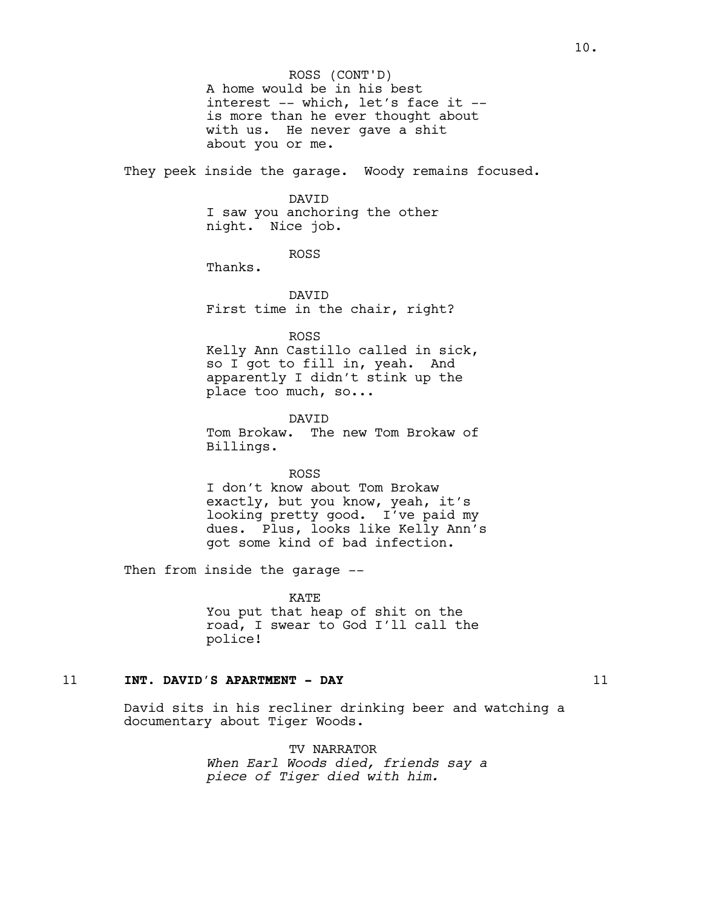ROSS (CONT'D)
A home would be in his best interest -- which, let's face it -- is more than he ever thought about with us. He never gave a shit about you or me.

They peek inside the garage. Woody remains focused.

DAVID
I saw you anchoring the other night. Nice job.

ROSS
Thanks.

DAVID
First time in the chair, right?

ROSS
Kelly Ann Castillo called in sick, so I got to fill in, yeah. And apparently I didn't stink up the place too much, so...

DAVID
Tom Brokaw. The new Tom Brokaw of Billings.

ROSS
I don't know about Tom Brokaw exactly, but you know, yeah, it's looking pretty good. I've paid my dues. Plus, looks like Kelly Ann's got some kind of bad infection.

Then from inside the garage --

KATE
You put that heap of shit on the road, I swear to God I'll call the police!

11 **INT. DAVID'S APARTMENT - DAY** 11

David sits in his recliner drinking beer and watching a documentary about Tiger Woods.

TV NARRATOR
*When Earl Woods died, friends say a piece of Tiger died with him.*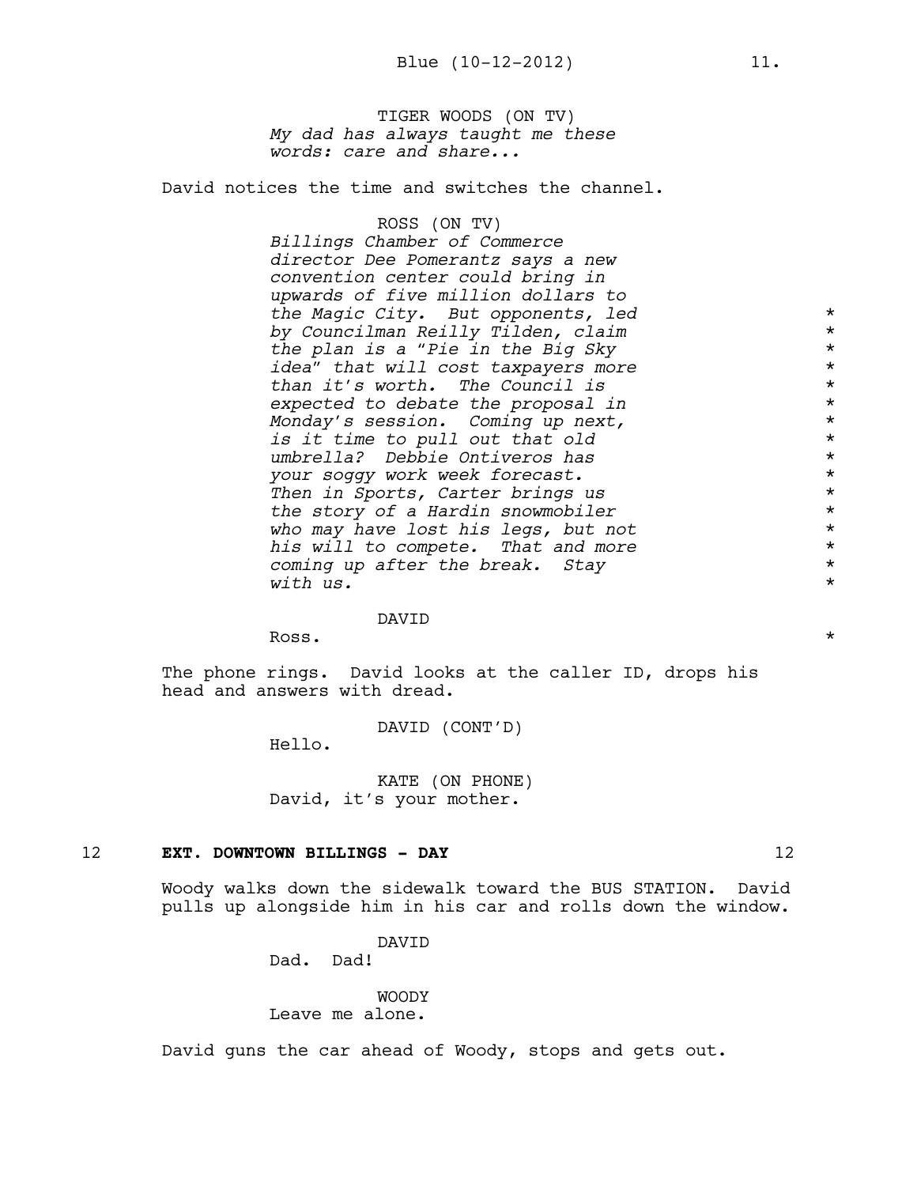TIGER WOODS (ON TV)
*My dad has always taught me these words: care and share...*

David notices the time and switches the channel.

ROSS (ON TV)
*Billings Chamber of Commerce director Dee Pomerantz says a new convention center could bring in upwards of five million dollars to the Magic City. But opponents, led by Councilman Reilly Tilden, claim the plan is a "Pie in the Big Sky idea" that will cost taxpayers more than it's worth. The Council is expected to debate the proposal in Monday's session. Coming up next, is it time to pull out that old umbrella? Debbie Ontiveros has your soggy work week forecast. Then in Sports, Carter brings us the story of a Hardin snowmobiler who may have lost his legs, but not his will to compete. That and more coming up after the break. Stay with us.* *

DAVID
Ross. *

The phone rings. David looks at the caller ID, drops his head and answers with dread.

DAVID (CONT'D)
Hello.

KATE (ON PHONE)
David, it's your mother.

12 **EXT. DOWNTOWN BILLINGS - DAY** 12

Woody walks down the sidewalk toward the BUS STATION. David pulls up alongside him in his car and rolls down the window.

DAVID
Dad. Dad!

WOODY
Leave me alone.

David guns the car ahead of Woody, stops and gets out.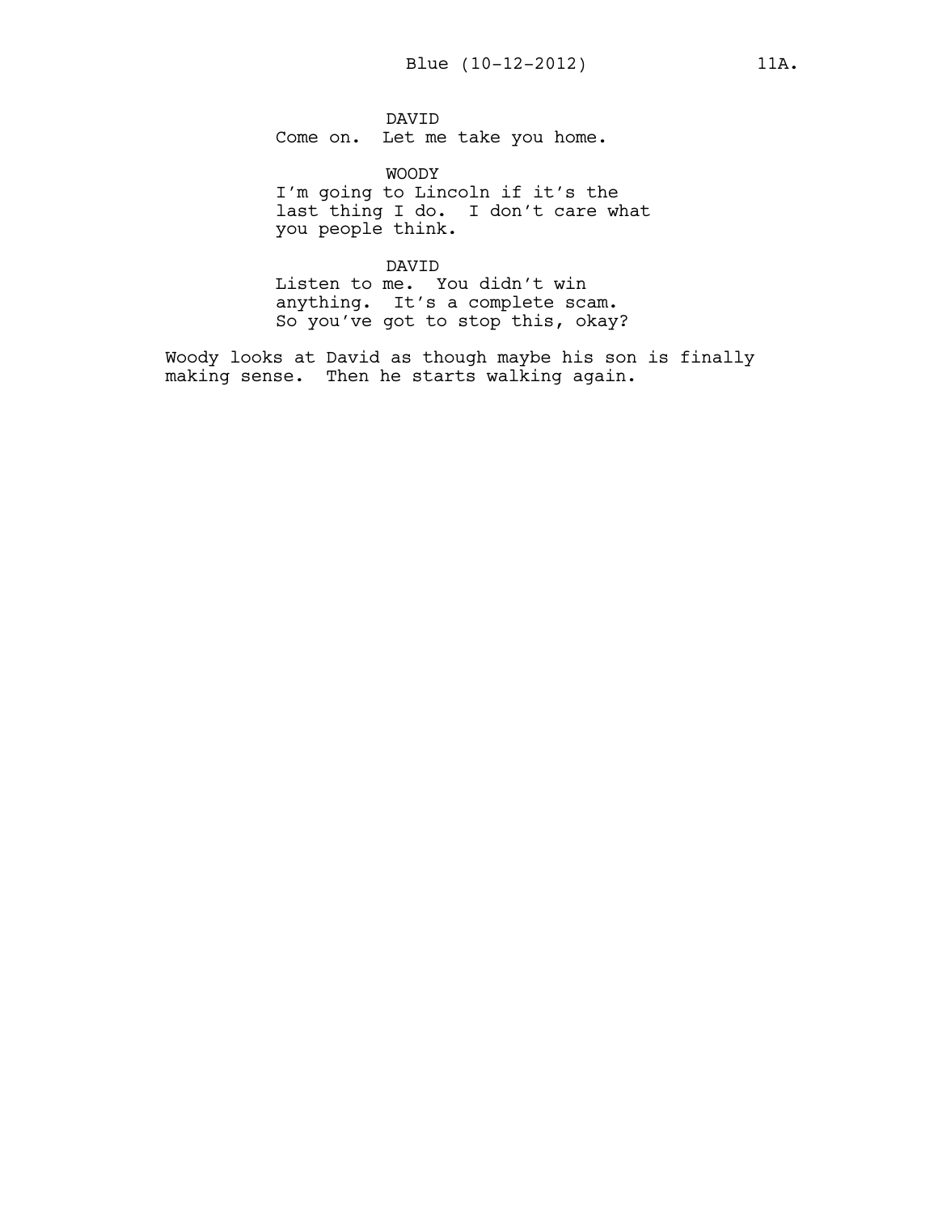DAVID
Come on.  Let me take you home.

WOODY
I'm going to Lincoln if it's the last thing I do.  I don't care what you people think.

DAVID
Listen to me.  You didn't win anything.  It's a complete scam.  So you've got to stop this, okay?

Woody looks at David as though maybe his son is finally making sense.  Then he starts walking again.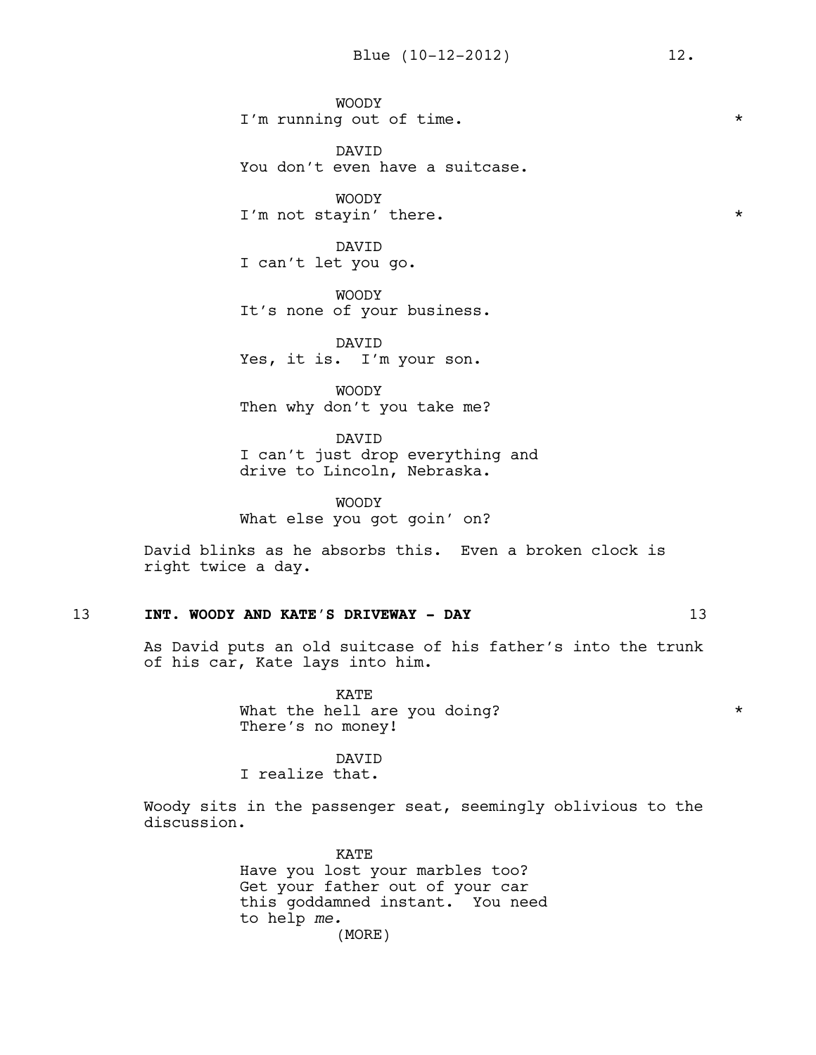WOODY
I'm running out of time. *

DAVID
You don't even have a suitcase.

WOODY
I'm not stayin' there. *

DAVID
I can't let you go.

WOODY
It's none of your business.

DAVID
Yes, it is. I'm your son.

WOODY
Then why don't you take me?

DAVID
I can't just drop everything and drive to Lincoln, Nebraska.

WOODY
What else you got goin' on?

David blinks as he absorbs this. Even a broken clock is right twice a day.

13 **INT. WOODY AND KATE'S DRIVEWAY - DAY** 13

As David puts an old suitcase of his father's into the trunk of his car, Kate lays into him.

KATE
What the hell are you doing? *
There's no money!

DAVID
I realize that.

Woody sits in the passenger seat, seemingly oblivious to the discussion.

KATE
Have you lost your marbles too? Get your father out of your car this goddamned instant. You need to help *me.*
(MORE)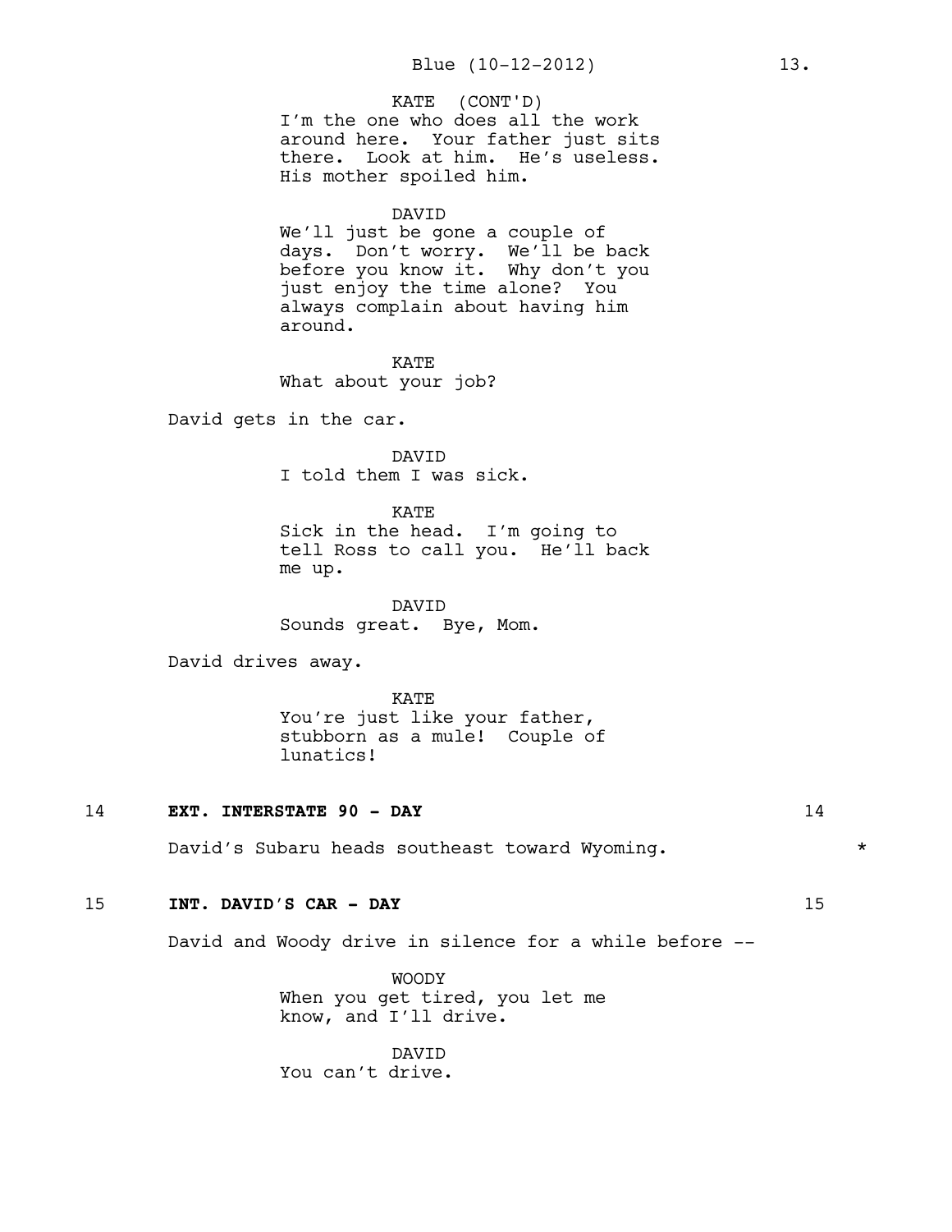KATE (CONT'D)
I'm the one who does all the work around here. Your father just sits there. Look at him. He's useless. His mother spoiled him.

DAVID
We'll just be gone a couple of days. Don't worry. We'll be back before you know it. Why don't you just enjoy the time alone? You always complain about having him around.

KATE
What about your job?

David gets in the car.

DAVID
I told them I was sick.

KATE
Sick in the head. I'm going to tell Ross to call you. He'll back me up.

DAVID
Sounds great. Bye, Mom.

David drives away.

KATE
You're just like your father, stubborn as a mule! Couple of lunatics!

**14 EXT. INTERSTATE 90 - DAY 14**

David's Subaru heads southeast toward Wyoming. *

**15 INT. DAVID'S CAR - DAY 15**

David and Woody drive in silence for a while before --

WOODY
When you get tired, you let me know, and I'll drive.

DAVID
You can't drive.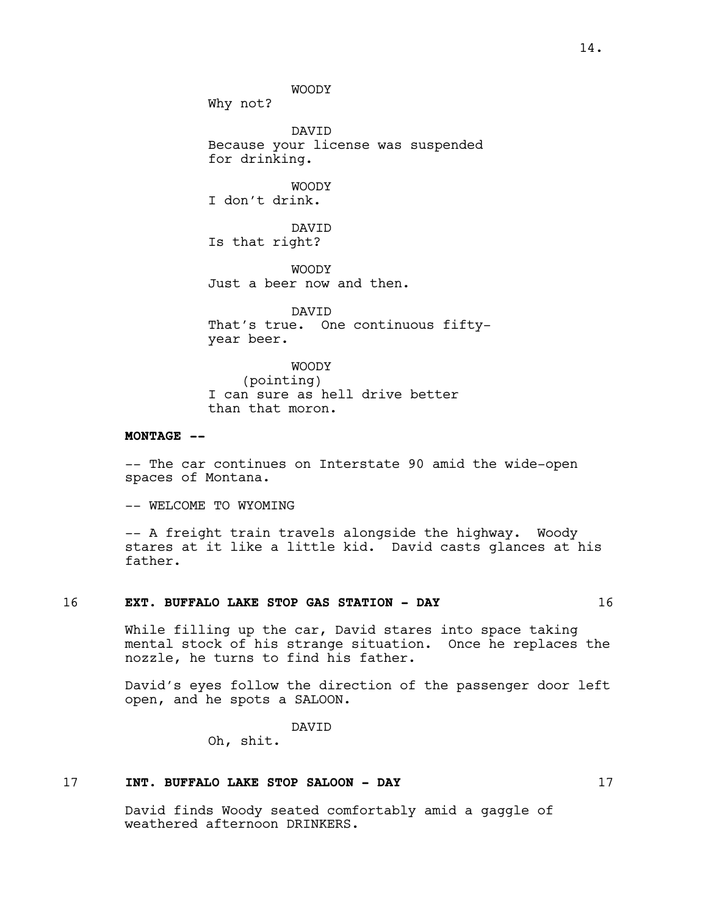WOODY

Why not?

DAVID

Because your license was suspended for drinking.

WOODY

I don't drink.

DAVID

Is that right?

WOODY

Just a beer now and then.

DAVID

That's true. One continuous fifty-year beer.

WOODY

(pointing)

I can sure as hell drive better than that moron.

**MONTAGE --**

-- The car continues on Interstate 90 amid the wide-open spaces of Montana.

-- WELCOME TO WYOMING

-- A freight train travels alongside the highway. Woody stares at it like a little kid. David casts glances at his father.

16 **EXT. BUFFALO LAKE STOP GAS STATION - DAY** 16

While filling up the car, David stares into space taking mental stock of his strange situation. Once he replaces the nozzle, he turns to find his father.

David's eyes follow the direction of the passenger door left open, and he spots a SALOON.

DAVID

Oh, shit.

17 **INT. BUFFALO LAKE STOP SALOON - DAY** 17

David finds Woody seated comfortably amid a gaggle of weathered afternoon DRINKERS.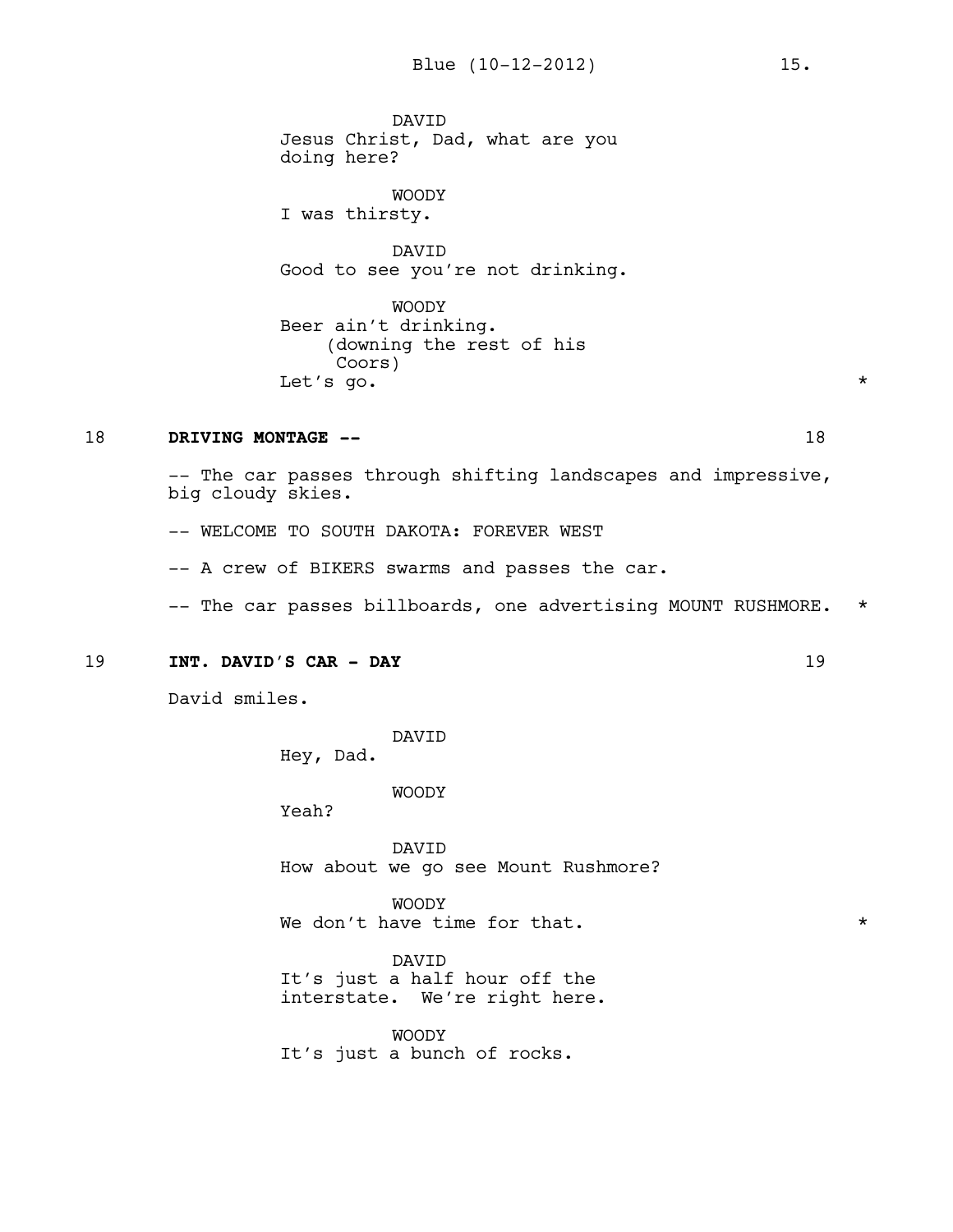DAVID
Jesus Christ, Dad, what are you doing here?

WOODY
I was thirsty.

DAVID
Good to see you're not drinking.

WOODY
Beer ain't drinking.
(downing the rest of his Coors)
Let's go. *

18 **DRIVING MONTAGE --** 18

-- The car passes through shifting landscapes and impressive, big cloudy skies.

-- WELCOME TO SOUTH DAKOTA: FOREVER WEST

-- A crew of BIKERS swarms and passes the car.

-- The car passes billboards, one advertising MOUNT RUSHMORE. *

19 **INT. DAVID'S CAR - DAY** 19

David smiles.

DAVID
Hey, Dad.

WOODY
Yeah?

DAVID
How about we go see Mount Rushmore?

WOODY
We don't have time for that. *

DAVID
It's just a half hour off the interstate. We're right here.

WOODY
It's just a bunch of rocks.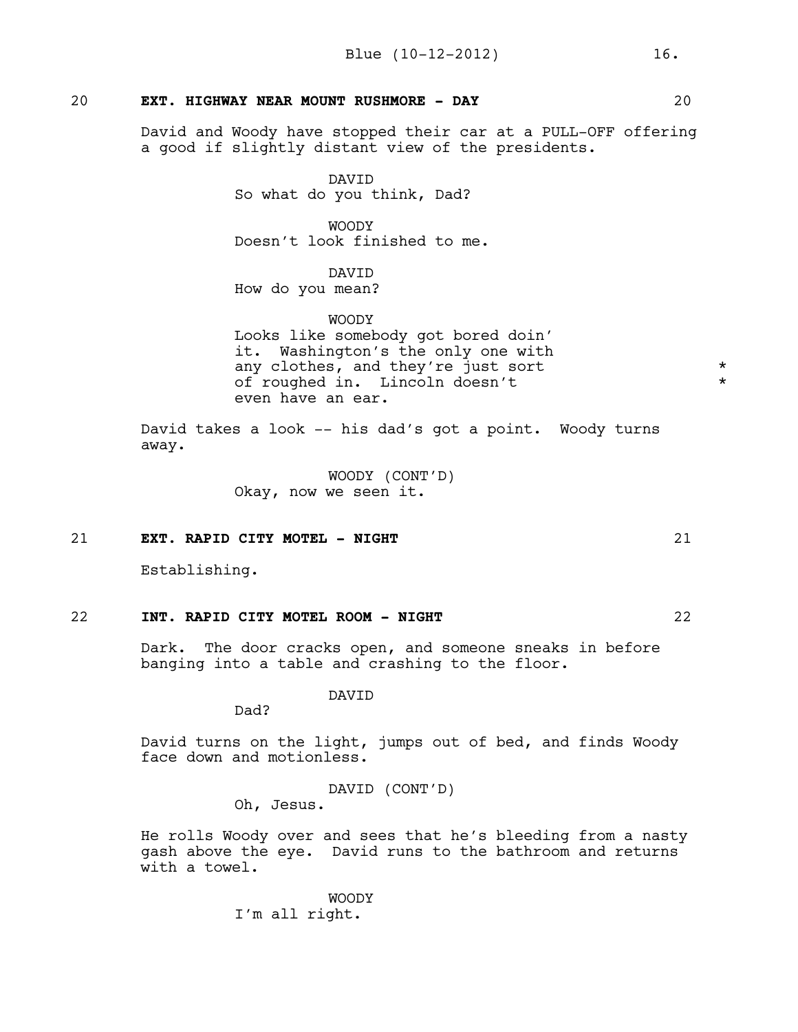20 **EXT. HIGHWAY NEAR MOUNT RUSHMORE - DAY** 20

David and Woody have stopped their car at a PULL-OFF offering a good if slightly distant view of the presidents.

DAVID
So what do you think, Dad?

WOODY
Doesn't look finished to me.

DAVID
How do you mean?

WOODY
Looks like somebody got bored doin' it. Washington's the only one with any clothes, and they're just sort of roughed in. Lincoln doesn't even have an ear. * *

David takes a look -- his dad's got a point. Woody turns away.

WOODY (CONT'D)
Okay, now we seen it.

21 **EXT. RAPID CITY MOTEL - NIGHT** 21

Establishing.

22 **INT. RAPID CITY MOTEL ROOM - NIGHT** 22

Dark. The door cracks open, and someone sneaks in before banging into a table and crashing to the floor.

DAVID
Dad?

David turns on the light, jumps out of bed, and finds Woody face down and motionless.

DAVID (CONT'D)
Oh, Jesus.

He rolls Woody over and sees that he's bleeding from a nasty gash above the eye. David runs to the bathroom and returns with a towel.

WOODY
I'm all right.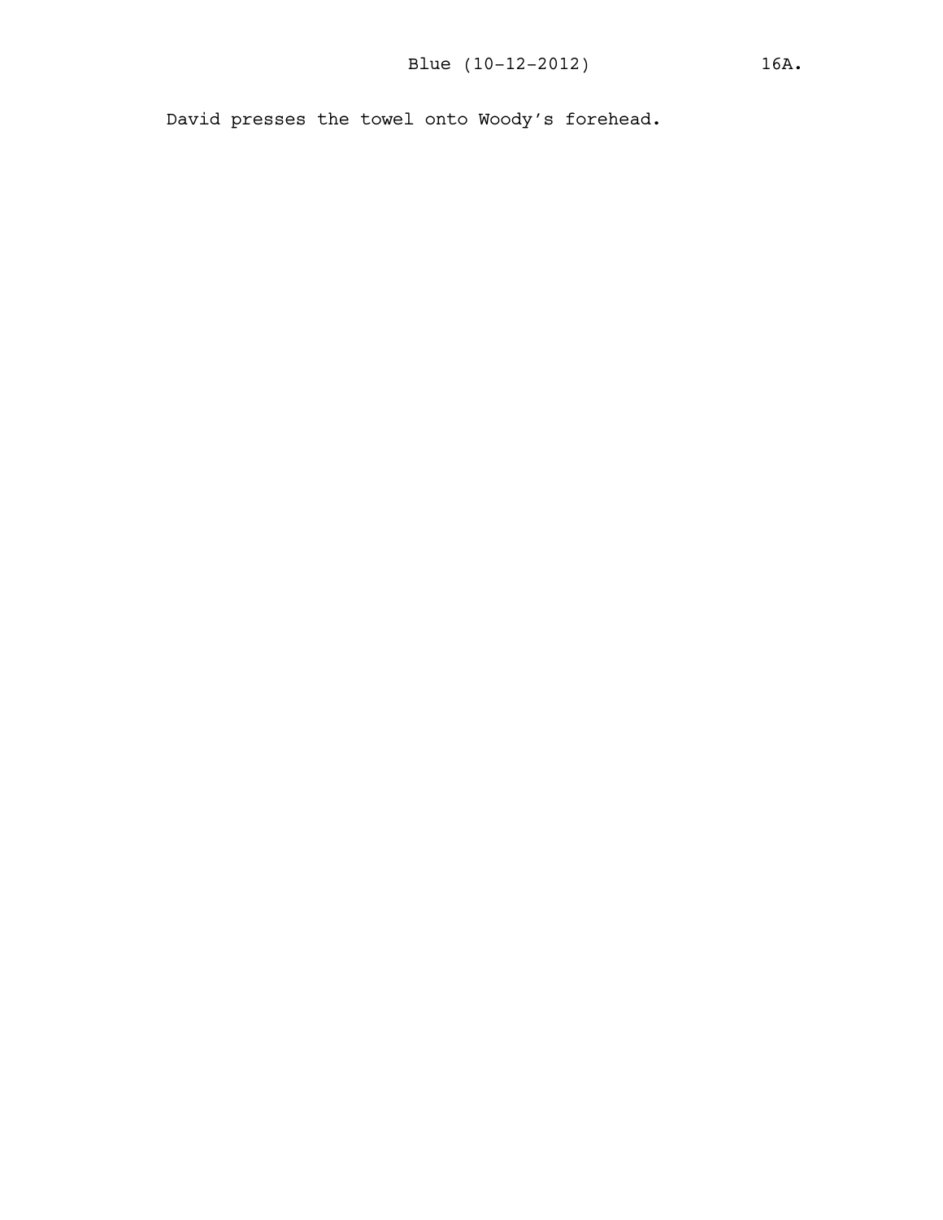David presses the towel onto Woody's forehead.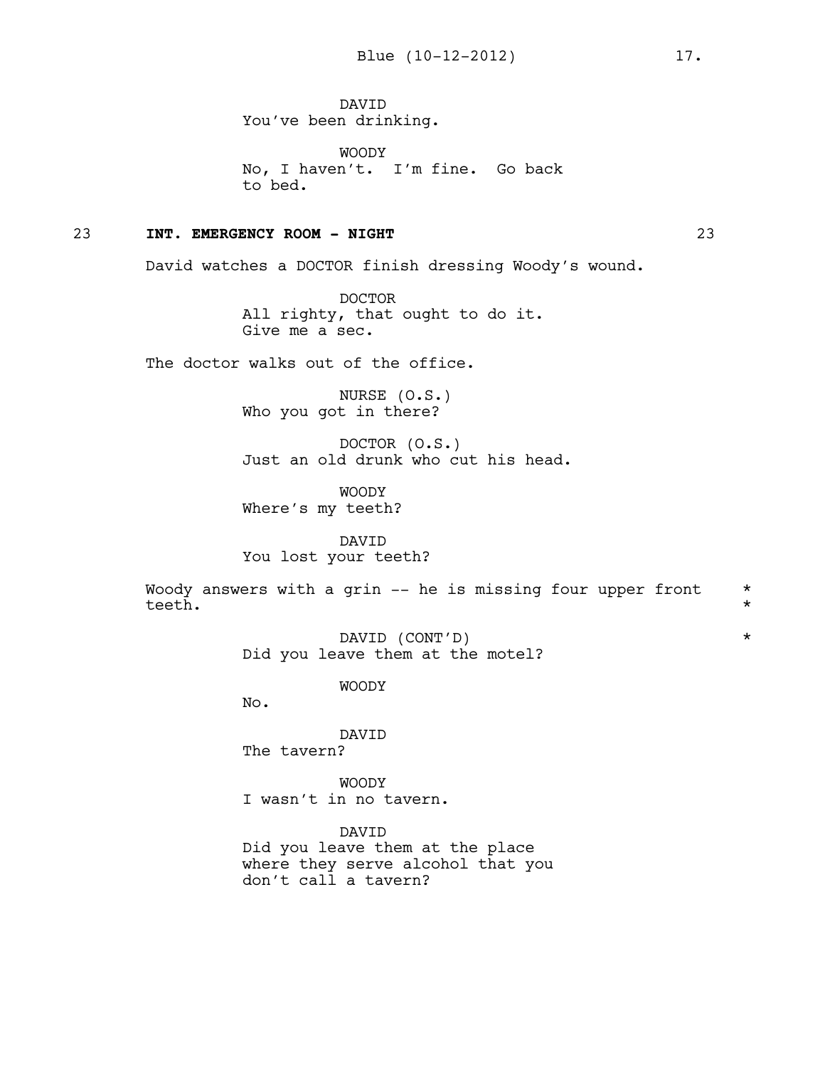DAVID
You've been drinking.

WOODY
No, I haven't. I'm fine. Go back to bed.

**23 INT. EMERGENCY ROOM - NIGHT 23**

David watches a DOCTOR finish dressing Woody's wound.

DOCTOR
All righty, that ought to do it. Give me a sec.

The doctor walks out of the office.

NURSE (O.S.)
Who you got in there?

DOCTOR (O.S.)
Just an old drunk who cut his head.

WOODY
Where's my teeth?

DAVID
You lost your teeth?

Woody answers with a grin -- he is missing four upper front teeth. *

DAVID (CONT'D) *
Did you leave them at the motel?

WOODY
No.

DAVID
The tavern?

WOODY
I wasn't in no tavern.

DAVID
Did you leave them at the place where they serve alcohol that you don't call a tavern?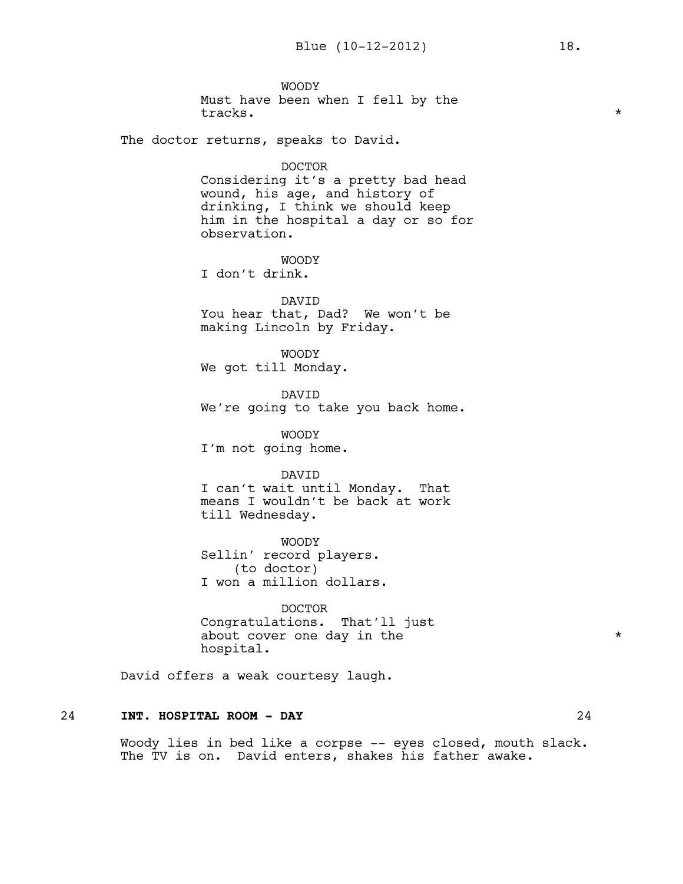WOODY

Must have been when I fell by the tracks. *

The doctor returns, speaks to David.

DOCTOR

Considering it's a pretty bad head wound, his age, and history of drinking, I think we should keep him in the hospital a day or so for observation.

WOODY

I don't drink.

DAVID

You hear that, Dad? We won't be making Lincoln by Friday.

WOODY

We got till Monday.

DAVID

We're going to take you back home.

WOODY

I'm not going home.

DAVID

I can't wait until Monday. That means I wouldn't be back at work till Wednesday.

WOODY

Sellin' record players.

(to doctor)

I won a million dollars.

DOCTOR

Congratulations. That'll just about cover one day in the hospital. *

David offers a weak courtesy laugh.

24 **INT. HOSPITAL ROOM - DAY** 24

Woody lies in bed like a corpse -- eyes closed, mouth slack. The TV is on. David enters, shakes his father awake.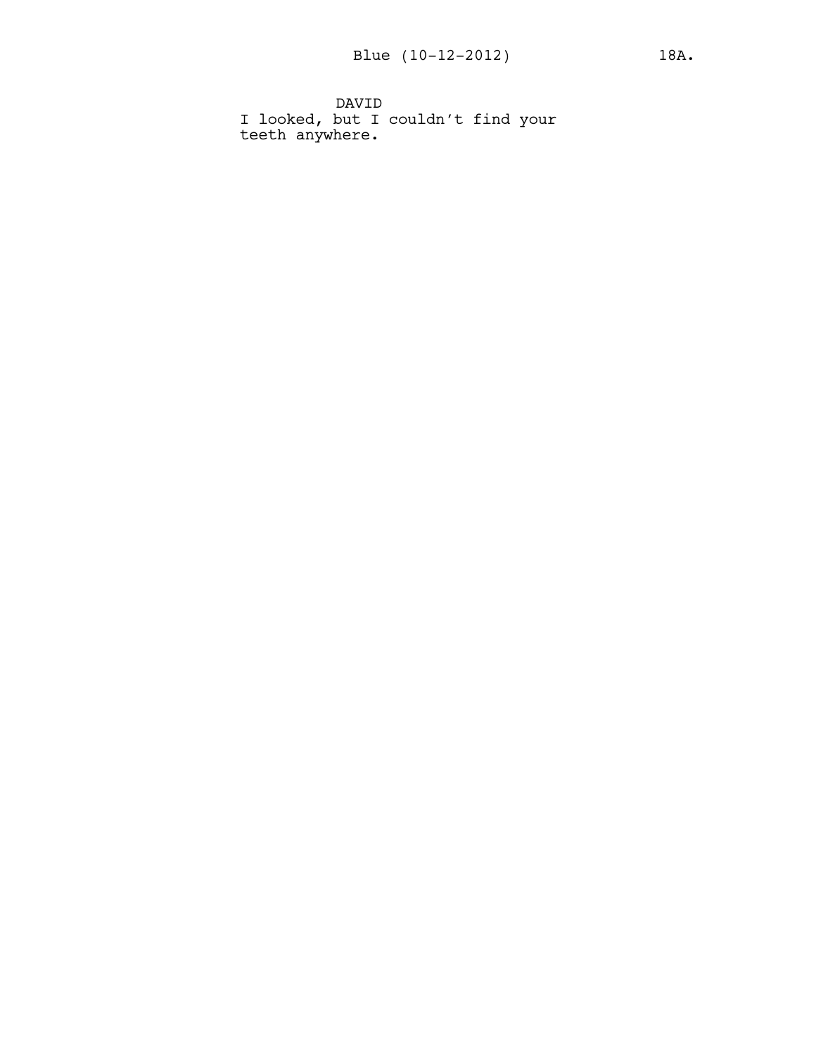DAVID
I looked, but I couldn't find your teeth anywhere.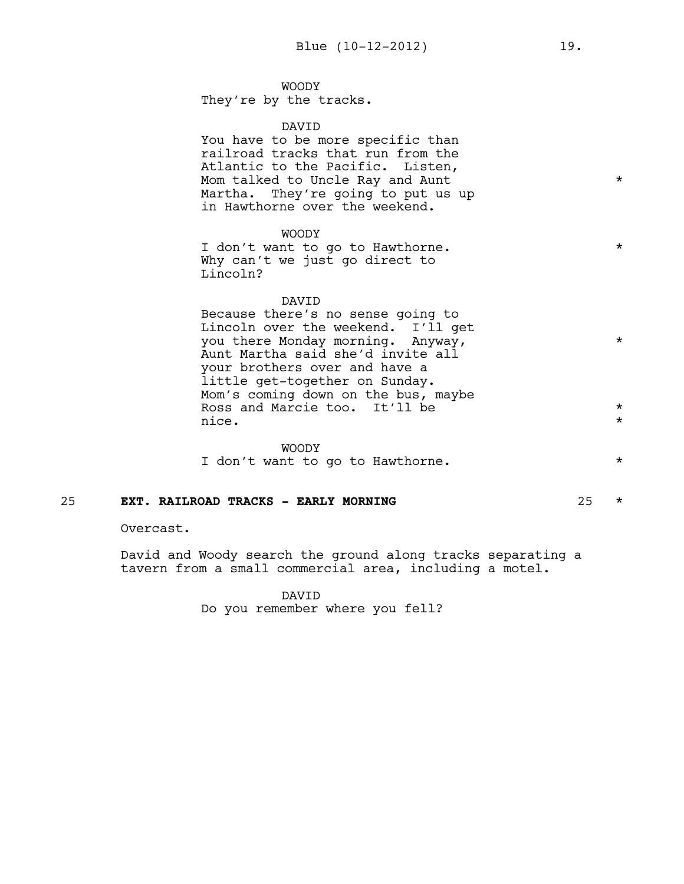WOODY
They're by the tracks.

DAVID
You have to be more specific than railroad tracks that run from the Atlantic to the Pacific. Listen, Mom talked to Uncle Ray and Aunt Martha. They're going to put us up in Hawthorne over the weekend. *

WOODY
I don't want to go to Hawthorne. Why can't we just go direct to Lincoln? *

DAVID
Because there's no sense going to Lincoln over the weekend. I'll get you there Monday morning. Anyway, Aunt Martha said she'd invite all your brothers over and have a little get-together on Sunday. Mom's coming down on the bus, maybe Ross and Marcie too. It'll be nice. *

WOODY
I don't want to go to Hawthorne. *

**25 EXT. RAILROAD TRACKS - EARLY MORNING 25** *

Overcast.

David and Woody search the ground along tracks separating a tavern from a small commercial area, including a motel.

DAVID
Do you remember where you fell?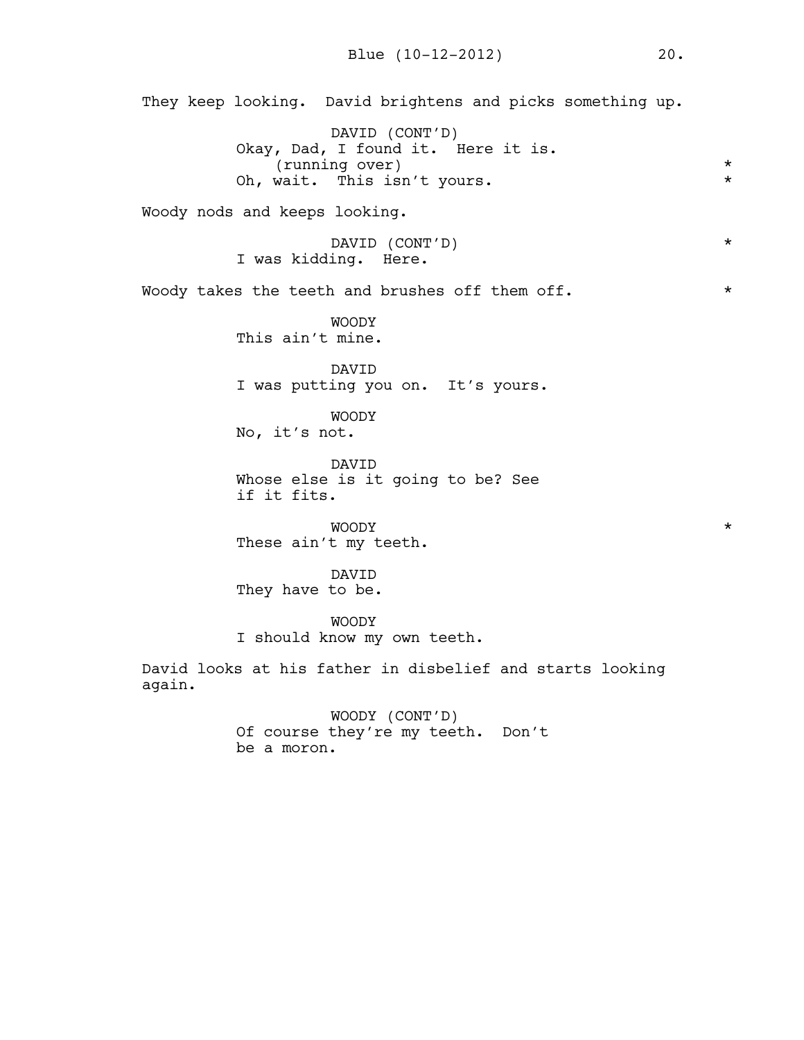They keep looking. David brightens and picks something up.

DAVID (CONT'D)
Okay, Dad, I found it. Here it is.
(running over) *
Oh, wait. This isn't yours. *

Woody nods and keeps looking.

DAVID (CONT'D) *
I was kidding. Here.

Woody takes the teeth and brushes off them off. *

WOODY
This ain't mine.

DAVID
I was putting you on. It's yours.

WOODY
No, it's not.

DAVID
Whose else is it going to be? See if it fits.

WOODY *
These ain't my teeth.

DAVID
They have to be.

WOODY
I should know my own teeth.

David looks at his father in disbelief and starts looking again.

WOODY (CONT'D)
Of course they're my teeth. Don't be a moron.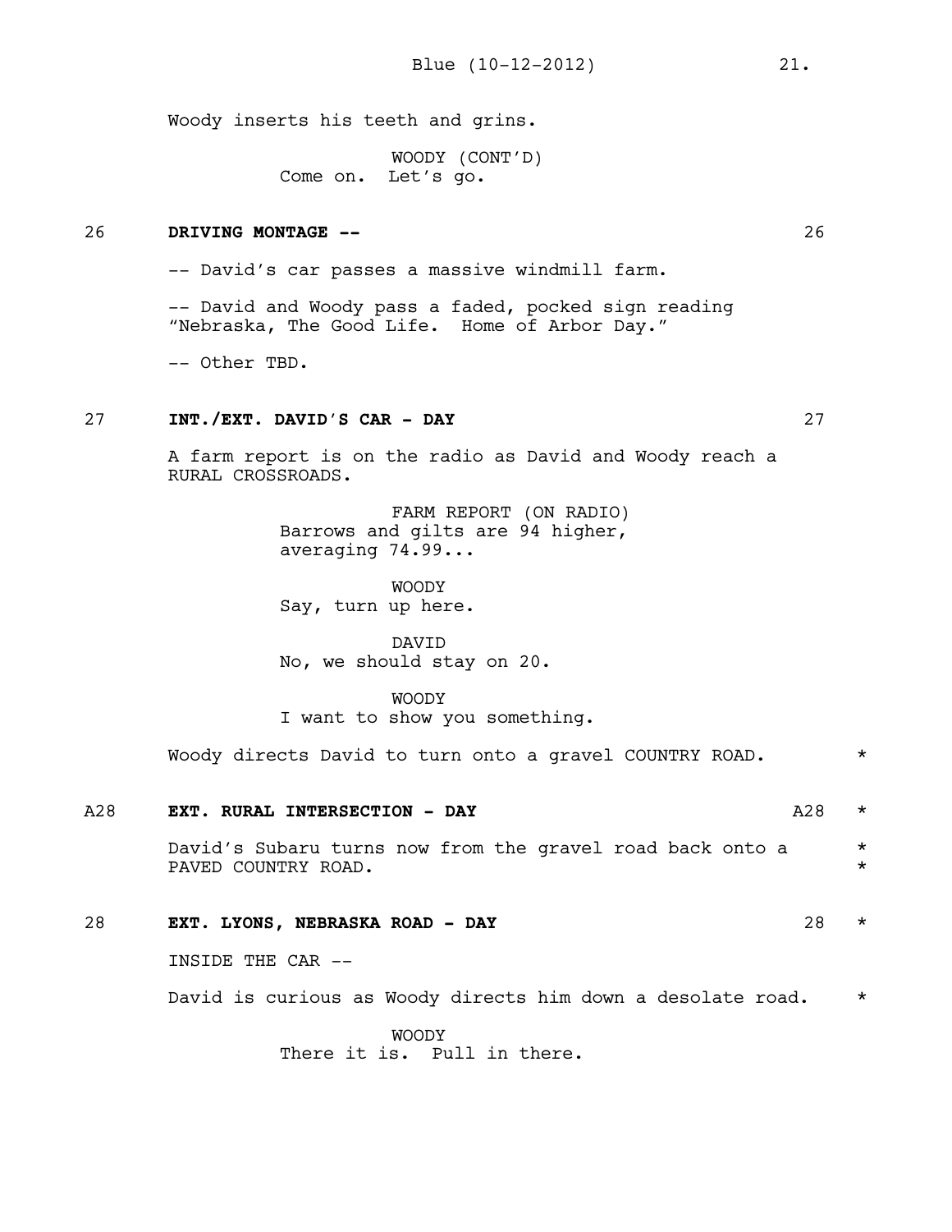Woody inserts his teeth and grins.

WOODY (CONT'D)
Come on. Let's go.

**26 DRIVING MONTAGE -- 26**

-- David's car passes a massive windmill farm.

-- David and Woody pass a faded, pocked sign reading "Nebraska, The Good Life. Home of Arbor Day."

-- Other TBD.

**27 INT./EXT. DAVID'S CAR - DAY 27**

A farm report is on the radio as David and Woody reach a RURAL CROSSROADS.

FARM REPORT (ON RADIO)
Barrows and gilts are 94 higher, averaging 74.99...

WOODY
Say, turn up here.

DAVID
No, we should stay on 20.

WOODY
I want to show you something.

Woody directs David to turn onto a gravel COUNTRY ROAD. *

**A28 EXT. RURAL INTERSECTION - DAY A28** *

David's Subaru turns now from the gravel road back onto a PAVED COUNTRY ROAD. *

**28 EXT. LYONS, NEBRASKA ROAD - DAY 28** *

INSIDE THE CAR --

David is curious as Woody directs him down a desolate road. *

WOODY
There it is. Pull in there.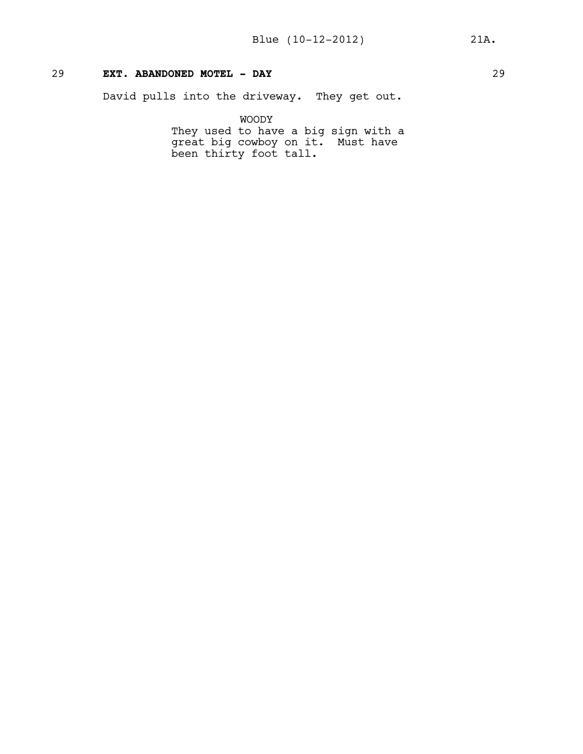29 **EXT. ABANDONED MOTEL - DAY** 29

David pulls into the driveway. They get out.

WOODY
They used to have a big sign with a great big cowboy on it. Must have been thirty foot tall.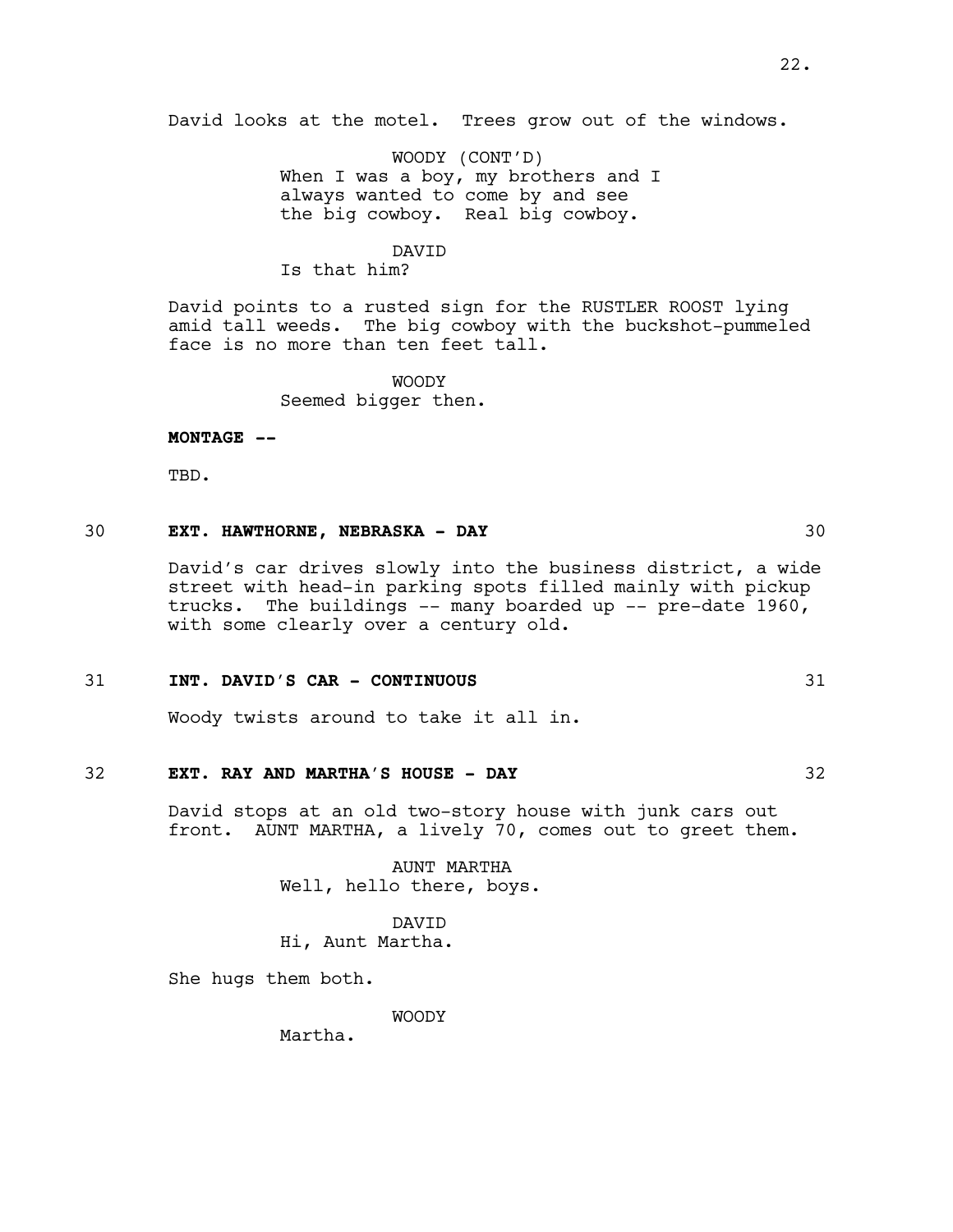David looks at the motel. Trees grow out of the windows.

WOODY (CONT'D)
When I was a boy, my brothers and I always wanted to come by and see the big cowboy. Real big cowboy.

DAVID
Is that him?

David points to a rusted sign for the RUSTLER ROOST lying amid tall weeds. The big cowboy with the buckshot-pummeled face is no more than ten feet tall.

WOODY
Seemed bigger then.

**MONTAGE --**

TBD.

**30 EXT. HAWTHORNE, NEBRASKA - DAY 30**

David's car drives slowly into the business district, a wide street with head-in parking spots filled mainly with pickup trucks. The buildings -- many boarded up -- pre-date 1960, with some clearly over a century old.

**31 INT. DAVID'S CAR - CONTINUOUS 31**

Woody twists around to take it all in.

**32 EXT. RAY AND MARTHA'S HOUSE - DAY 32**

David stops at an old two-story house with junk cars out front. AUNT MARTHA, a lively 70, comes out to greet them.

AUNT MARTHA
Well, hello there, boys.

DAVID
Hi, Aunt Martha.

She hugs them both.

WOODY
Martha.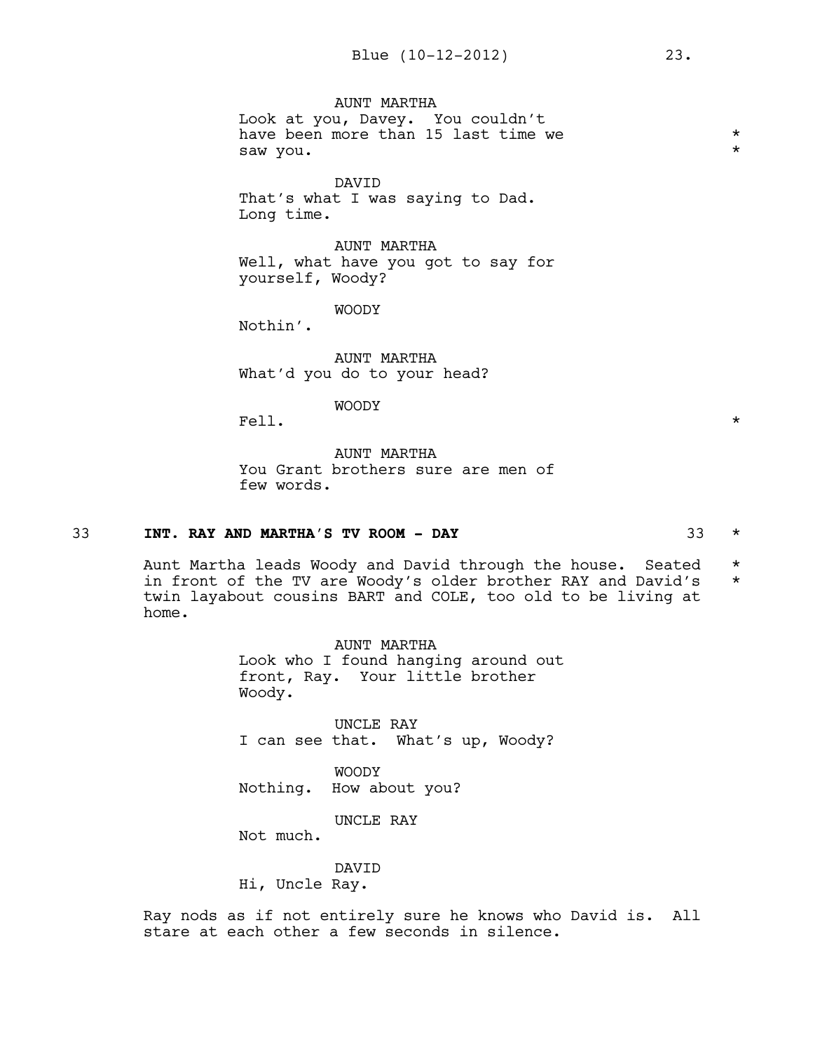AUNT MARTHA
Look at you, Davey. You couldn't have been more than 15 last time we saw you. *

DAVID
That's what I was saying to Dad. Long time.

AUNT MARTHA
Well, what have you got to say for yourself, Woody?

WOODY
Nothin'.

AUNT MARTHA
What'd you do to your head?

WOODY
Fell. *

AUNT MARTHA
You Grant brothers sure are men of few words.

**33 INT. RAY AND MARTHA'S TV ROOM - DAY 33** *

Aunt Martha leads Woody and David through the house. Seated in front of the TV are Woody's older brother RAY and David's twin layabout cousins BART and COLE, too old to be living at home. *

AUNT MARTHA
Look who I found hanging around out front, Ray. Your little brother Woody.

UNCLE RAY
I can see that. What's up, Woody?

WOODY
Nothing. How about you?

UNCLE RAY
Not much.

DAVID
Hi, Uncle Ray.

Ray nods as if not entirely sure he knows who David is. All stare at each other a few seconds in silence.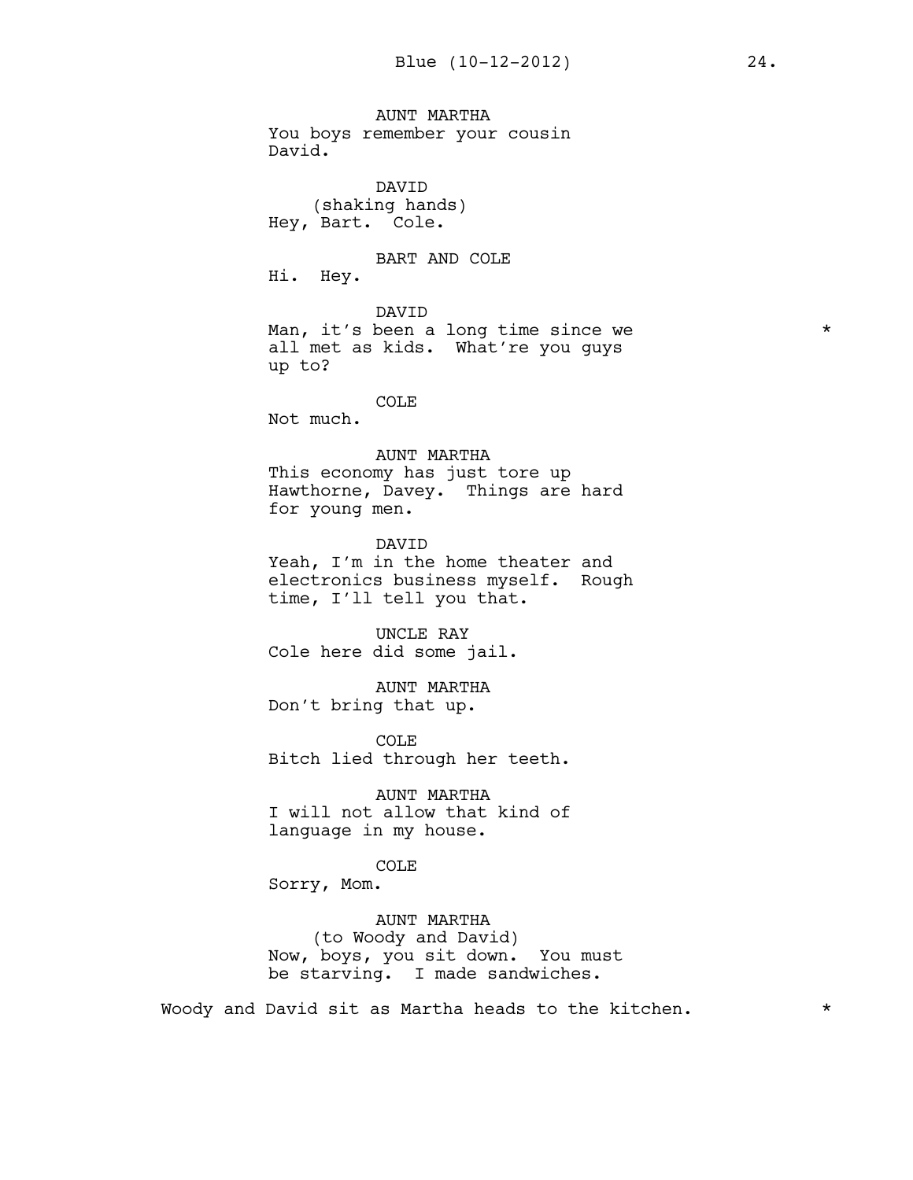AUNT MARTHA
You boys remember your cousin David.

DAVID
(shaking hands)
Hey, Bart. Cole.

BART AND COLE
Hi. Hey.

DAVID
Man, it's been a long time since we all met as kids. What're you guys up to? *

COLE
Not much.

AUNT MARTHA
This economy has just tore up Hawthorne, Davey. Things are hard for young men.

DAVID
Yeah, I'm in the home theater and electronics business myself. Rough time, I'll tell you that.

UNCLE RAY
Cole here did some jail.

AUNT MARTHA
Don't bring that up.

COLE
Bitch lied through her teeth.

AUNT MARTHA
I will not allow that kind of language in my house.

COLE
Sorry, Mom.

AUNT MARTHA
(to Woody and David)
Now, boys, you sit down. You must be starving. I made sandwiches.

Woody and David sit as Martha heads to the kitchen. *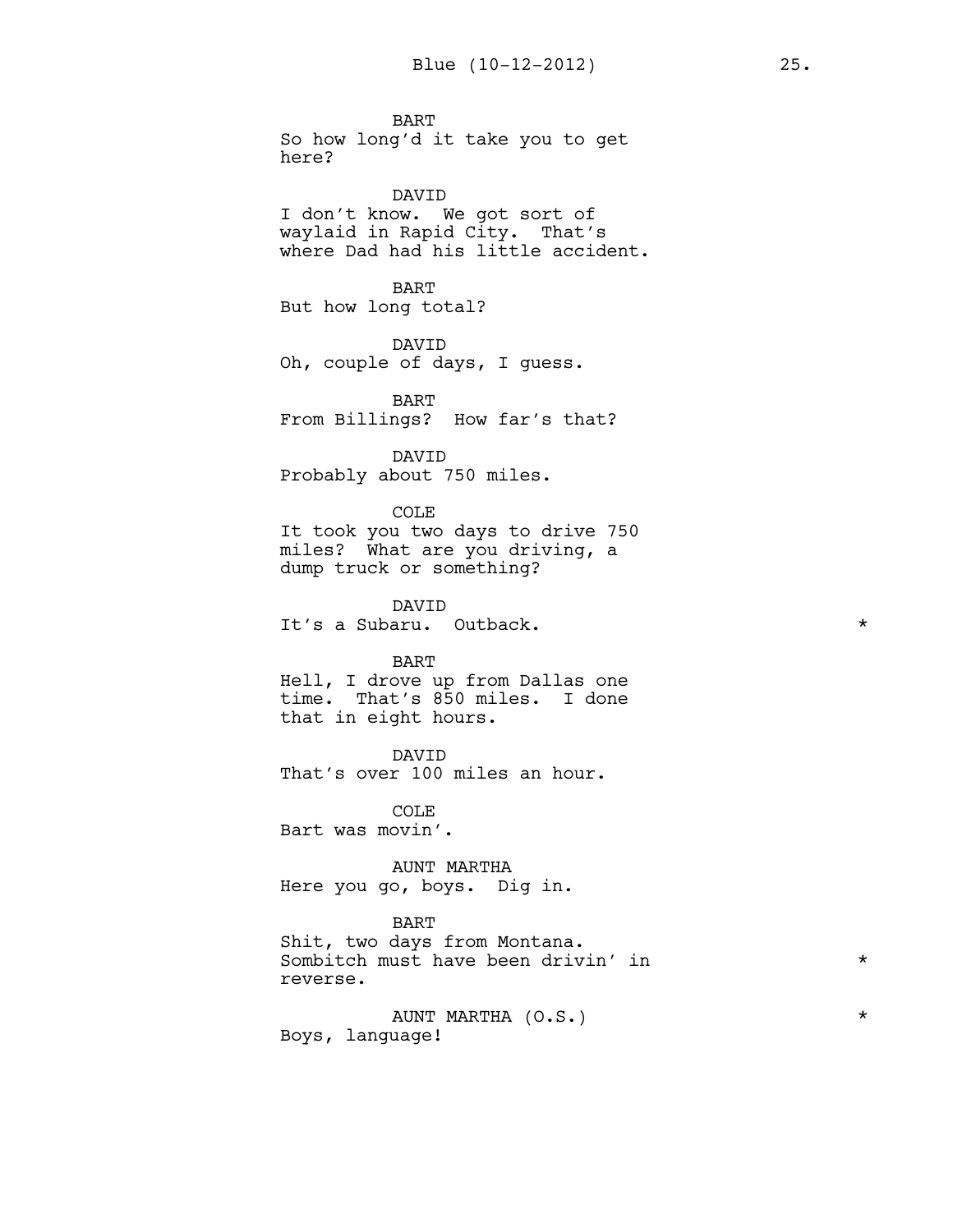BART
So how long'd it take you to get here?

DAVID
I don't know. We got sort of waylaid in Rapid City. That's where Dad had his little accident.

BART
But how long total?

DAVID
Oh, couple of days, I guess.

BART
From Billings? How far's that?

DAVID
Probably about 750 miles.

COLE
It took you two days to drive 750 miles? What are you driving, a dump truck or something?

DAVID
It's a Subaru. Outback. *

BART
Hell, I drove up from Dallas one time. That's 850 miles. I done that in eight hours.

DAVID
That's over 100 miles an hour.

COLE
Bart was movin'.

AUNT MARTHA
Here you go, boys. Dig in.

BART
Shit, two days from Montana. Sombitch must have been drivin' in reverse. *

AUNT MARTHA (O.S.) *
Boys, language!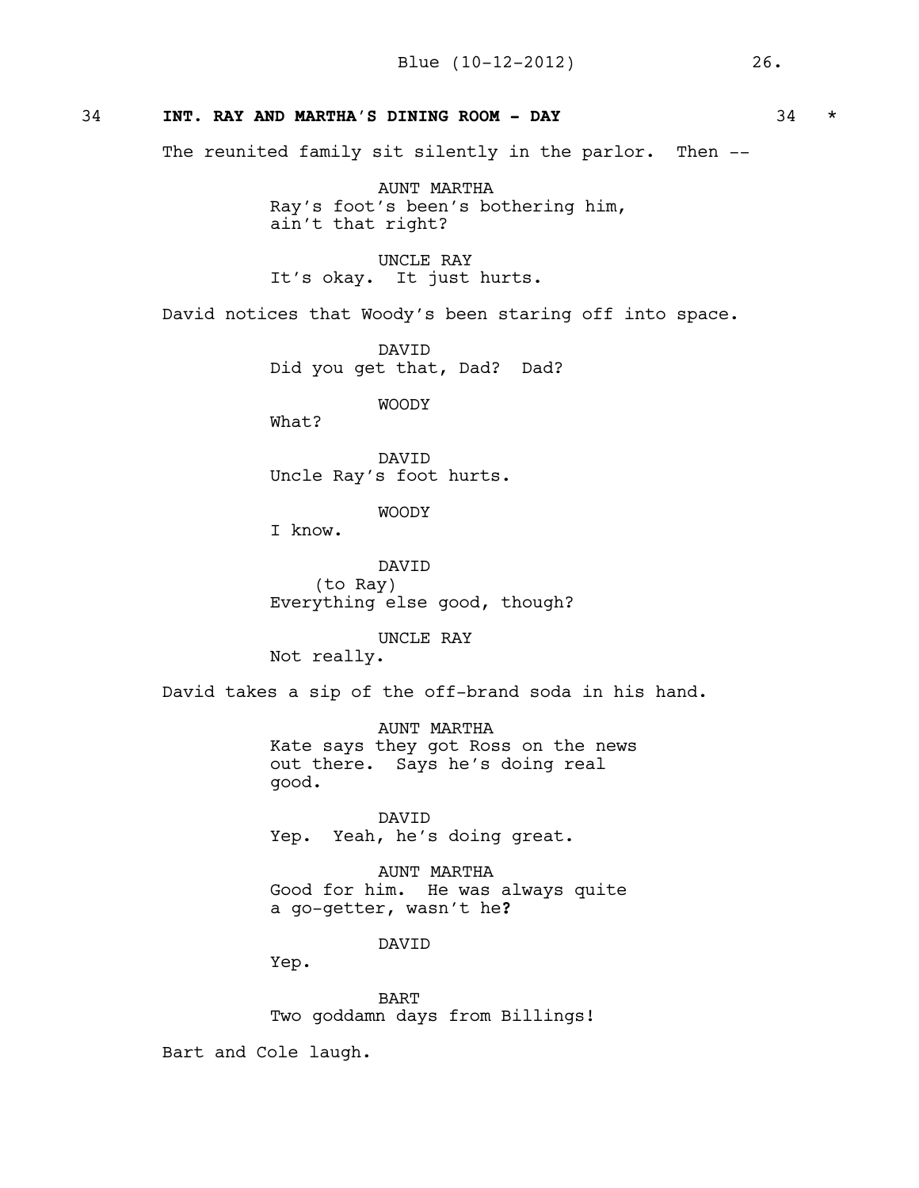34 **INT. RAY AND MARTHA'S DINING ROOM - DAY** 34 *

The reunited family sit silently in the parlor. Then --

AUNT MARTHA
Ray's foot's been's bothering him, ain't that right?

UNCLE RAY
It's okay. It just hurts.

David notices that Woody's been staring off into space.

DAVID
Did you get that, Dad? Dad?

WOODY
What?

DAVID
Uncle Ray's foot hurts.

WOODY
I know.

DAVID
(to Ray)
Everything else good, though?

UNCLE RAY
Not really.

David takes a sip of the off-brand soda in his hand.

AUNT MARTHA
Kate says they got Ross on the news out there. Says he's doing real good.

DAVID
Yep. Yeah, he's doing great.

AUNT MARTHA
Good for him. He was always quite a go-getter, wasn't he**?**

DAVID
Yep.

BART
Two goddamn days from Billings!

Bart and Cole laugh.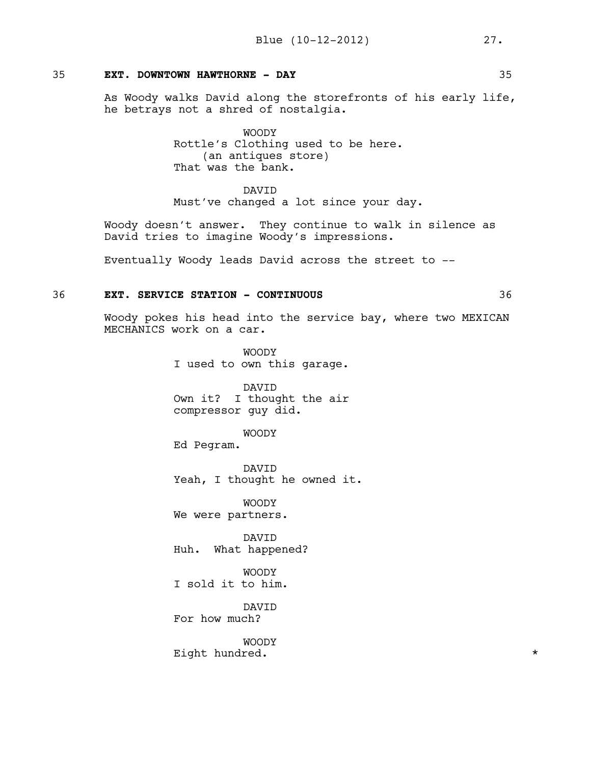35 **EXT. DOWNTOWN HAWTHORNE - DAY** 35

As Woody walks David along the storefronts of his early life, he betrays not a shred of nostalgia.

WOODY
Rottle's Clothing used to be here.
(an antiques store)
That was the bank.

DAVID
Must've changed a lot since your day.

Woody doesn't answer. They continue to walk in silence as David tries to imagine Woody's impressions.

Eventually Woody leads David across the street to --

36 **EXT. SERVICE STATION - CONTINUOUS** 36

Woody pokes his head into the service bay, where two MEXICAN MECHANICS work on a car.

WOODY
I used to own this garage.

DAVID
Own it? I thought the air compressor guy did.

WOODY
Ed Pegram.

DAVID
Yeah, I thought he owned it.

WOODY
We were partners.

DAVID
Huh. What happened?

WOODY
I sold it to him.

DAVID
For how much?

WOODY
Eight hundred. *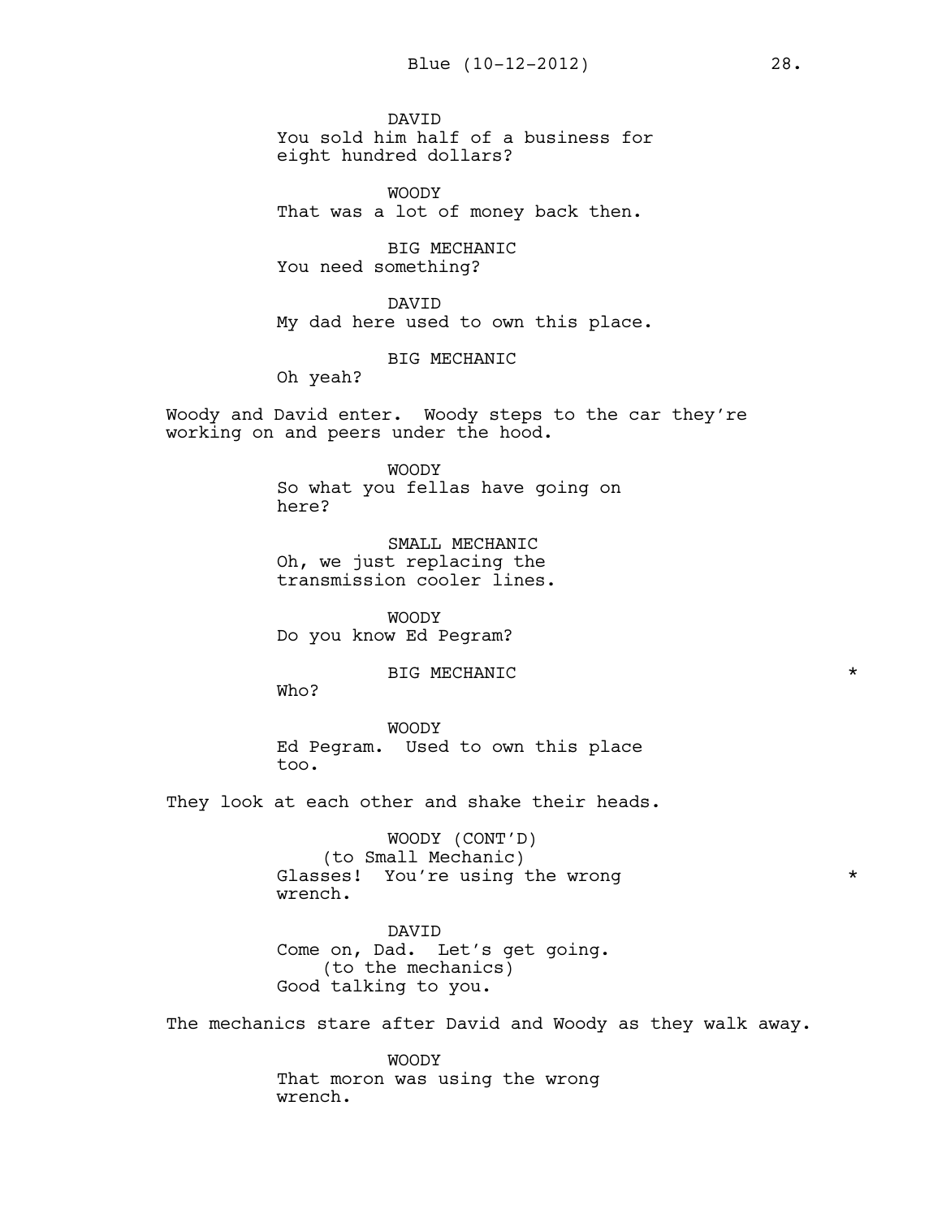DAVID
You sold him half of a business for eight hundred dollars?

WOODY
That was a lot of money back then.

BIG MECHANIC
You need something?

DAVID
My dad here used to own this place.

BIG MECHANIC
Oh yeah?

Woody and David enter. Woody steps to the car they're working on and peers under the hood.

WOODY
So what you fellas have going on here?

SMALL MECHANIC
Oh, we just replacing the transmission cooler lines.

WOODY
Do you know Ed Pegram?

BIG MECHANIC *
Who?

WOODY
Ed Pegram. Used to own this place too.

They look at each other and shake their heads.

WOODY (CONT'D)
(to Small Mechanic)
Glasses! You're using the wrong wrench. *

DAVID
Come on, Dad. Let's get going.
(to the mechanics)
Good talking to you.

The mechanics stare after David and Woody as they walk away.

WOODY
That moron was using the wrong wrench.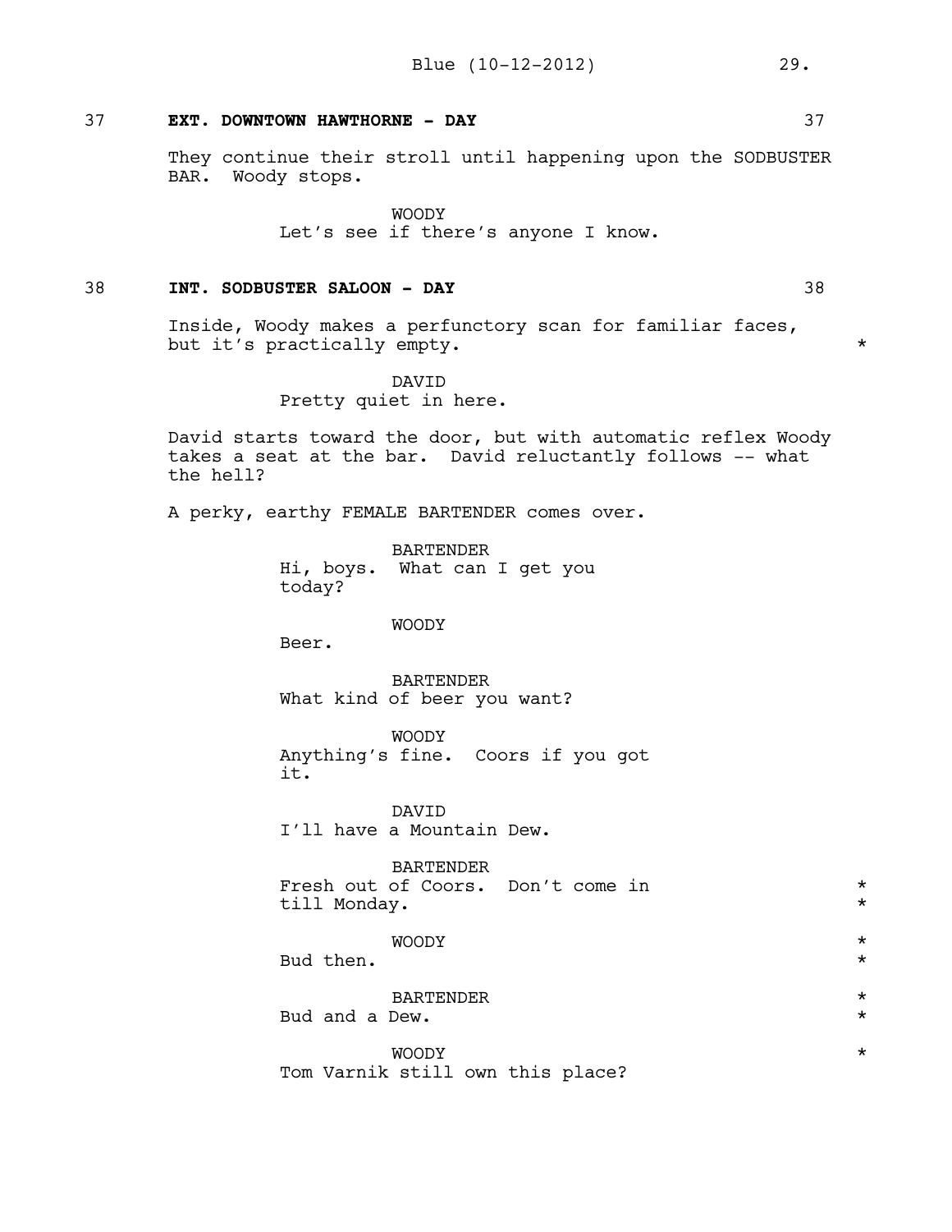37 **EXT. DOWNTOWN HAWTHORNE - DAY** 37

They continue their stroll until happening upon the SODBUSTER BAR. Woody stops.

WOODY
Let's see if there's anyone I know.

38 **INT. SODBUSTER SALOON - DAY** 38

Inside, Woody makes a perfunctory scan for familiar faces, but it's practically empty. *

DAVID
Pretty quiet in here.

David starts toward the door, but with automatic reflex Woody takes a seat at the bar. David reluctantly follows -- what the hell?

A perky, earthy FEMALE BARTENDER comes over.

BARTENDER
Hi, boys. What can I get you today?

WOODY
Beer.

BARTENDER
What kind of beer you want?

WOODY
Anything's fine. Coors if you got it.

DAVID
I'll have a Mountain Dew.

BARTENDER
Fresh out of Coors. Don't come in till Monday. *

WOODY
Bud then. *

BARTENDER
Bud and a Dew. *

WOODY
Tom Varnik still own this place? *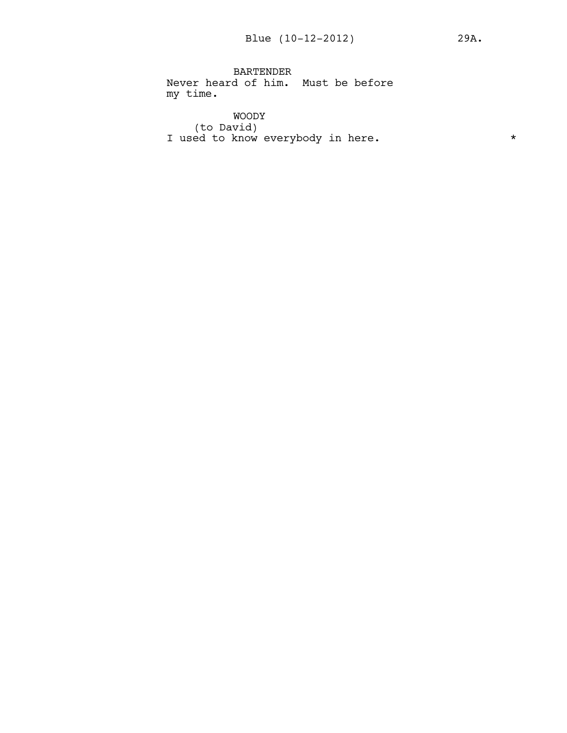BARTENDER

Never heard of him. Must be before my time.

WOODY

(to David)

I used to know everybody in here. *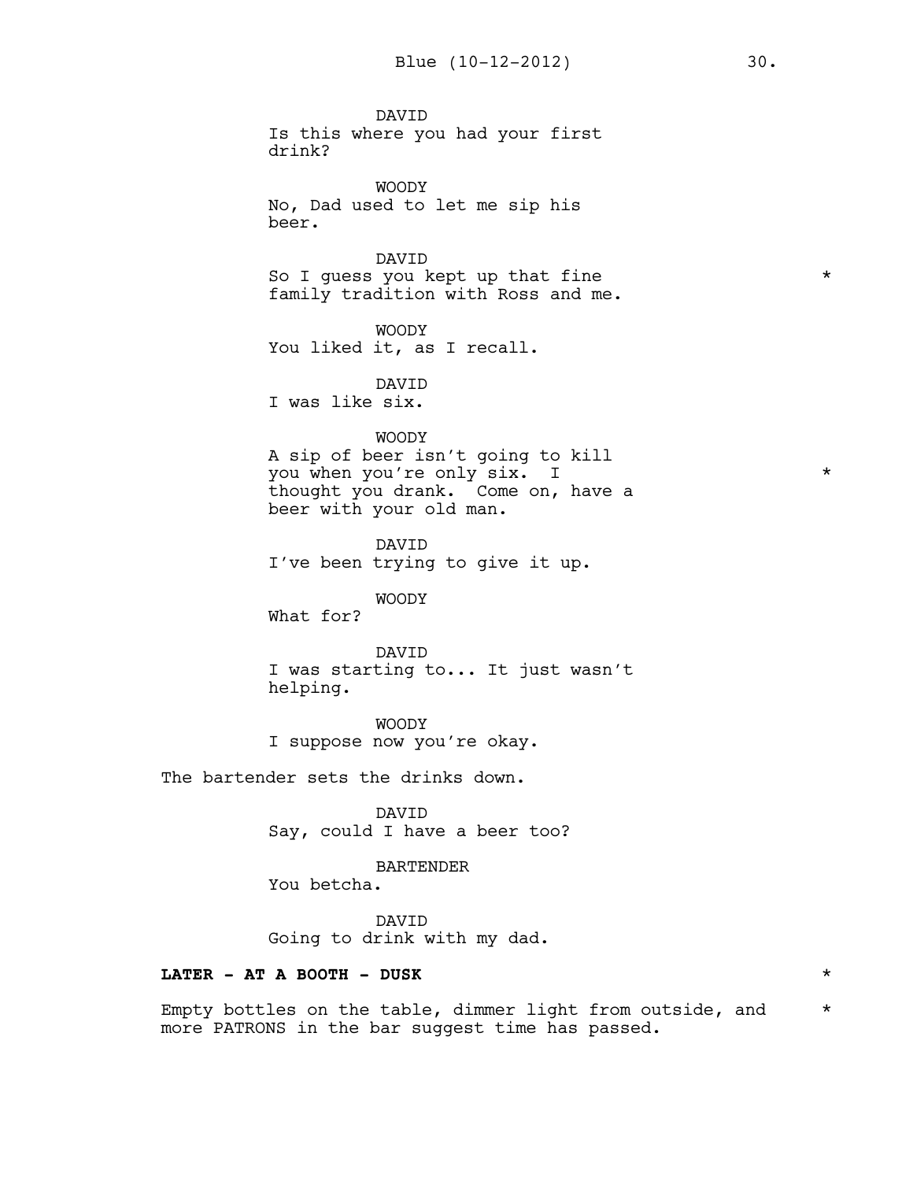DAVID
Is this where you had your first drink?

WOODY
No, Dad used to let me sip his beer.

DAVID
So I guess you kept up that fine family tradition with Ross and me. *

WOODY
You liked it, as I recall.

DAVID
I was like six.

WOODY
A sip of beer isn't going to kill you when you're only six. I thought you drank. Come on, have a beer with your old man. *

DAVID
I've been trying to give it up.

WOODY
What for?

DAVID
I was starting to... It just wasn't helping.

WOODY
I suppose now you're okay.

The bartender sets the drinks down.

DAVID
Say, could I have a beer too?

BARTENDER
You betcha.

DAVID
Going to drink with my dad.

**LATER - AT A BOOTH - DUSK** *

Empty bottles on the table, dimmer light from outside, and more PATRONS in the bar suggest time has passed. *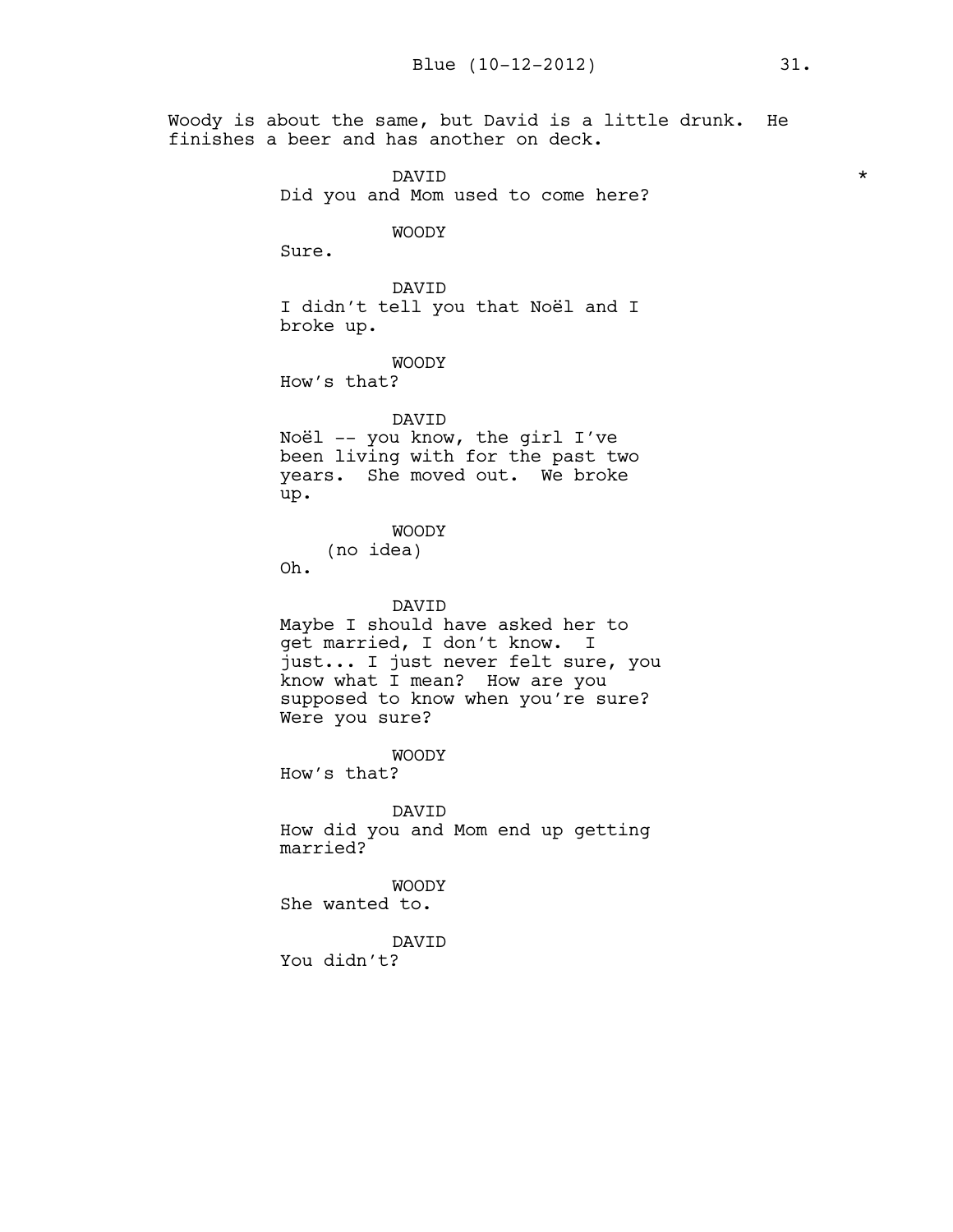Woody is about the same, but David is a little drunk. He finishes a beer and has another on deck.

DAVID *
Did you and Mom used to come here?

WOODY
Sure.

DAVID
I didn't tell you that Noël and I broke up.

WOODY
How's that?

DAVID
Noël -- you know, the girl I've been living with for the past two years. She moved out. We broke up.

WOODY
(no idea)
Oh.

DAVID
Maybe I should have asked her to get married, I don't know. I just... I just never felt sure, you know what I mean? How are you supposed to know when you're sure? Were you sure?

WOODY
How's that?

DAVID
How did you and Mom end up getting married?

WOODY
She wanted to.

DAVID
You didn't?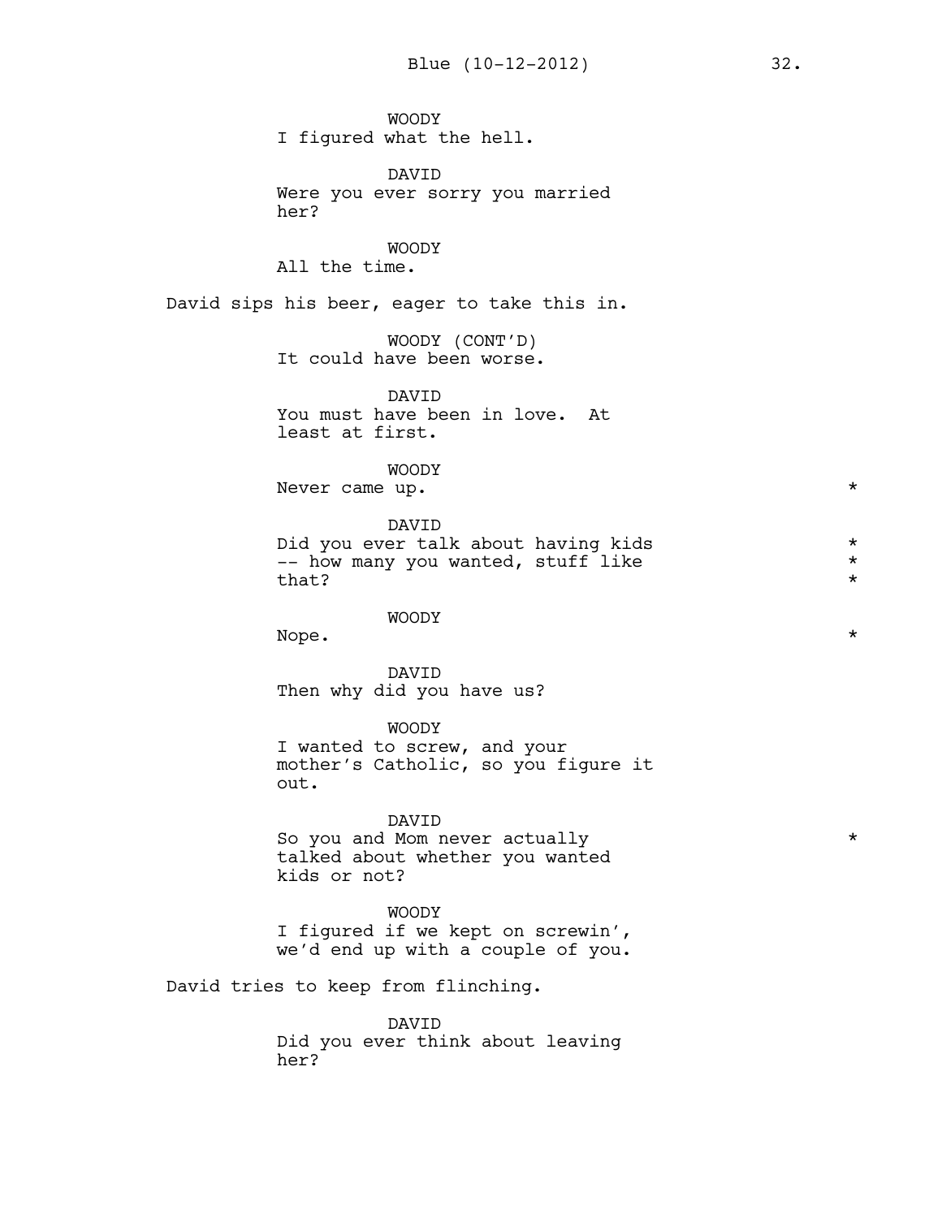WOODY
I figured what the hell.

DAVID
Were you ever sorry you married her?

WOODY
All the time.

David sips his beer, eager to take this in.

WOODY (CONT'D)
It could have been worse.

DAVID
You must have been in love. At least at first.

WOODY
Never came up. *

DAVID
Did you ever talk about having kids -- how many you wanted, stuff like that? *

WOODY
Nope. *

DAVID
Then why did you have us?

WOODY
I wanted to screw, and your mother's Catholic, so you figure it out.

DAVID
So you and Mom never actually talked about whether you wanted kids or not? *

WOODY
I figured if we kept on screwin', we'd end up with a couple of you.

David tries to keep from flinching.

DAVID
Did you ever think about leaving her?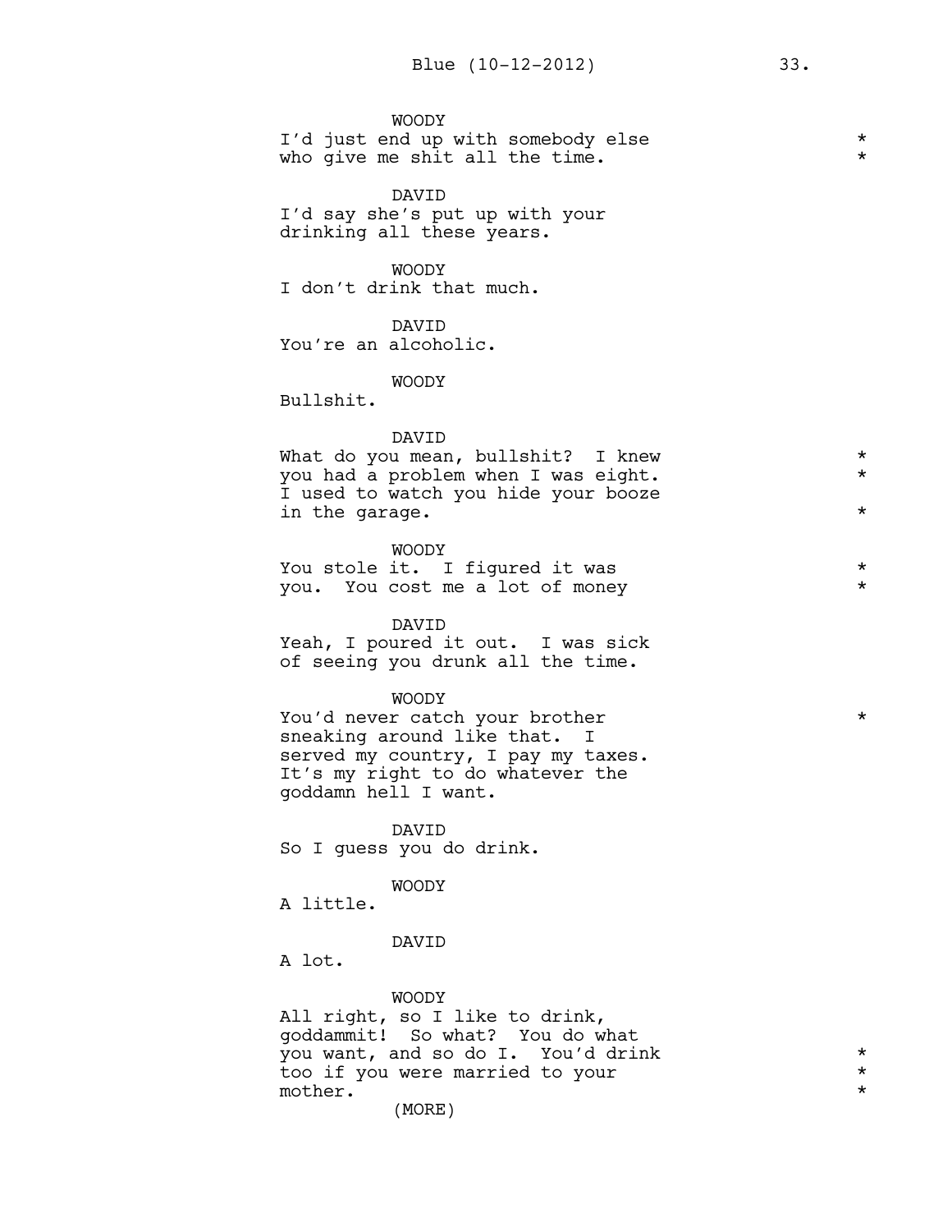WOODY
I'd just end up with somebody else who give me shit all the time.

DAVID
I'd say she's put up with your drinking all these years.

WOODY
I don't drink that much.

DAVID
You're an alcoholic.

WOODY
Bullshit.

DAVID
What do you mean, bullshit? I knew you had a problem when I was eight. I used to watch you hide your booze in the garage.

WOODY
You stole it. I figured it was you. You cost me a lot of money

DAVID
Yeah, I poured it out. I was sick of seeing you drunk all the time.

WOODY
You'd never catch your brother sneaking around like that. I served my country, I pay my taxes. It's my right to do whatever the goddamn hell I want.

DAVID
So I guess you do drink.

WOODY
A little.

DAVID
A lot.

WOODY
All right, so I like to drink, goddammit! So what? You do what you want, and so do I. You'd drink too if you were married to your mother.

(MORE)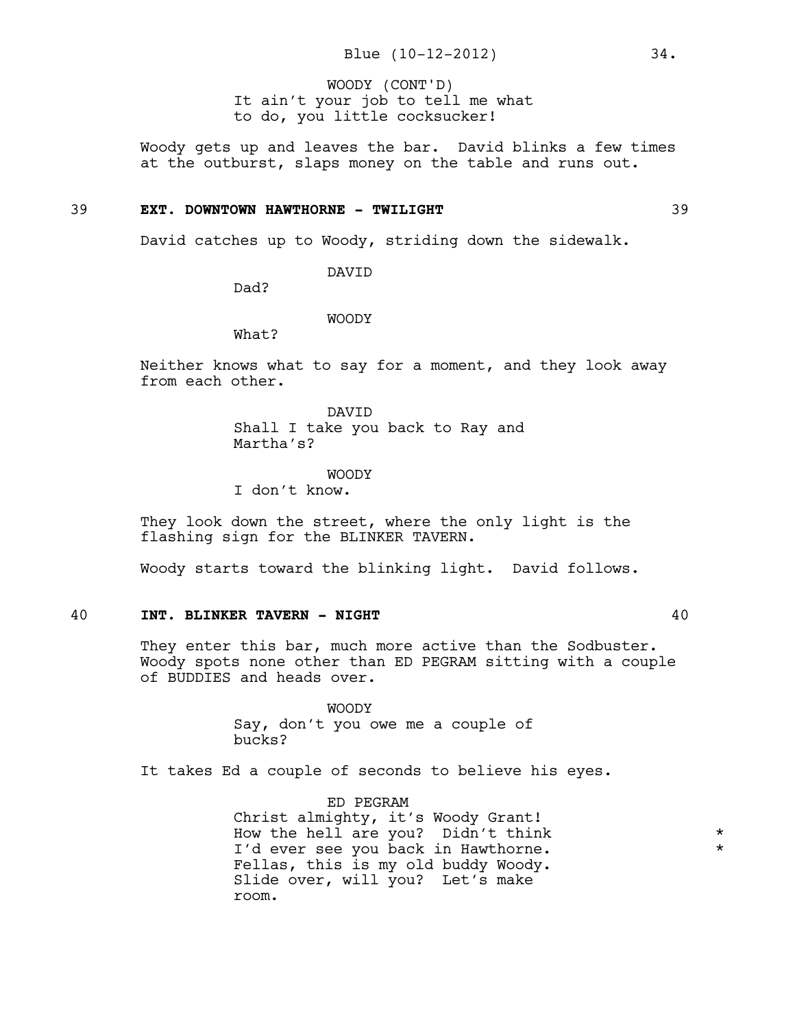WOODY (CONT'D)
It ain't your job to tell me what to do, you little cocksucker!

Woody gets up and leaves the bar. David blinks a few times at the outburst, slaps money on the table and runs out.

**39 EXT. DOWNTOWN HAWTHORNE - TWILIGHT 39**

David catches up to Woody, striding down the sidewalk.

DAVID
Dad?

WOODY
What?

Neither knows what to say for a moment, and they look away from each other.

DAVID
Shall I take you back to Ray and Martha's?

WOODY
I don't know.

They look down the street, where the only light is the flashing sign for the BLINKER TAVERN.

Woody starts toward the blinking light. David follows.

**40 INT. BLINKER TAVERN - NIGHT 40**

They enter this bar, much more active than the Sodbuster. Woody spots none other than ED PEGRAM sitting with a couple of BUDDIES and heads over.

WOODY
Say, don't you owe me a couple of bucks?

It takes Ed a couple of seconds to believe his eyes.

ED PEGRAM
Christ almighty, it's Woody Grant! How the hell are you? Didn't think I'd ever see you back in Hawthorne. Fellas, this is my old buddy Woody. Slide over, will you? Let's make room.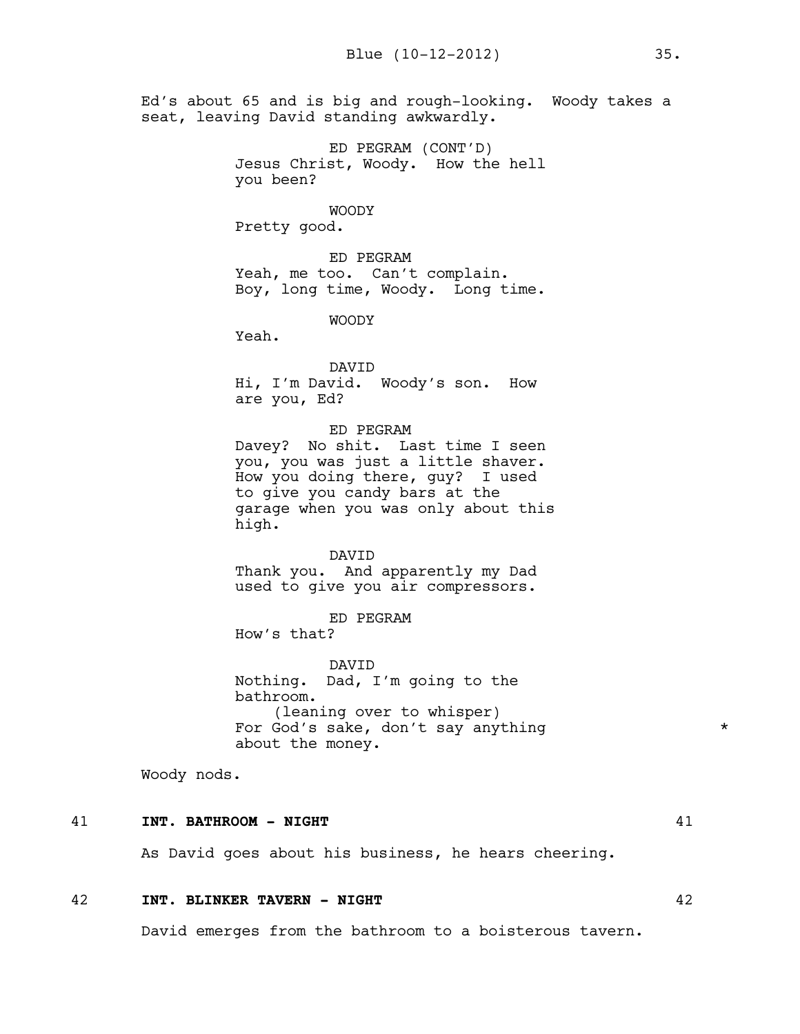Ed's about 65 and is big and rough-looking. Woody takes a seat, leaving David standing awkwardly.

ED PEGRAM (CONT'D)
Jesus Christ, Woody. How the hell you been?

WOODY
Pretty good.

ED PEGRAM
Yeah, me too. Can't complain. Boy, long time, Woody. Long time.

WOODY
Yeah.

DAVID
Hi, I'm David. Woody's son. How are you, Ed?

ED PEGRAM
Davey? No shit. Last time I seen you, you was just a little shaver. How you doing there, guy? I used to give you candy bars at the garage when you was only about this high.

DAVID
Thank you. And apparently my Dad used to give you air compressors.

ED PEGRAM
How's that?

DAVID
Nothing. Dad, I'm going to the bathroom.
(leaning over to whisper)
For God's sake, don't say anything about the money. *

Woody nods.

**41 INT. BATHROOM - NIGHT 41**

As David goes about his business, he hears cheering.

**42 INT. BLINKER TAVERN - NIGHT 42**

David emerges from the bathroom to a boisterous tavern.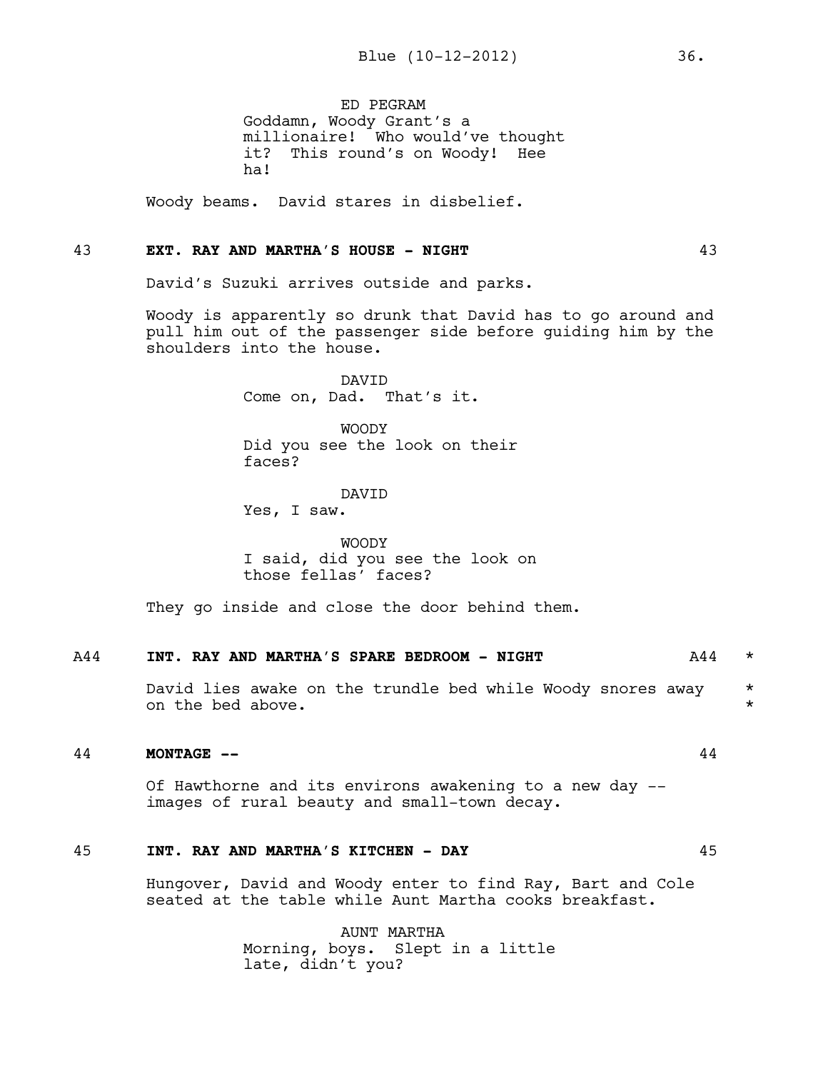ED PEGRAM
Goddamn, Woody Grant's a millionaire! Who would've thought it? This round's on Woody! Hee ha!

Woody beams. David stares in disbelief.

43 **EXT. RAY AND MARTHA'S HOUSE - NIGHT** 43

David's Suzuki arrives outside and parks.

Woody is apparently so drunk that David has to go around and pull him out of the passenger side before guiding him by the shoulders into the house.

DAVID
Come on, Dad. That's it.

WOODY
Did you see the look on their faces?

DAVID
Yes, I saw.

WOODY
I said, did you see the look on those fellas' faces?

They go inside and close the door behind them.

A44 **INT. RAY AND MARTHA'S SPARE BEDROOM - NIGHT** A44 *

David lies awake on the trundle bed while Woody snores away on the bed above. *

44 **MONTAGE --** 44

Of Hawthorne and its environs awakening to a new day -- images of rural beauty and small-town decay.

45 **INT. RAY AND MARTHA'S KITCHEN - DAY** 45

Hungover, David and Woody enter to find Ray, Bart and Cole seated at the table while Aunt Martha cooks breakfast.

AUNT MARTHA
Morning, boys. Slept in a little late, didn't you?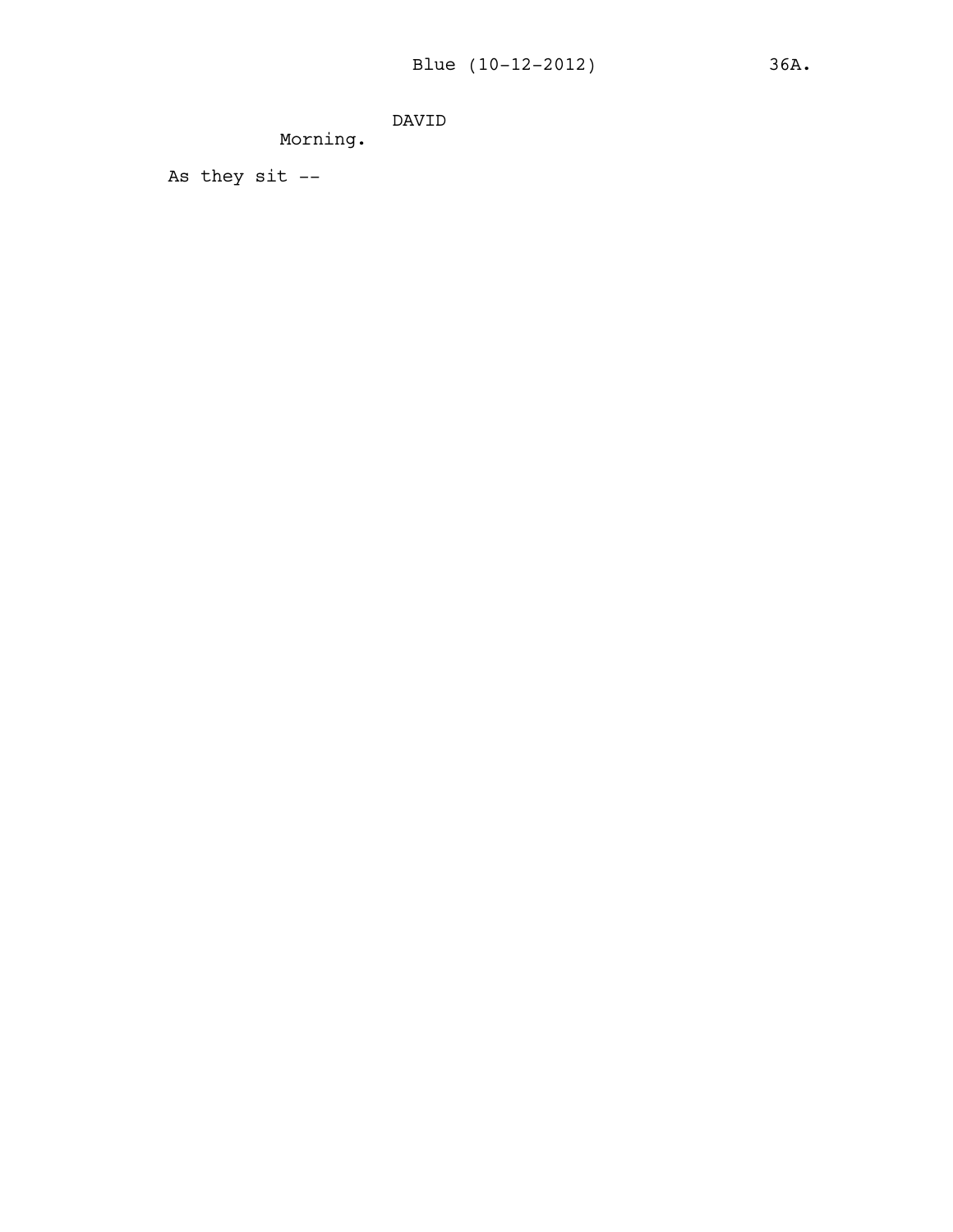DAVID

Morning.

As they sit --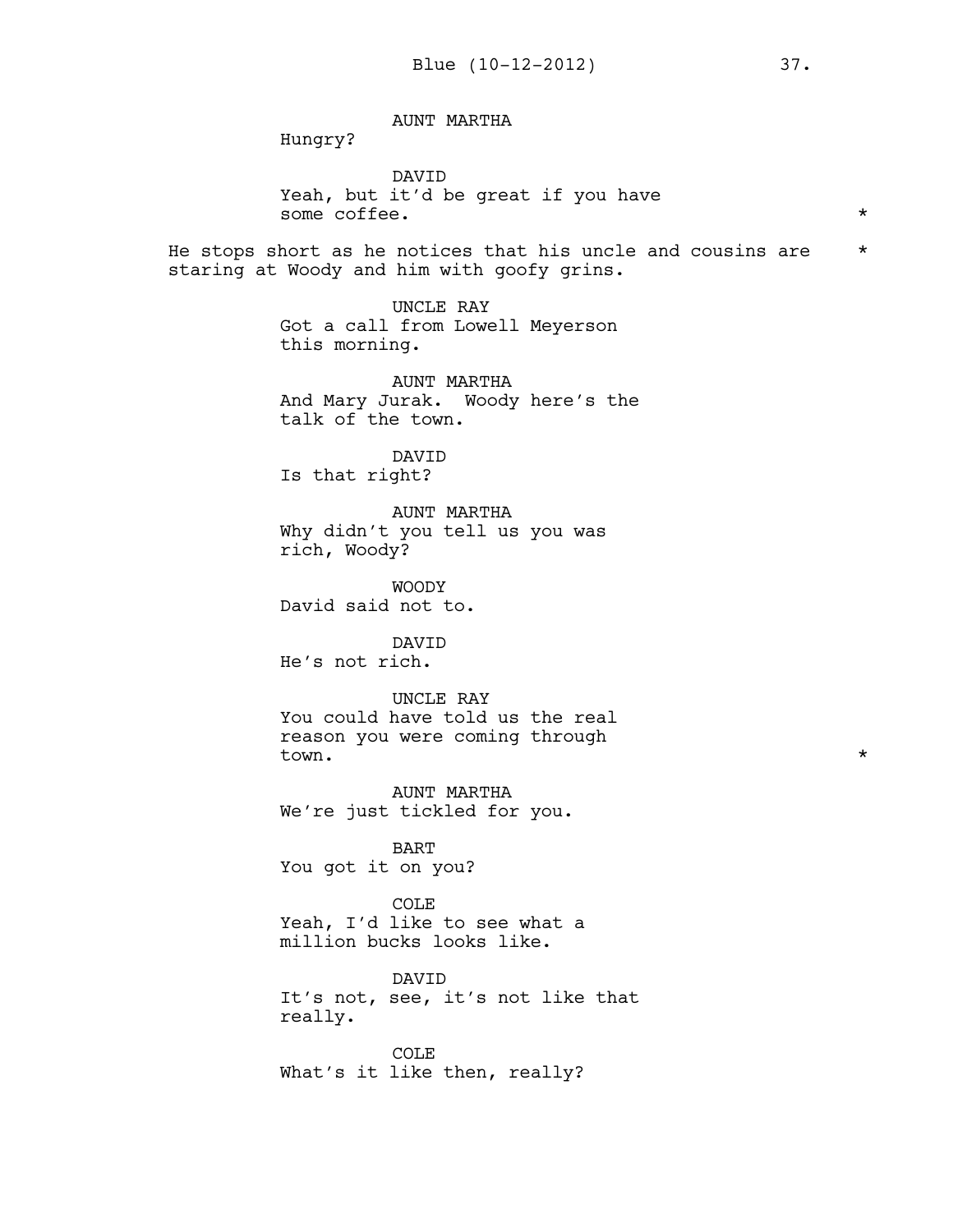AUNT MARTHA
Hungry?

DAVID
Yeah, but it'd be great if you have some coffee. *

He stops short as he notices that his uncle and cousins are staring at Woody and him with goofy grins. *

UNCLE RAY
Got a call from Lowell Meyerson this morning.

AUNT MARTHA
And Mary Jurak. Woody here's the talk of the town.

DAVID
Is that right?

AUNT MARTHA
Why didn't you tell us you was rich, Woody?

WOODY
David said not to.

DAVID
He's not rich.

UNCLE RAY
You could have told us the real reason you were coming through town. *

AUNT MARTHA
We're just tickled for you.

BART
You got it on you?

COLE
Yeah, I'd like to see what a million bucks looks like.

DAVID
It's not, see, it's not like that really.

COLE
What's it like then, really?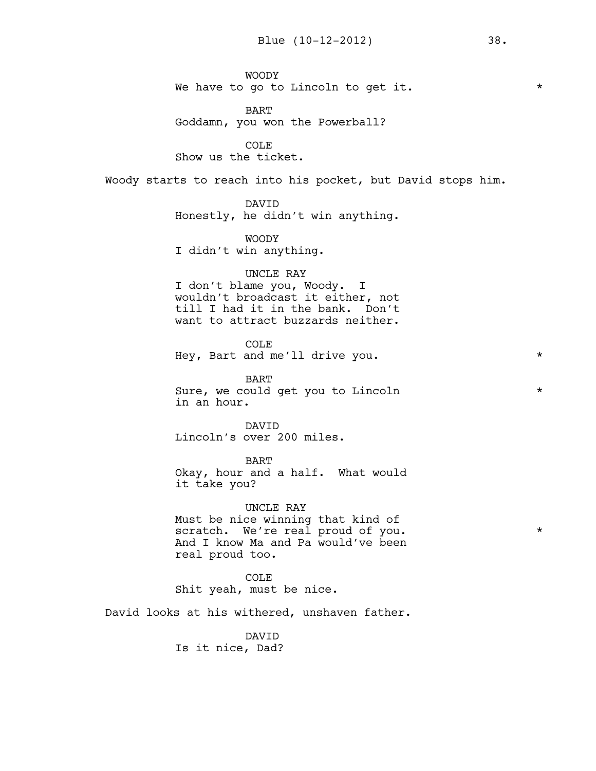WOODY
We have to go to Lincoln to get it. *

BART
Goddamn, you won the Powerball?

COLE
Show us the ticket.

Woody starts to reach into his pocket, but David stops him.

DAVID
Honestly, he didn't win anything.

WOODY
I didn't win anything.

UNCLE RAY
I don't blame you, Woody. I wouldn't broadcast it either, not till I had it in the bank. Don't want to attract buzzards neither.

COLE
Hey, Bart and me'll drive you. *

BART
Sure, we could get you to Lincoln in an hour. *

DAVID
Lincoln's over 200 miles.

BART
Okay, hour and a half. What would it take you?

UNCLE RAY
Must be nice winning that kind of scratch. We're real proud of you. *
And I know Ma and Pa would've been real proud too.

COLE
Shit yeah, must be nice.

David looks at his withered, unshaven father.

DAVID
Is it nice, Dad?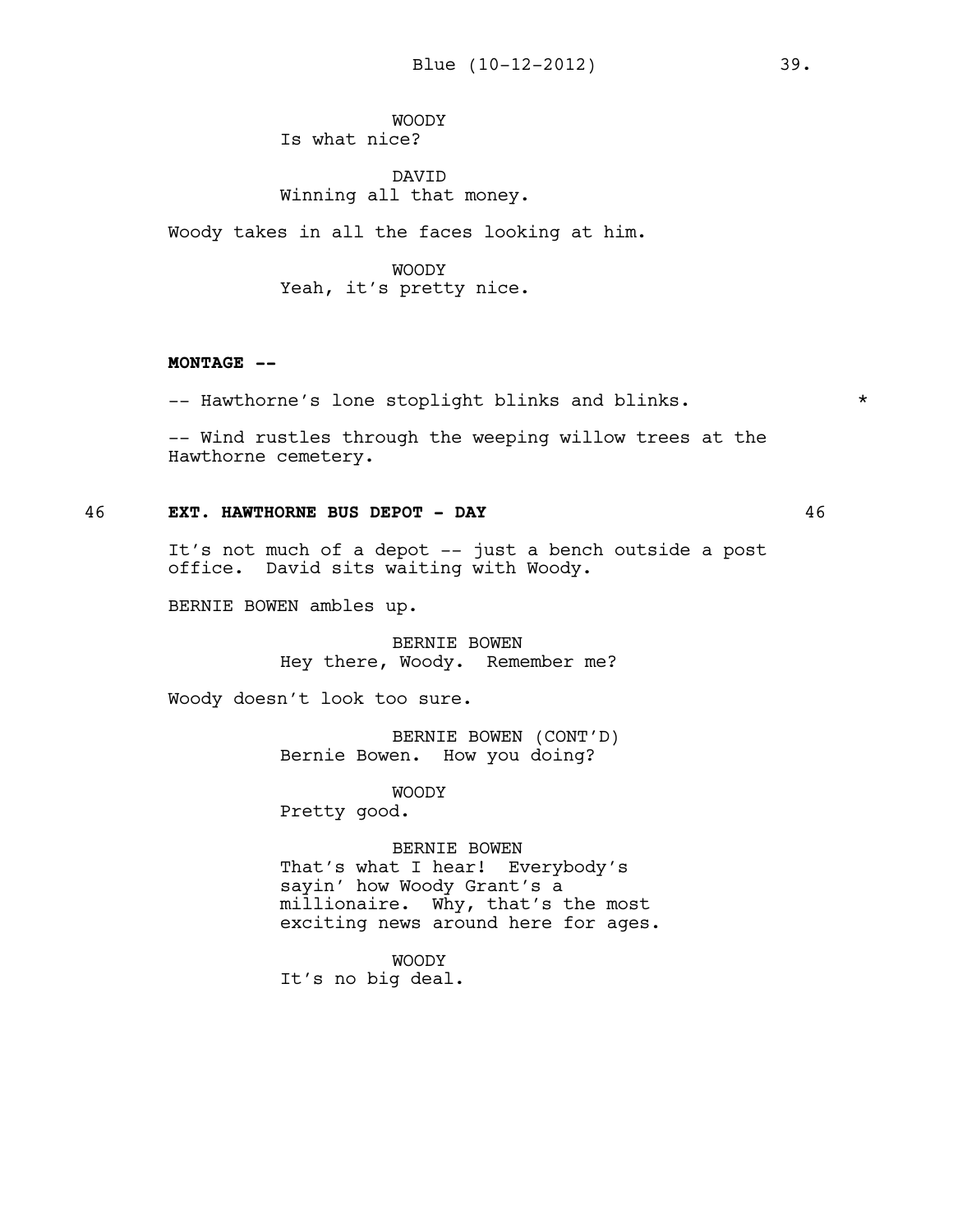WOODY
Is what nice?

DAVID
Winning all that money.

Woody takes in all the faces looking at him.

WOODY
Yeah, it's pretty nice.

**MONTAGE --**

-- Hawthorne's lone stoplight blinks and blinks. *

-- Wind rustles through the weeping willow trees at the Hawthorne cemetery.

46 **EXT. HAWTHORNE BUS DEPOT - DAY** 46

It's not much of a depot -- just a bench outside a post office. David sits waiting with Woody.

BERNIE BOWEN ambles up.

BERNIE BOWEN
Hey there, Woody. Remember me?

Woody doesn't look too sure.

BERNIE BOWEN (CONT'D)
Bernie Bowen. How you doing?

WOODY
Pretty good.

BERNIE BOWEN
That's what I hear! Everybody's sayin' how Woody Grant's a millionaire. Why, that's the most exciting news around here for ages.

WOODY
It's no big deal.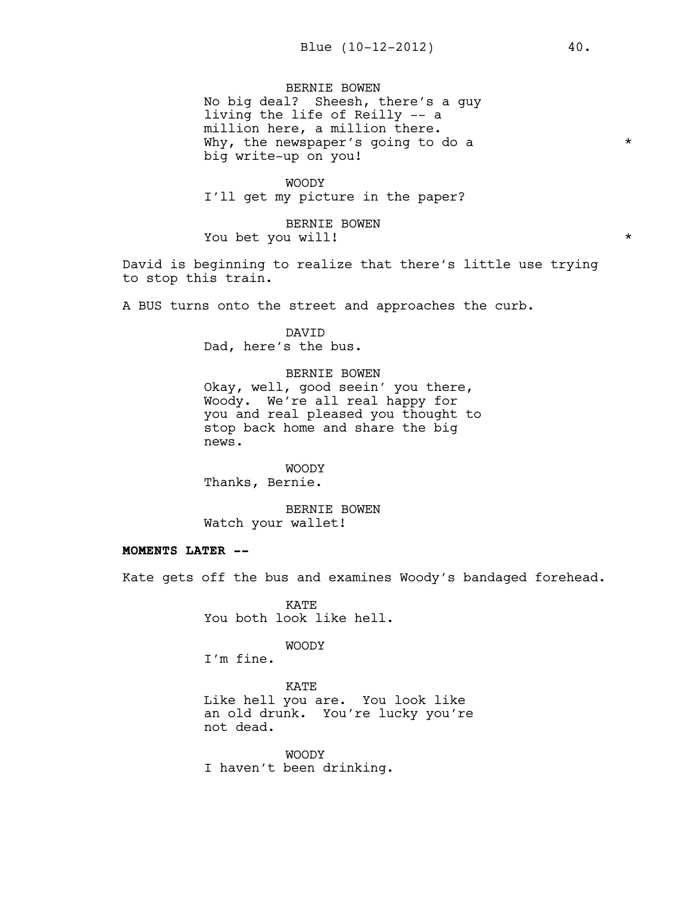BERNIE BOWEN
No big deal? Sheesh, there's a guy living the life of Reilly -- a million here, a million there. Why, the newspaper's going to do a big write-up on you! *

WOODY
I'll get my picture in the paper?

BERNIE BOWEN
You bet you will! *

David is beginning to realize that there's little use trying to stop this train.

A BUS turns onto the street and approaches the curb.

DAVID
Dad, here's the bus.

BERNIE BOWEN
Okay, well, good seein' you there, Woody. We're all real happy for you and real pleased you thought to stop back home and share the big news.

WOODY
Thanks, Bernie.

BERNIE BOWEN
Watch your wallet!

**MOMENTS LATER --**

Kate gets off the bus and examines Woody's bandaged forehead.

KATE
You both look like hell.

WOODY
I'm fine.

KATE
Like hell you are. You look like an old drunk. You're lucky you're not dead.

WOODY
I haven't been drinking.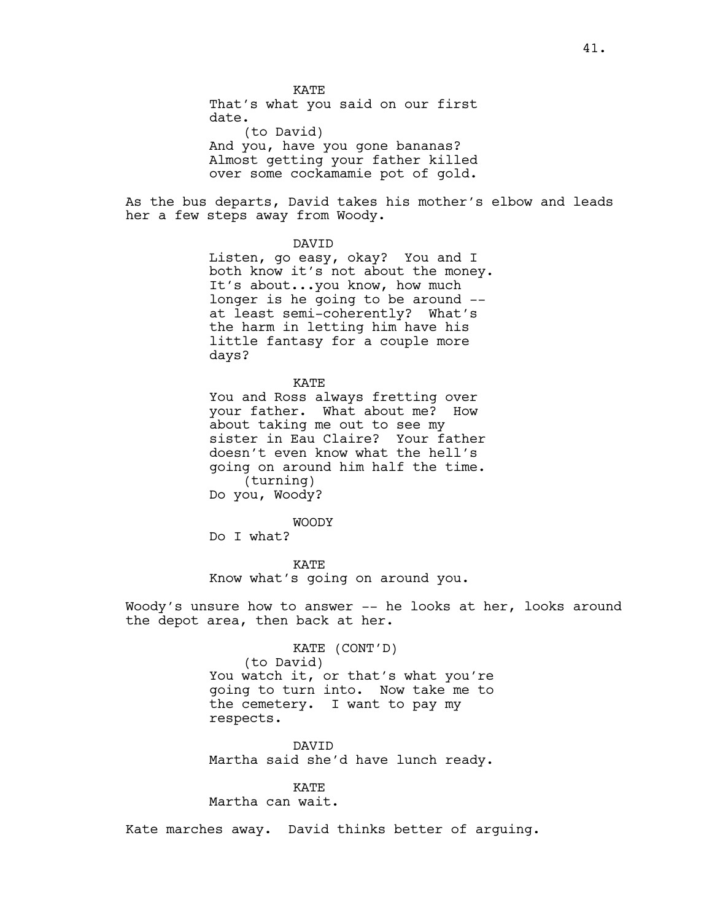KATE
That's what you said on our first date.
(to David)
And you, have you gone bananas? Almost getting your father killed over some cockamamie pot of gold.

As the bus departs, David takes his mother's elbow and leads her a few steps away from Woody.

DAVID
Listen, go easy, okay? You and I both know it's not about the money. It's about...you know, how much longer is he going to be around -- at least semi-coherently? What's the harm in letting him have his little fantasy for a couple more days?

KATE
You and Ross always fretting over your father. What about me? How about taking me out to see my sister in Eau Claire? Your father doesn't even know what the hell's going on around him half the time.
(turning)
Do you, Woody?

WOODY
Do I what?

KATE
Know what's going on around you.

Woody's unsure how to answer -- he looks at her, looks around the depot area, then back at her.

KATE (CONT'D)
(to David)
You watch it, or that's what you're going to turn into. Now take me to the cemetery. I want to pay my respects.

DAVID
Martha said she'd have lunch ready.

KATE
Martha can wait.

Kate marches away. David thinks better of arguing.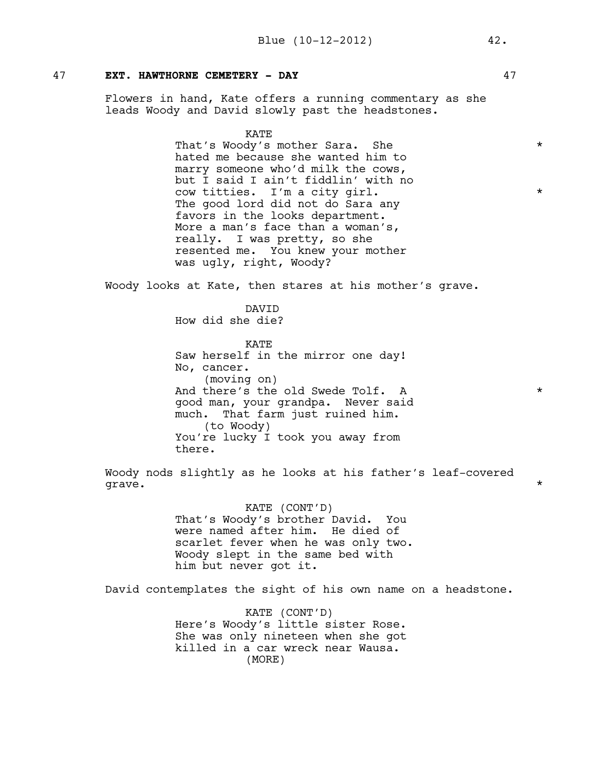47 **EXT. HAWTHORNE CEMETERY - DAY** 47

Flowers in hand, Kate offers a running commentary as she leads Woody and David slowly past the headstones.

KATE
That's Woody's mother Sara. She hated me because she wanted him to marry someone who'd milk the cows, but I said I ain't fiddlin' with no cow titties. I'm a city girl. The good lord did not do Sara any favors in the looks department. More a man's face than a woman's, really. I was pretty, so she resented me. You knew your mother was ugly, right, Woody? *

Woody looks at Kate, then stares at his mother's grave.

DAVID
How did she die?

KATE
Saw herself in the mirror one day! No, cancer.
(moving on)
And there's the old Swede Tolf. A good man, your grandpa. Never said much. That farm just ruined him.
(to Woody)
You're lucky I took you away from there. *

Woody nods slightly as he looks at his father's leaf-covered grave. *

KATE (CONT'D)
That's Woody's brother David. You were named after him. He died of scarlet fever when he was only two. Woody slept in the same bed with him but never got it.

David contemplates the sight of his own name on a headstone.

KATE (CONT'D)
Here's Woody's little sister Rose. She was only nineteen when she got killed in a car wreck near Wausa.
(MORE)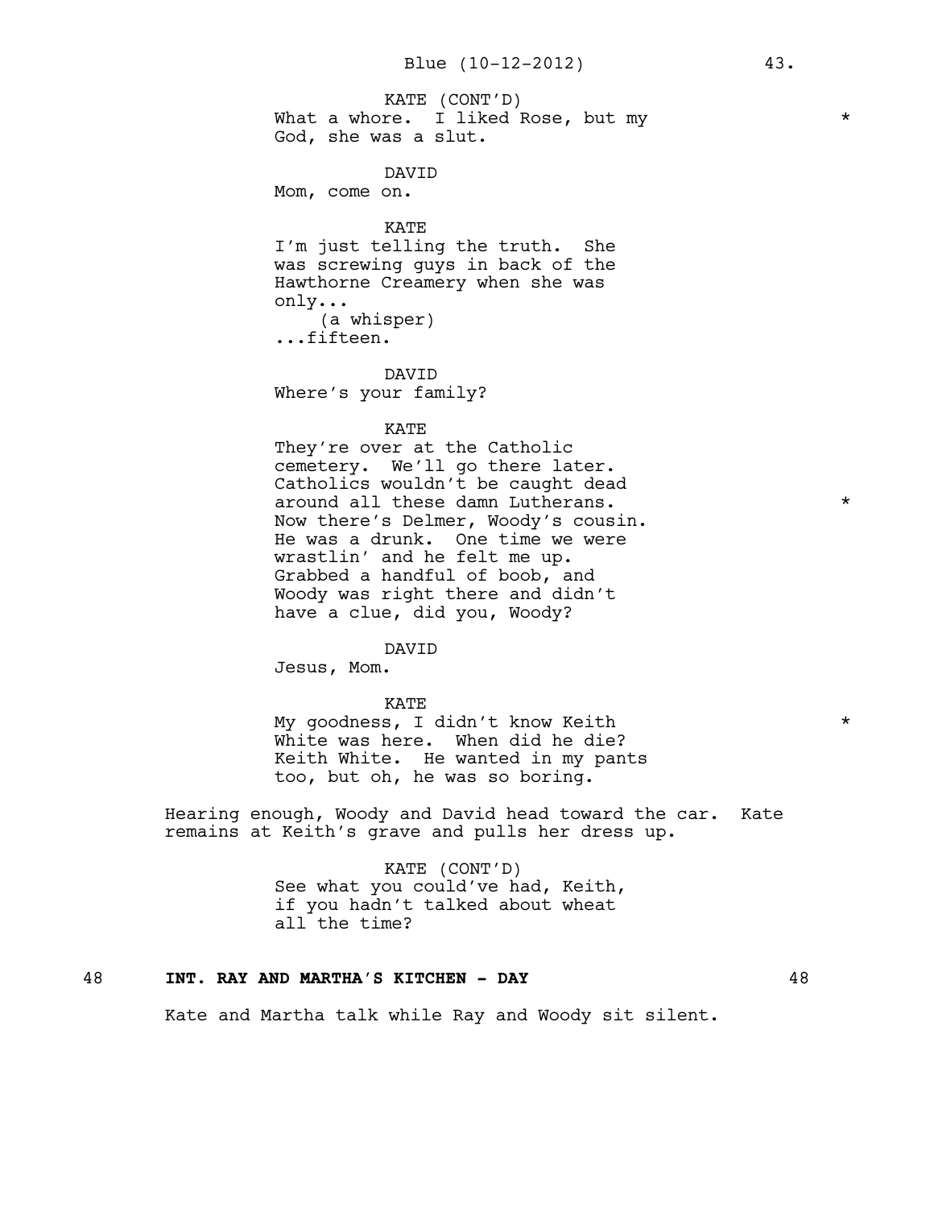KATE (CONT'D)
What a whore. I liked Rose, but my God, she was a slut. *

DAVID
Mom, come on.

KATE
I'm just telling the truth. She was screwing guys in back of the Hawthorne Creamery when she was only...
(a whisper)
...fifteen.

DAVID
Where's your family?

KATE
They're over at the Catholic cemetery. We'll go there later. Catholics wouldn't be caught dead around all these damn Lutherans. *
Now there's Delmer, Woody's cousin. He was a drunk. One time we were wrastlin' and he felt me up. Grabbed a handful of boob, and Woody was right there and didn't have a clue, did you, Woody?

DAVID
Jesus, Mom.

KATE
My goodness, I didn't know Keith White was here. When did he die? * Keith White. He wanted in my pants too, but oh, he was so boring.

Hearing enough, Woody and David head toward the car. Kate remains at Keith's grave and pulls her dress up.

KATE (CONT'D)
See what you could've had, Keith, if you hadn't talked about wheat all the time?

**48 INT. RAY AND MARTHA'S KITCHEN - DAY 48**

Kate and Martha talk while Ray and Woody sit silent.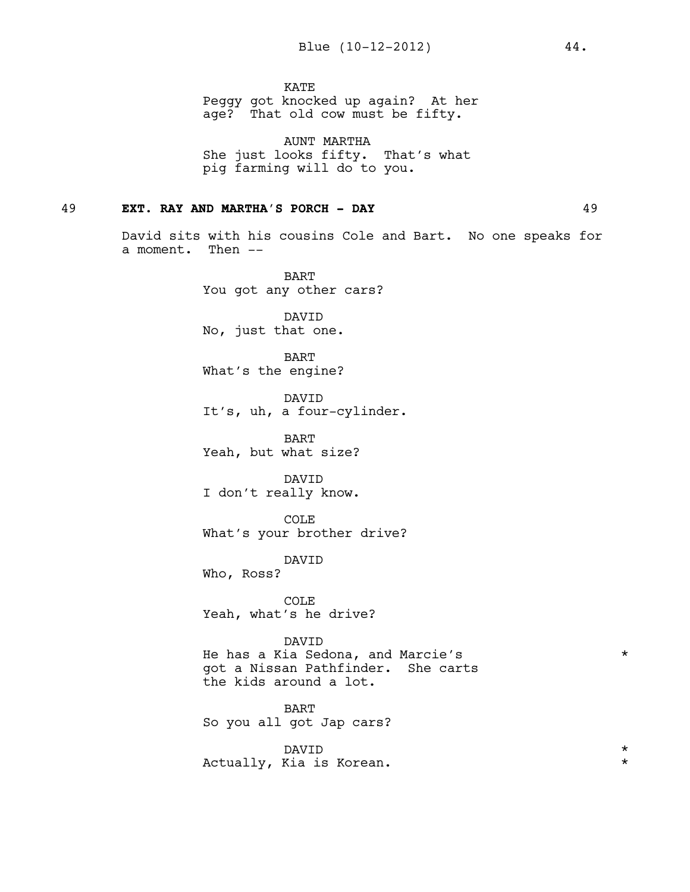KATE
Peggy got knocked up again? At her age? That old cow must be fifty.

AUNT MARTHA
She just looks fifty. That's what pig farming will do to you.

**49 EXT. RAY AND MARTHA'S PORCH - DAY 49**

David sits with his cousins Cole and Bart. No one speaks for a moment. Then --

BART
You got any other cars?

DAVID
No, just that one.

BART
What's the engine?

DAVID
It's, uh, a four-cylinder.

BART
Yeah, but what size?

DAVID
I don't really know.

COLE
What's your brother drive?

DAVID
Who, Ross?

COLE
Yeah, what's he drive?

DAVID
He has a Kia Sedona, and Marcie's got a Nissan Pathfinder. She carts the kids around a lot. *

BART
So you all got Jap cars?

DAVID *
Actually, Kia is Korean. *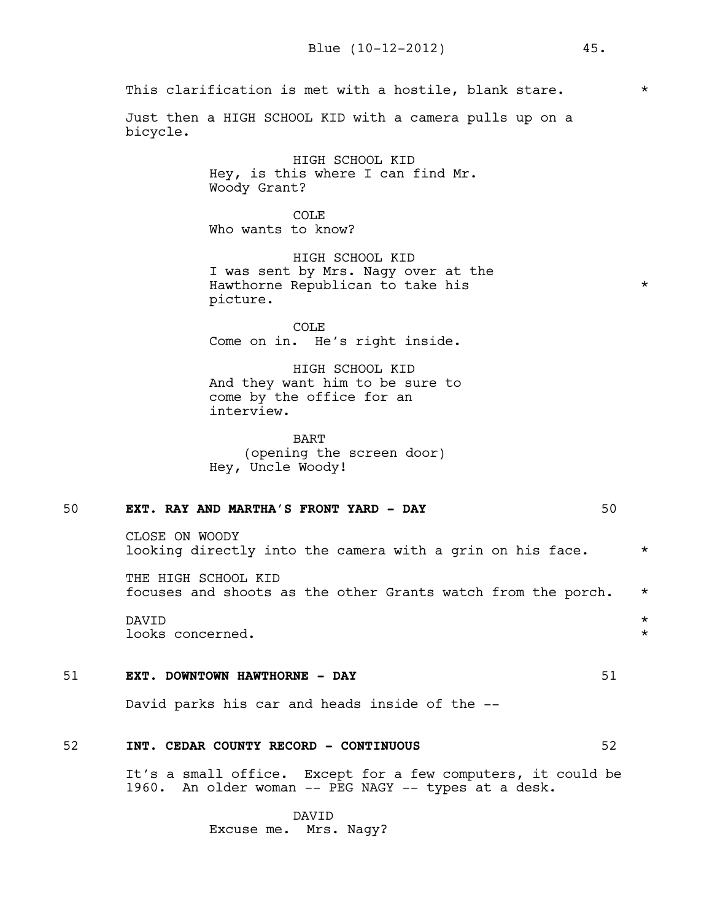This clarification is met with a hostile, blank stare. *

Just then a HIGH SCHOOL KID with a camera pulls up on a bicycle.

HIGH SCHOOL KID
Hey, is this where I can find Mr. Woody Grant?

COLE
Who wants to know?

HIGH SCHOOL KID
I was sent by Mrs. Nagy over at the Hawthorne Republican to take his picture. *

COLE
Come on in. He's right inside.

HIGH SCHOOL KID
And they want him to be sure to come by the office for an interview.

BART
(opening the screen door)
Hey, Uncle Woody!

**50 EXT. RAY AND MARTHA'S FRONT YARD - DAY 50**

CLOSE ON WOODY
looking directly into the camera with a grin on his face. *

THE HIGH SCHOOL KID
focuses and shoots as the other Grants watch from the porch. *

DAVID *
looks concerned. *

**51 EXT. DOWNTOWN HAWTHORNE - DAY 51**

David parks his car and heads inside of the --

**52 INT. CEDAR COUNTY RECORD - CONTINUOUS 52**

It's a small office. Except for a few computers, it could be 1960. An older woman -- PEG NAGY -- types at a desk.

DAVID
Excuse me. Mrs. Nagy?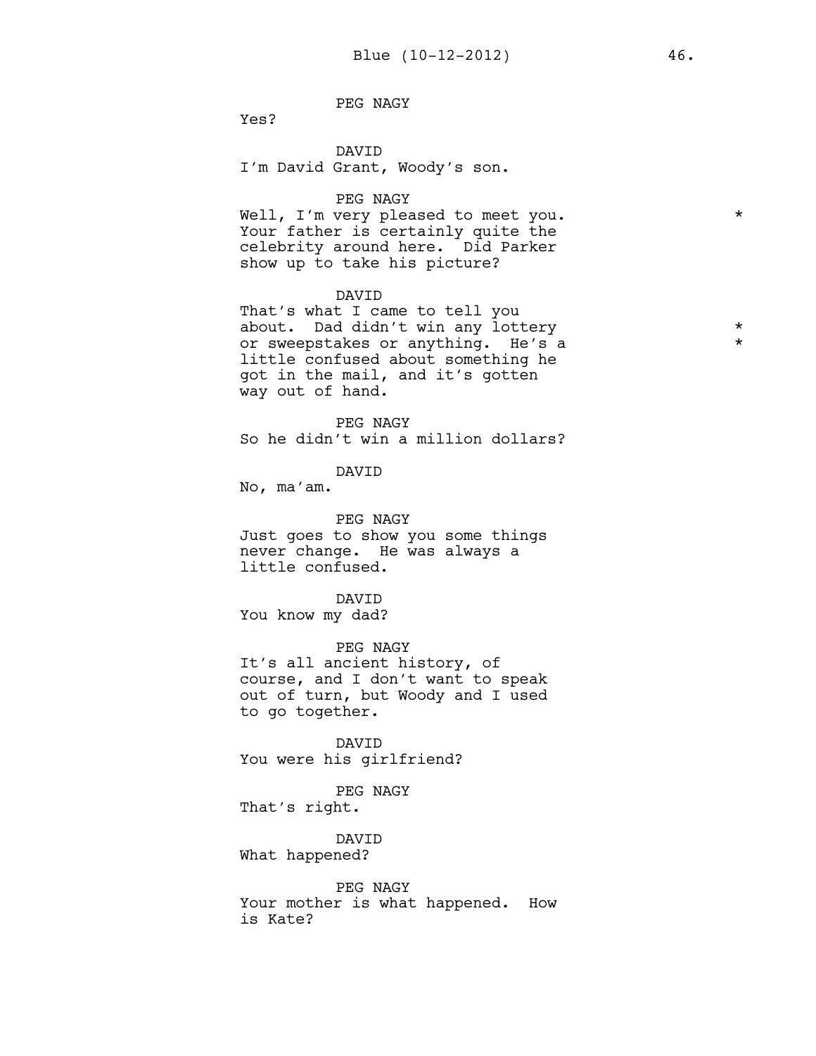PEG NAGY

Yes?

DAVID

I'm David Grant, Woody's son.

PEG NAGY

Well, I'm very pleased to meet you. Your father is certainly quite the celebrity around here. Did Parker show up to take his picture? *

DAVID

That's what I came to tell you about. Dad didn't win any lottery or sweepstakes or anything. He's a little confused about something he got in the mail, and it's gotten way out of hand. * *

PEG NAGY

So he didn't win a million dollars?

DAVID

No, ma'am.

PEG NAGY

Just goes to show you some things never change. He was always a little confused.

DAVID

You know my dad?

PEG NAGY

It's all ancient history, of course, and I don't want to speak out of turn, but Woody and I used to go together.

DAVID

You were his girlfriend?

PEG NAGY

That's right.

DAVID

What happened?

PEG NAGY

Your mother is what happened. How is Kate?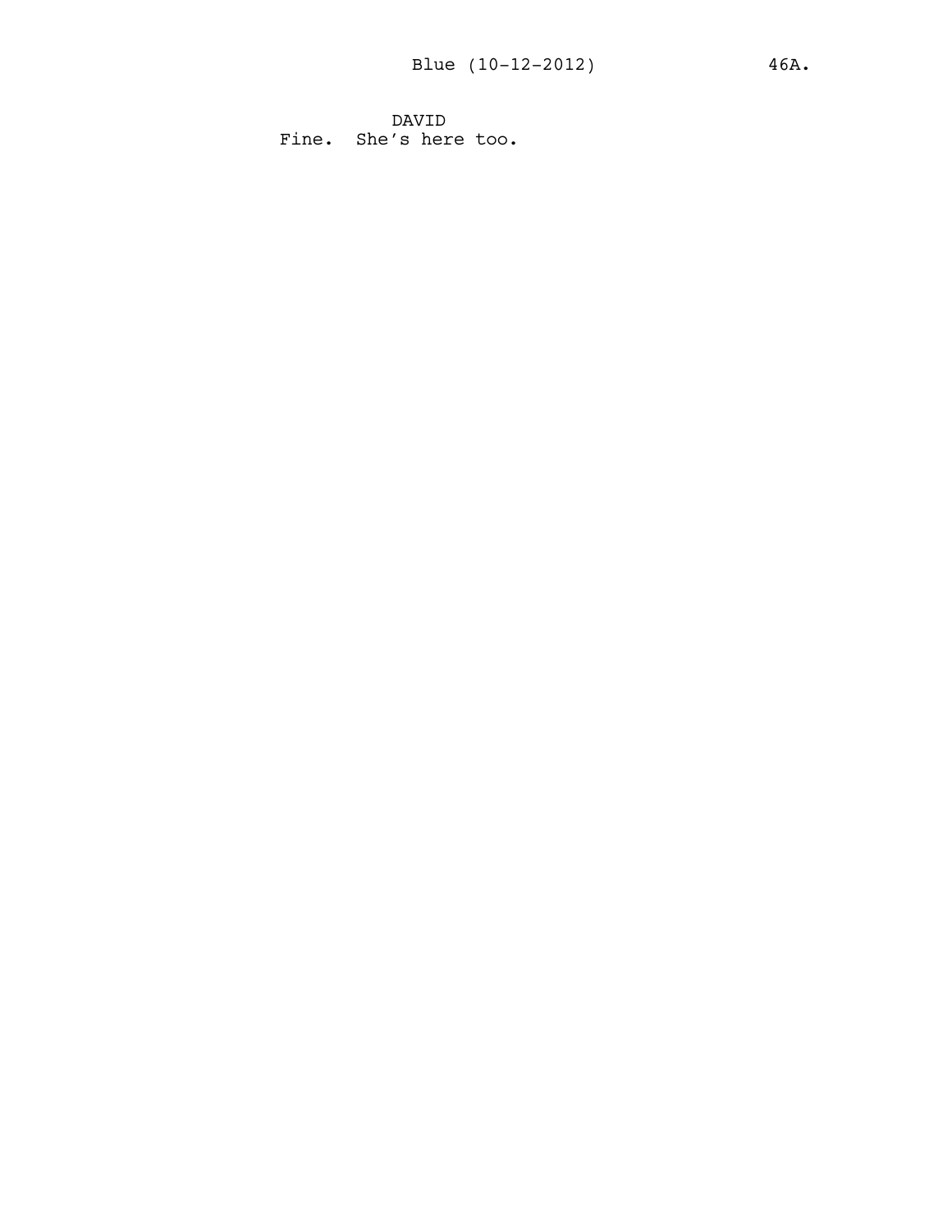DAVID
Fine. She's here too.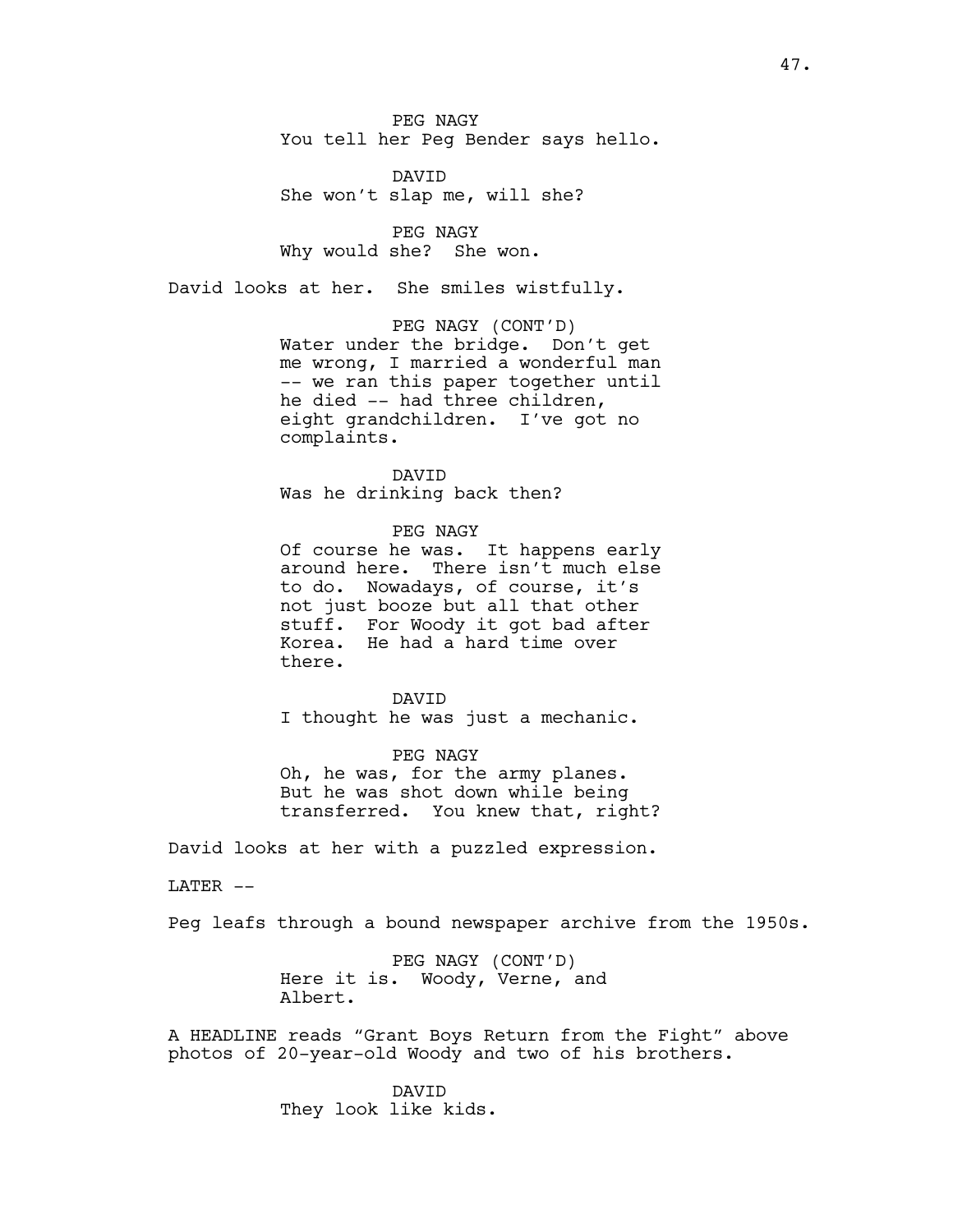PEG NAGY
You tell her Peg Bender says hello.

DAVID
She won't slap me, will she?

PEG NAGY
Why would she? She won.

David looks at her. She smiles wistfully.

PEG NAGY (CONT'D)
Water under the bridge. Don't get me wrong, I married a wonderful man -- we ran this paper together until he died -- had three children, eight grandchildren. I've got no complaints.

DAVID
Was he drinking back then?

PEG NAGY
Of course he was. It happens early around here. There isn't much else to do. Nowadays, of course, it's not just booze but all that other stuff. For Woody it got bad after Korea. He had a hard time over there.

DAVID
I thought he was just a mechanic.

PEG NAGY
Oh, he was, for the army planes. But he was shot down while being transferred. You knew that, right?

David looks at her with a puzzled expression.

LATER --

Peg leafs through a bound newspaper archive from the 1950s.

PEG NAGY (CONT'D)
Here it is. Woody, Verne, and Albert.

A HEADLINE reads "Grant Boys Return from the Fight" above photos of 20-year-old Woody and two of his brothers.

DAVID
They look like kids.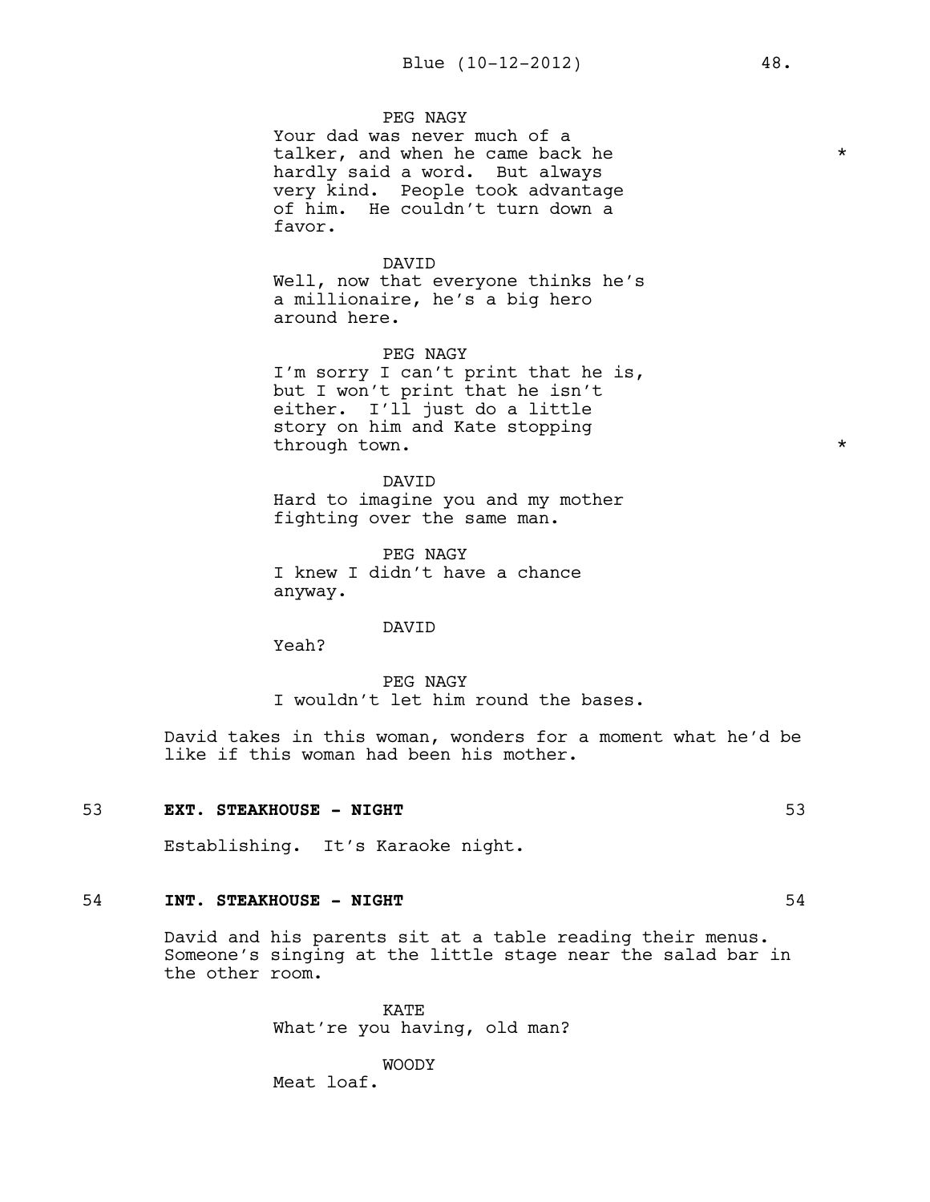PEG NAGY

Your dad was never much of a talker, and when he came back he hardly said a word. But always very kind. People took advantage of him. He couldn't turn down a favor. *

DAVID

Well, now that everyone thinks he's a millionaire, he's a big hero around here.

PEG NAGY

I'm sorry I can't print that he is, but I won't print that he isn't either. I'll just do a little story on him and Kate stopping through town. *

DAVID

Hard to imagine you and my mother fighting over the same man.

PEG NAGY

I knew I didn't have a chance anyway.

DAVID

Yeah?

PEG NAGY

I wouldn't let him round the bases.

David takes in this woman, wonders for a moment what he'd be like if this woman had been his mother.

53 **EXT. STEAKHOUSE - NIGHT** 53

Establishing. It's Karaoke night.

54 **INT. STEAKHOUSE - NIGHT** 54

David and his parents sit at a table reading their menus. Someone's singing at the little stage near the salad bar in the other room.

KATE

What're you having, old man?

WOODY

Meat loaf.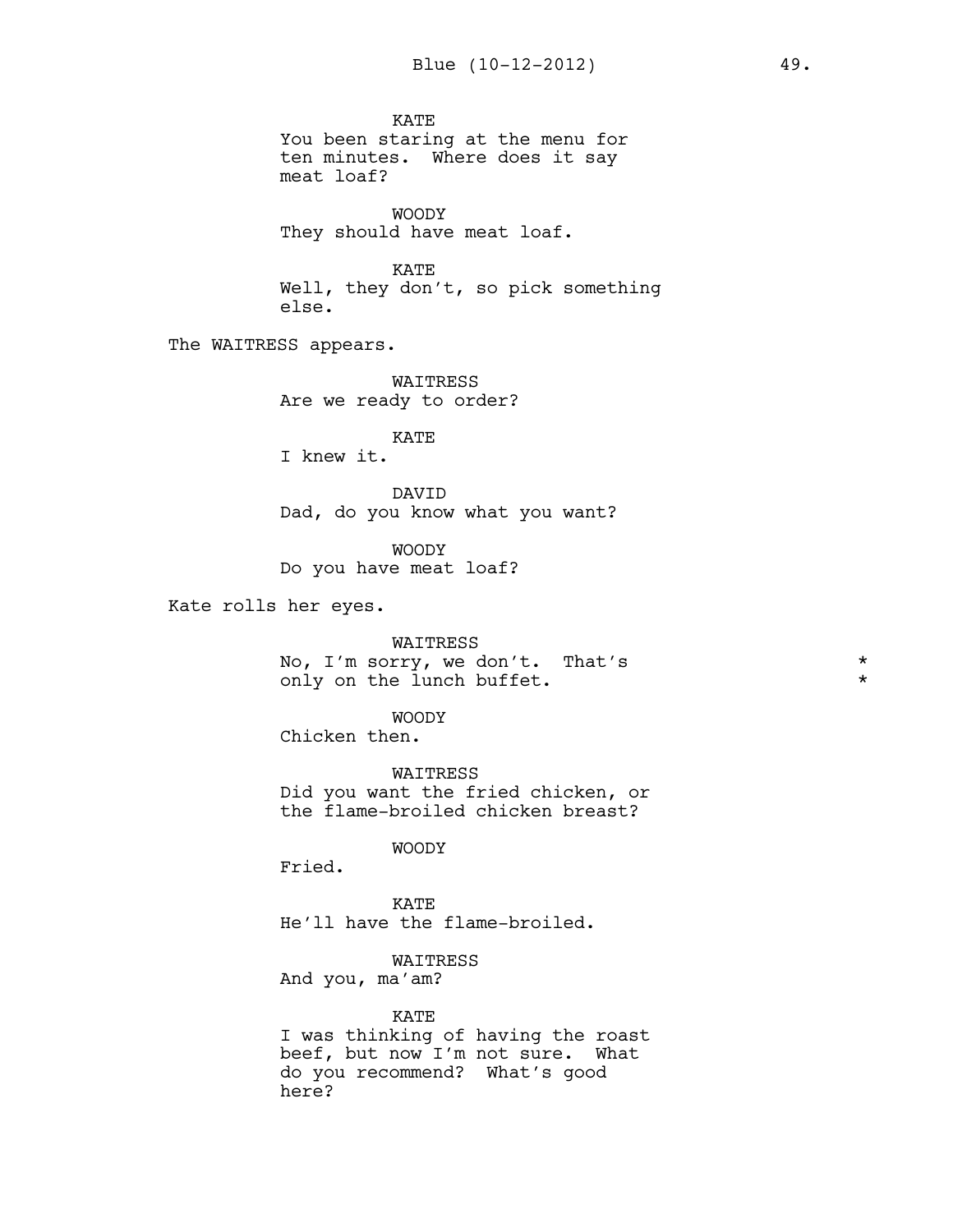KATE
You been staring at the menu for ten minutes. Where does it say meat loaf?

WOODY
They should have meat loaf.

KATE
Well, they don't, so pick something else.

The WAITRESS appears.

WAITRESS
Are we ready to order?

KATE
I knew it.

DAVID
Dad, do you know what you want?

WOODY
Do you have meat loaf?

Kate rolls her eyes.

WAITRESS
No, I'm sorry, we don't. That's only on the lunch buffet. *

WOODY
Chicken then.

WAITRESS
Did you want the fried chicken, or the flame-broiled chicken breast?

WOODY
Fried.

KATE
He'll have the flame-broiled.

WAITRESS
And you, ma'am?

KATE
I was thinking of having the roast beef, but now I'm not sure. What do you recommend? What's good here?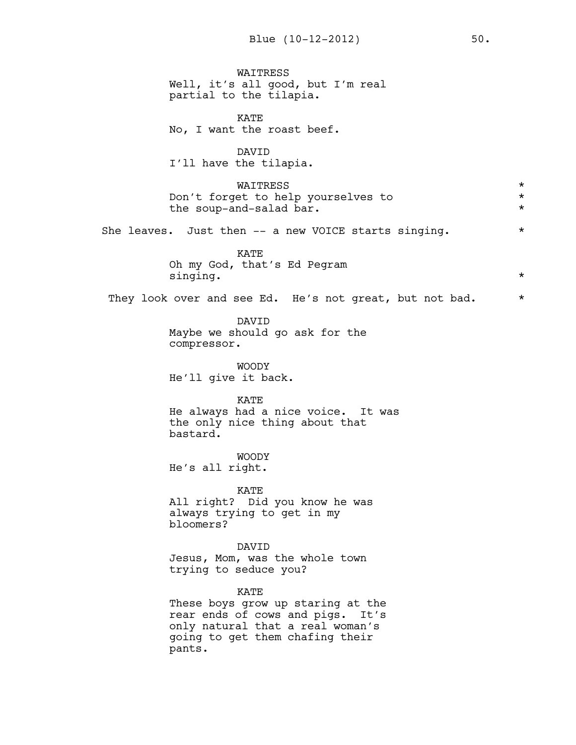WAITRESS
Well, it's all good, but I'm real partial to the tilapia.

KATE
No, I want the roast beef.

DAVID
I'll have the tilapia.

WAITRESS
Don't forget to help yourselves to the soup-and-salad bar. *

She leaves. Just then -- a new VOICE starts singing. *

KATE
Oh my God, that's Ed Pegram singing. *

They look over and see Ed. He's not great, but not bad. *

DAVID
Maybe we should go ask for the compressor.

WOODY
He'll give it back.

KATE
He always had a nice voice. It was the only nice thing about that bastard.

WOODY
He's all right.

KATE
All right? Did you know he was always trying to get in my bloomers?

DAVID
Jesus, Mom, was the whole town trying to seduce you?

KATE
These boys grow up staring at the rear ends of cows and pigs. It's only natural that a real woman's going to get them chafing their pants.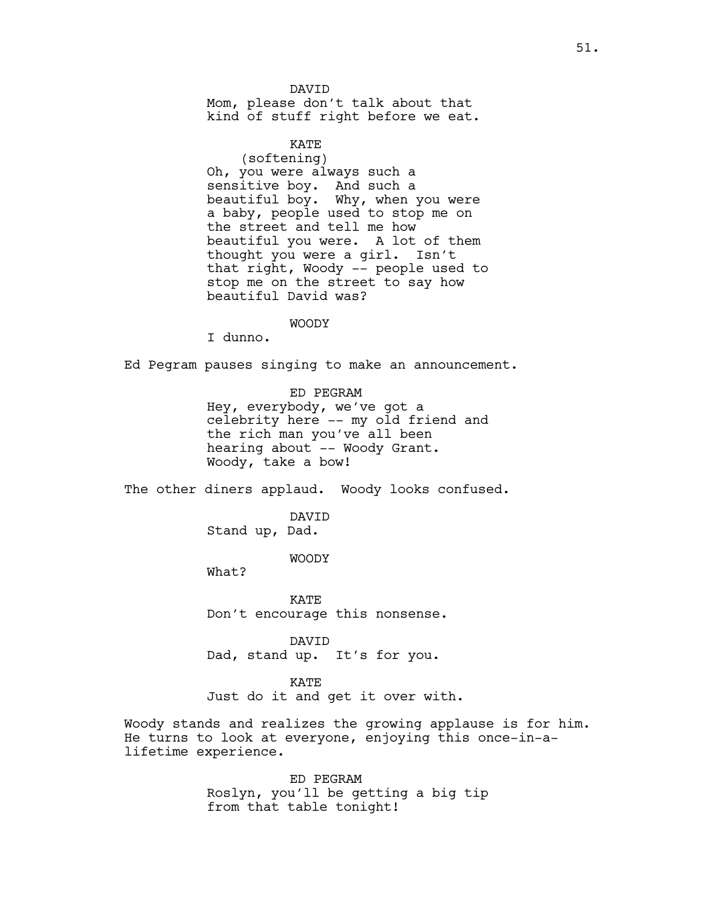DAVID

Mom, please don’t talk about that kind of stuff right before we eat.

KATE

(softening)

Oh, you were always such a sensitive boy. And such a beautiful boy. Why, when you were a baby, people used to stop me on the street and tell me how beautiful you were. A lot of them thought you were a girl. Isn’t that right, Woody -- people used to stop me on the street to say how beautiful David was?

WOODY

I dunno.

Ed Pegram pauses singing to make an announcement.

ED PEGRAM

Hey, everybody, we’ve got a celebrity here -- my old friend and the rich man you’ve all been hearing about -- Woody Grant. Woody, take a bow!

The other diners applaud. Woody looks confused.

DAVID

Stand up, Dad.

WOODY

What?

KATE

Don’t encourage this nonsense.

DAVID

Dad, stand up. It’s for you.

KATE

Just do it and get it over with.

Woody stands and realizes the growing applause is for him. He turns to look at everyone, enjoying this once-in-a-lifetime experience.

ED PEGRAM

Roslyn, you’ll be getting a big tip from that table tonight!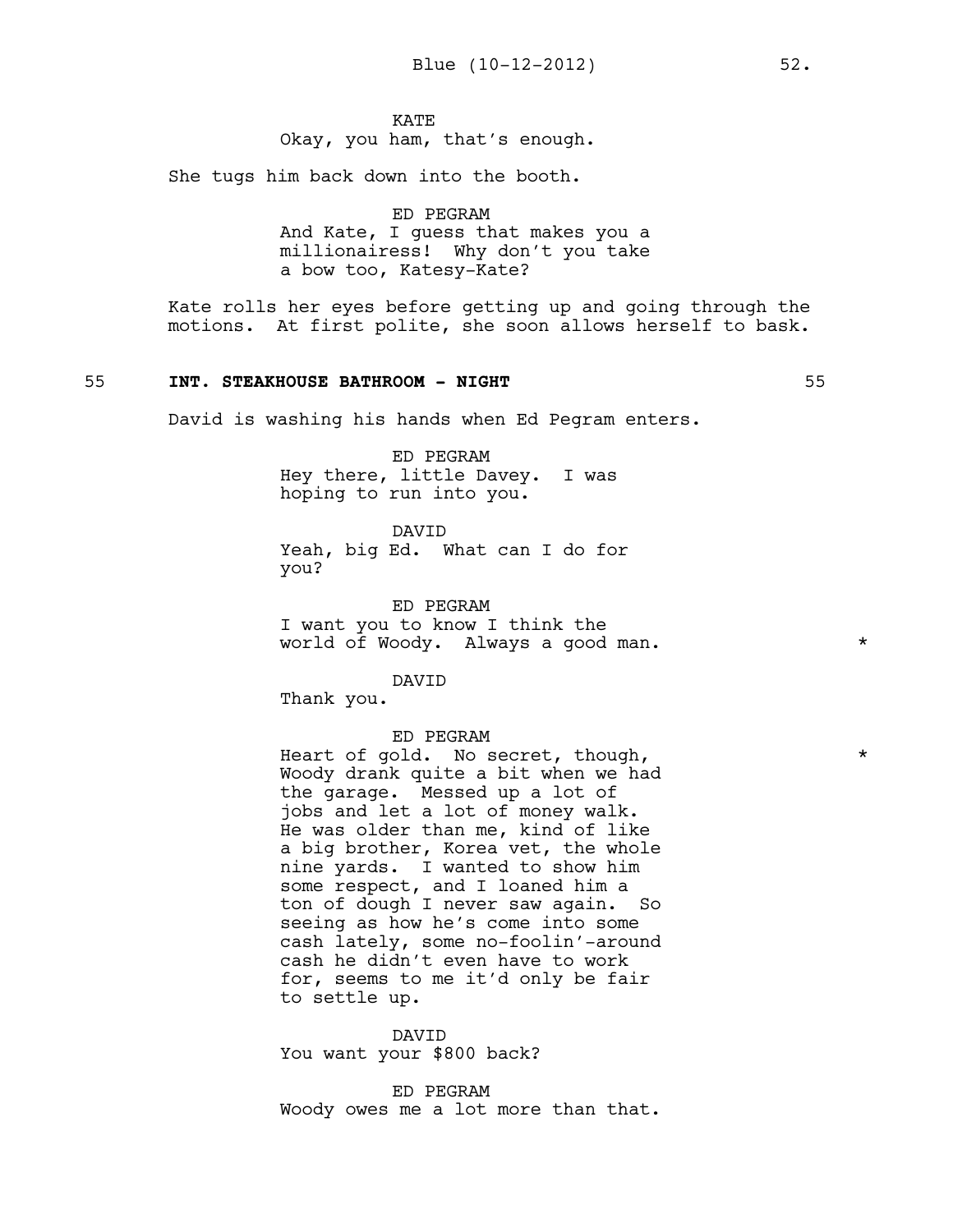KATE
Okay, you ham, that's enough.

She tugs him back down into the booth.

ED PEGRAM
And Kate, I guess that makes you a millionairess! Why don't you take a bow too, Katesy-Kate?

Kate rolls her eyes before getting up and going through the motions. At first polite, she soon allows herself to bask.

**55 INT. STEAKHOUSE BATHROOM - NIGHT 55**

David is washing his hands when Ed Pegram enters.

ED PEGRAM
Hey there, little Davey. I was hoping to run into you.

DAVID
Yeah, big Ed. What can I do for you?

ED PEGRAM
I want you to know I think the world of Woody. Always a good man. *

DAVID
Thank you.

ED PEGRAM
Heart of gold. No secret, though, * Woody drank quite a bit when we had the garage. Messed up a lot of jobs and let a lot of money walk. He was older than me, kind of like a big brother, Korea vet, the whole nine yards. I wanted to show him some respect, and I loaned him a ton of dough I never saw again. So seeing as how he's come into some cash lately, some no-foolin'-around cash he didn't even have to work for, seems to me it'd only be fair to settle up.

DAVID
You want your $800 back?

ED PEGRAM
Woody owes me a lot more than that.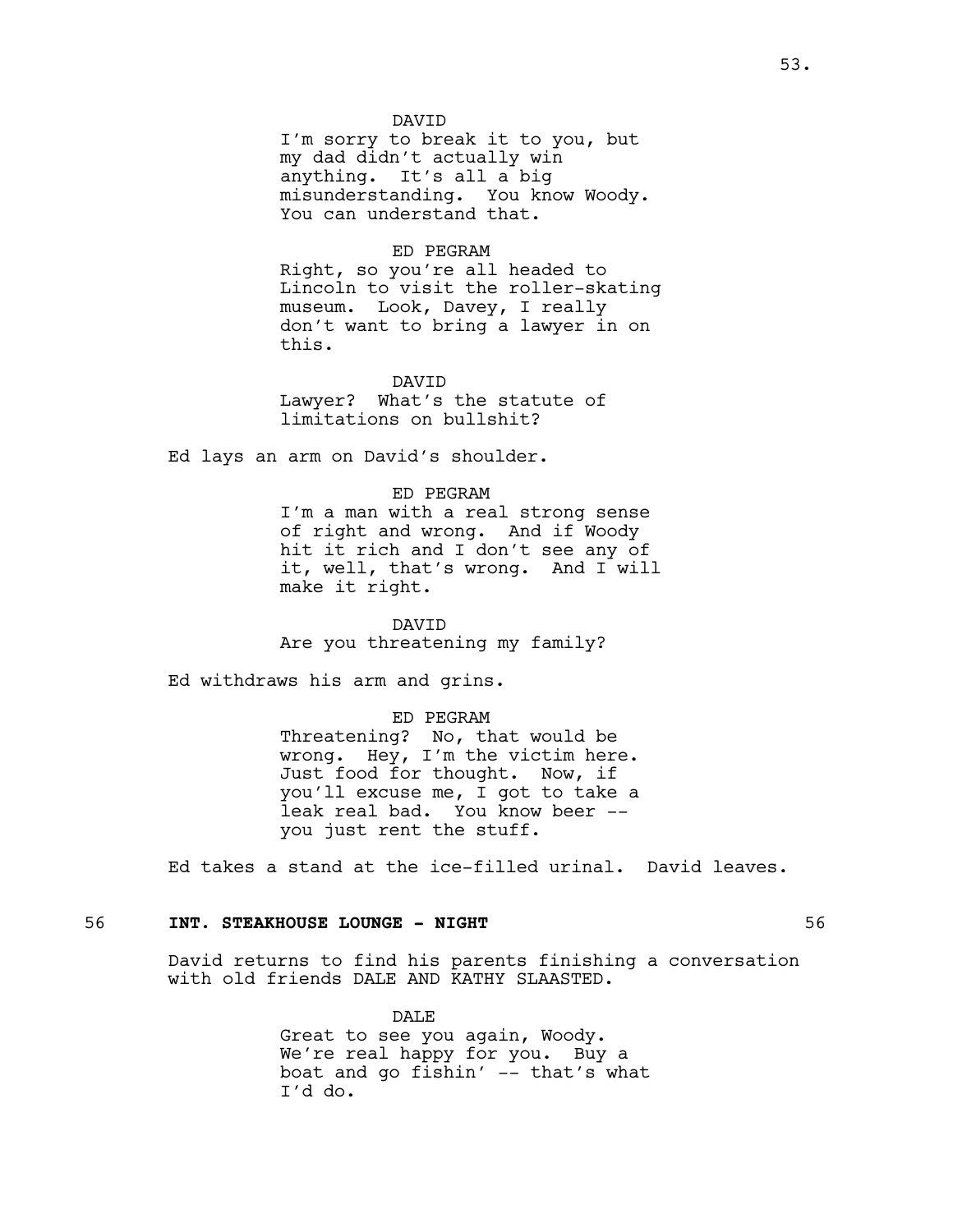DAVID

I'm sorry to break it to you, but my dad didn't actually win anything. It's all a big misunderstanding. You know Woody. You can understand that.

ED PEGRAM

Right, so you're all headed to Lincoln to visit the roller-skating museum. Look, Davey, I really don't want to bring a lawyer in on this.

DAVID

Lawyer? What's the statute of limitations on bullshit?

Ed lays an arm on David's shoulder.

ED PEGRAM

I'm a man with a real strong sense of right and wrong. And if Woody hit it rich and I don't see any of it, well, that's wrong. And I will make it right.

DAVID

Are you threatening my family?

Ed withdraws his arm and grins.

ED PEGRAM

Threatening? No, that would be wrong. Hey, I'm the victim here. Just food for thought. Now, if you'll excuse me, I got to take a leak real bad. You know beer -- you just rent the stuff.

Ed takes a stand at the ice-filled urinal. David leaves.

56 **INT. STEAKHOUSE LOUNGE - NIGHT** 56

David returns to find his parents finishing a conversation with old friends DALE AND KATHY SLAASTED.

DALE

Great to see you again, Woody. We're real happy for you. Buy a boat and go fishin' -- that's what I'd do.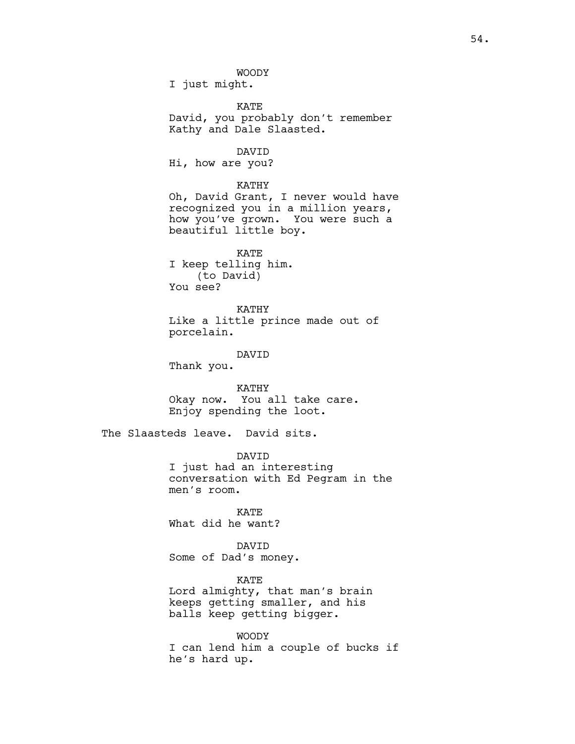WOODY
I just might.

KATE
David, you probably don't remember Kathy and Dale Slaasted.

DAVID
Hi, how are you?

KATHY
Oh, David Grant, I never would have recognized you in a million years, how you've grown. You were such a beautiful little boy.

KATE
I keep telling him.
(to David)
You see?

KATHY
Like a little prince made out of porcelain.

DAVID
Thank you.

KATHY
Okay now. You all take care. Enjoy spending the loot.

The Slaasteds leave. David sits.

DAVID
I just had an interesting conversation with Ed Pegram in the men's room.

KATE
What did he want?

DAVID
Some of Dad's money.

KATE
Lord almighty, that man's brain keeps getting smaller, and his balls keep getting bigger.

WOODY
I can lend him a couple of bucks if he's hard up.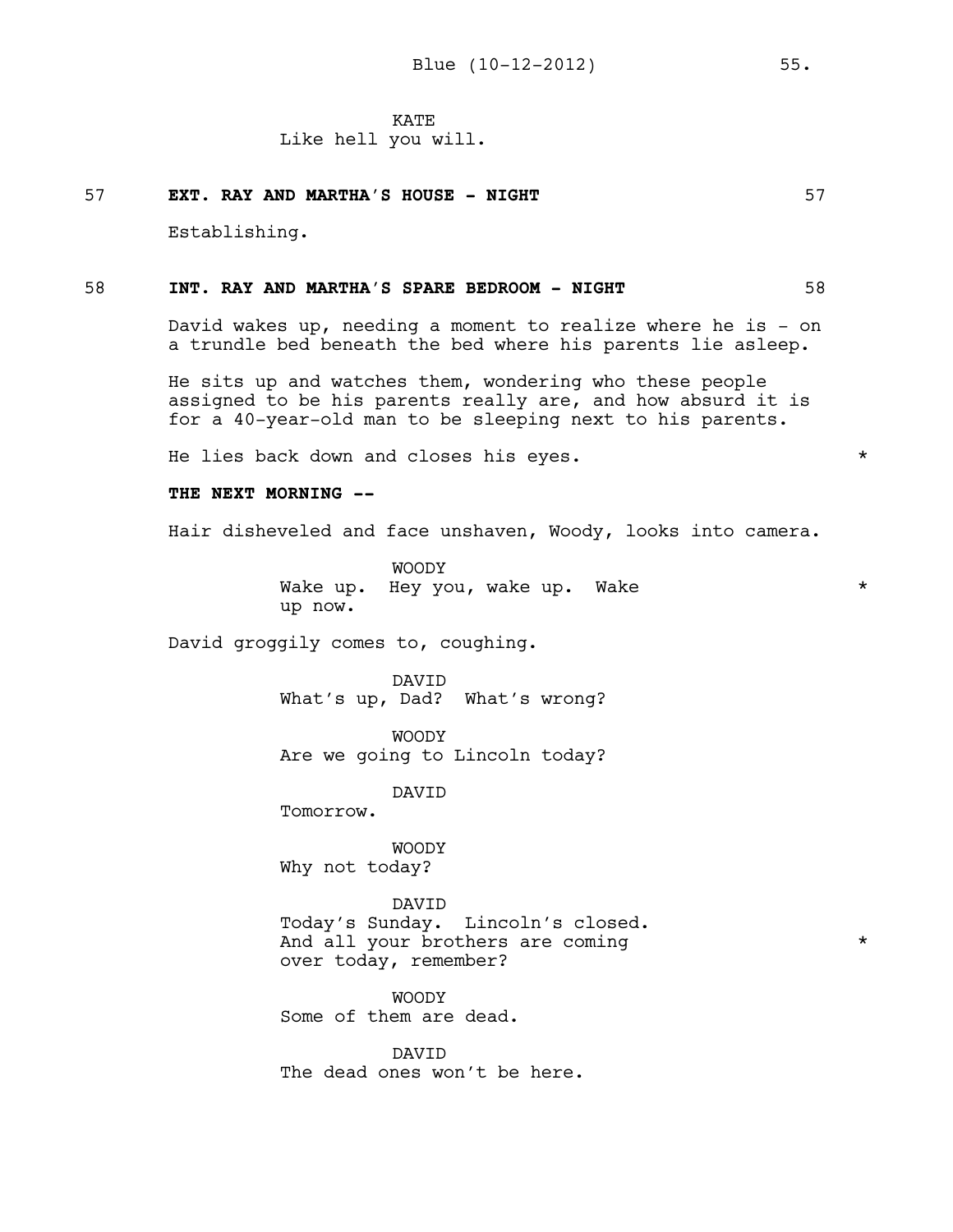KATE
Like hell you will.

**57 EXT. RAY AND MARTHA'S HOUSE - NIGHT 57**

Establishing.

**58 INT. RAY AND MARTHA'S SPARE BEDROOM - NIGHT 58**

David wakes up, needing a moment to realize where he is - on a trundle bed beneath the bed where his parents lie asleep.

He sits up and watches them, wondering who these people assigned to be his parents really are, and how absurd it is for a 40-year-old man to be sleeping next to his parents.

He lies back down and closes his eyes. *

**THE NEXT MORNING --**

Hair disheveled and face unshaven, Woody, looks into camera.

WOODY
Wake up. Hey you, wake up. Wake up now. *

David groggily comes to, coughing.

DAVID
What's up, Dad? What's wrong?

WOODY
Are we going to Lincoln today?

DAVID
Tomorrow.

WOODY
Why not today?

DAVID
Today's Sunday. Lincoln's closed. And all your brothers are coming over today, remember? *

WOODY
Some of them are dead.

DAVID
The dead ones won't be here.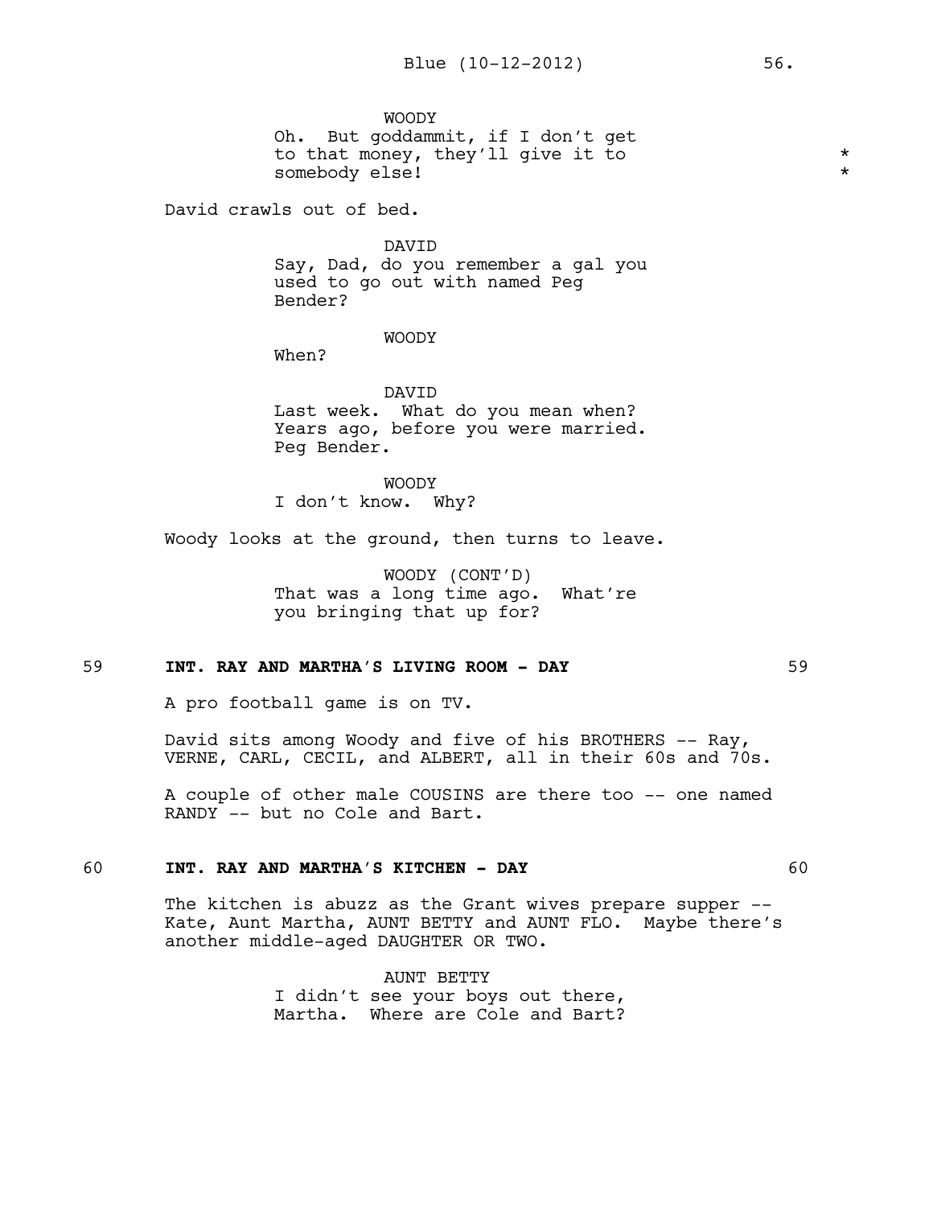WOODY
Oh. But goddammit, if I don't get to that money, they'll give it to somebody else! * *

David crawls out of bed.

DAVID
Say, Dad, do you remember a gal you used to go out with named Peg Bender?

WOODY
When?

DAVID
Last week. What do you mean when? Years ago, before you were married. Peg Bender.

WOODY
I don't know. Why?

Woody looks at the ground, then turns to leave.

WOODY (CONT'D)
That was a long time ago. What're you bringing that up for?

**59 INT. RAY AND MARTHA'S LIVING ROOM - DAY 59**

A pro football game is on TV.

David sits among Woody and five of his BROTHERS -- Ray, VERNE, CARL, CECIL, and ALBERT, all in their 60s and 70s.

A couple of other male COUSINS are there too -- one named RANDY -- but no Cole and Bart.

**60 INT. RAY AND MARTHA'S KITCHEN - DAY 60**

The kitchen is abuzz as the Grant wives prepare supper -- Kate, Aunt Martha, AUNT BETTY and AUNT FLO. Maybe there's another middle-aged DAUGHTER OR TWO.

AUNT BETTY
I didn't see your boys out there, Martha. Where are Cole and Bart?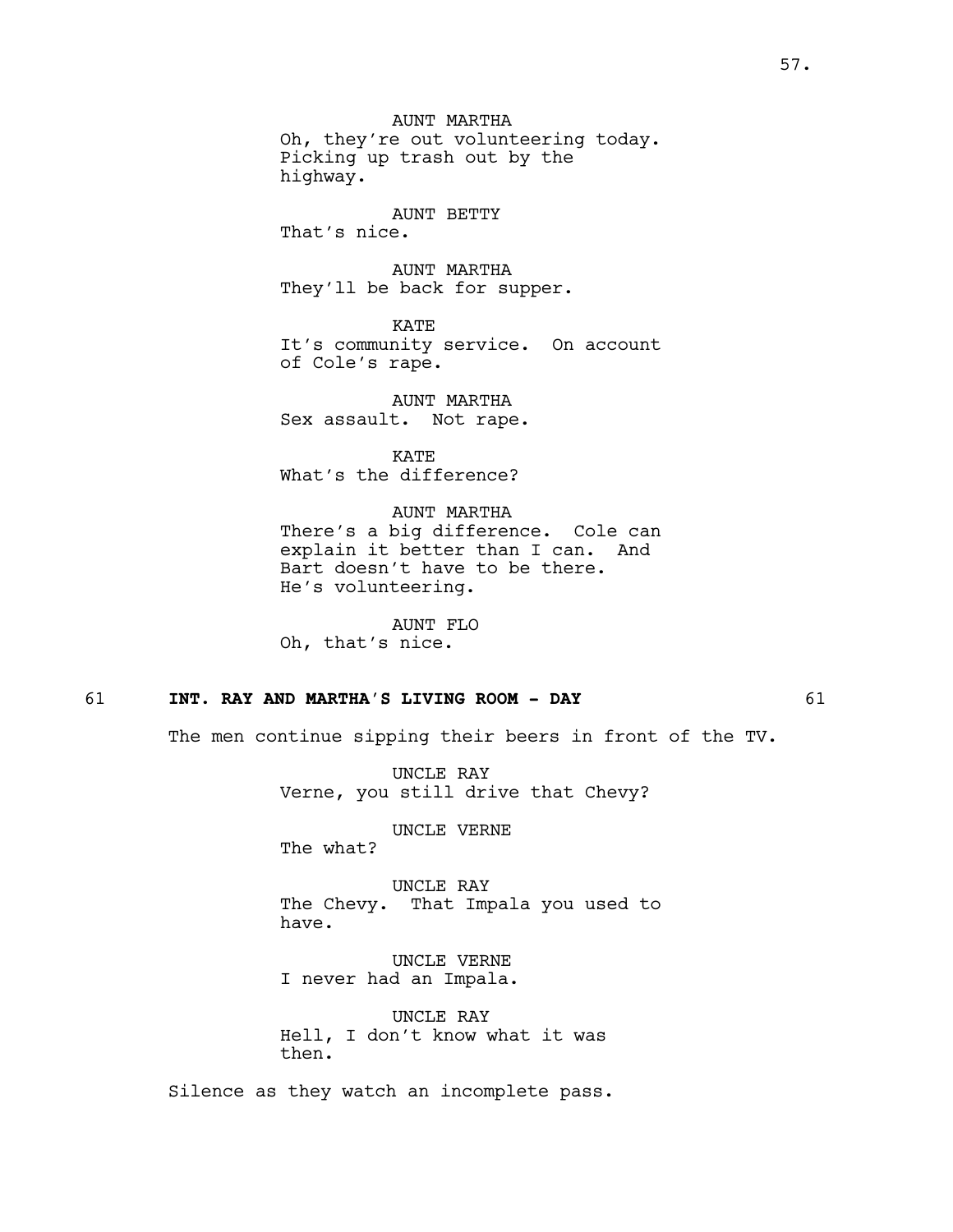AUNT MARTHA
Oh, they're out volunteering today. Picking up trash out by the highway.

AUNT BETTY
That's nice.

AUNT MARTHA
They'll be back for supper.

KATE
It's community service. On account of Cole's rape.

AUNT MARTHA
Sex assault. Not rape.

KATE
What's the difference?

AUNT MARTHA
There's a big difference. Cole can explain it better than I can. And Bart doesn't have to be there. He's volunteering.

AUNT FLO
Oh, that's nice.

61 **INT. RAY AND MARTHA'S LIVING ROOM - DAY** 61

The men continue sipping their beers in front of the TV.

UNCLE RAY
Verne, you still drive that Chevy?

UNCLE VERNE
The what?

UNCLE RAY
The Chevy. That Impala you used to have.

UNCLE VERNE
I never had an Impala.

UNCLE RAY
Hell, I don't know what it was then.

Silence as they watch an incomplete pass.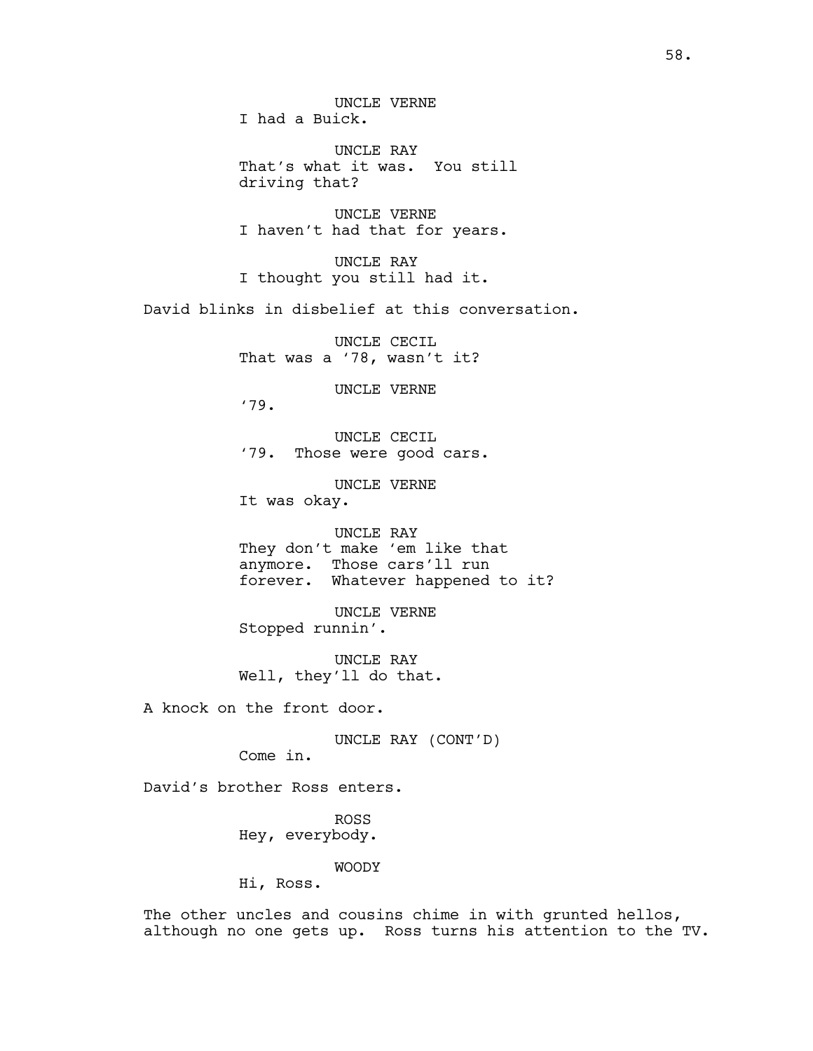UNCLE VERNE
I had a Buick.

UNCLE RAY
That's what it was. You still driving that?

UNCLE VERNE
I haven't had that for years.

UNCLE RAY
I thought you still had it.

David blinks in disbelief at this conversation.

UNCLE CECIL
That was a '78, wasn't it?

UNCLE VERNE
'79.

UNCLE CECIL
'79. Those were good cars.

UNCLE VERNE
It was okay.

UNCLE RAY
They don't make 'em like that anymore. Those cars'll run forever. Whatever happened to it?

UNCLE VERNE
Stopped runnin'.

UNCLE RAY
Well, they'll do that.

A knock on the front door.

UNCLE RAY (CONT'D)
Come in.

David's brother Ross enters.

ROSS
Hey, everybody.

WOODY
Hi, Ross.

The other uncles and cousins chime in with grunted hellos, although no one gets up. Ross turns his attention to the TV.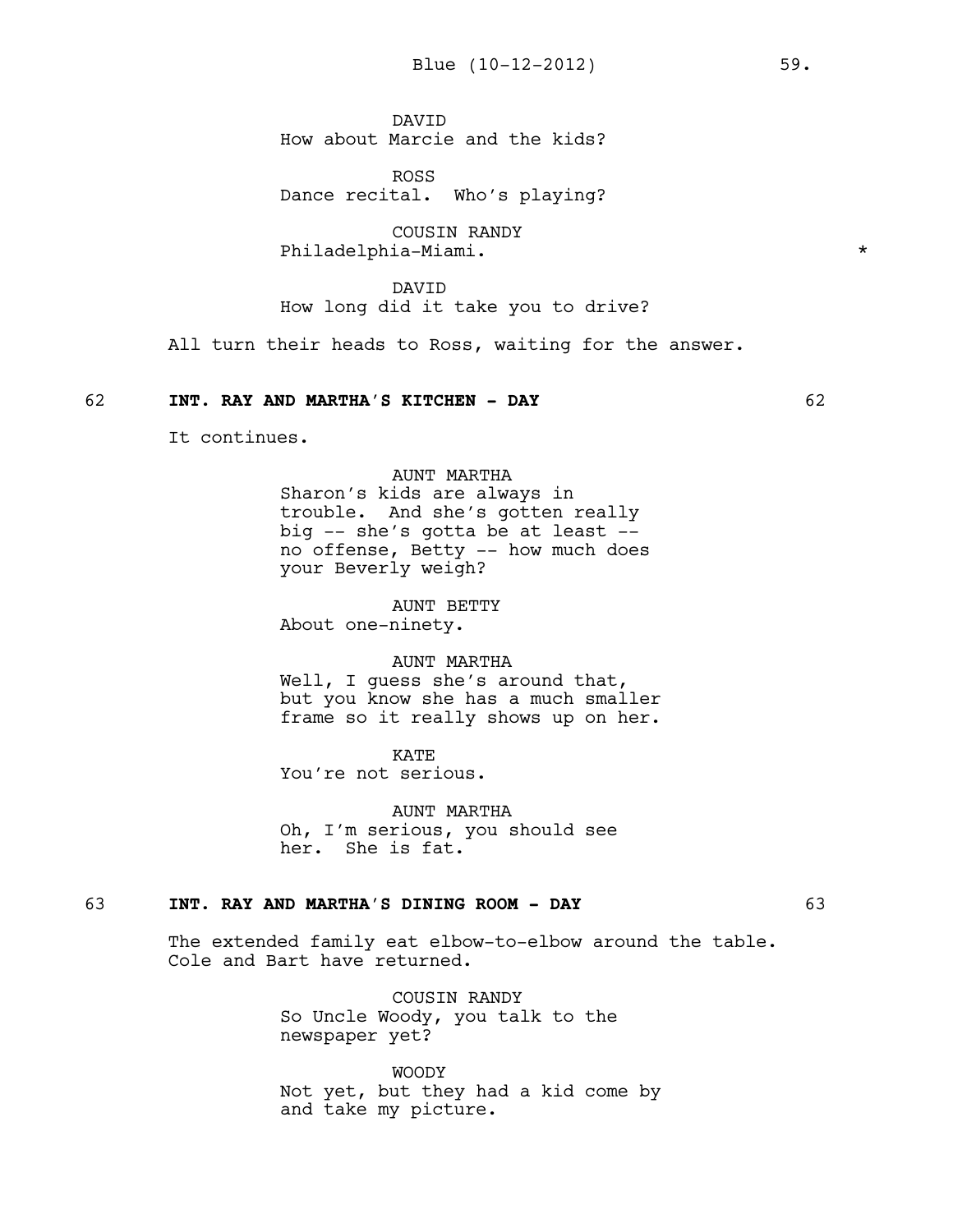DAVID
How about Marcie and the kids?

ROSS
Dance recital. Who's playing?

COUSIN RANDY
Philadelphia-Miami. *

DAVID
How long did it take you to drive?

All turn their heads to Ross, waiting for the answer.

**62 INT. RAY AND MARTHA'S KITCHEN - DAY 62**

It continues.

AUNT MARTHA
Sharon's kids are always in trouble. And she's gotten really big -- she's gotta be at least -- no offense, Betty -- how much does your Beverly weigh?

AUNT BETTY
About one-ninety.

AUNT MARTHA
Well, I guess she's around that, but you know she has a much smaller frame so it really shows up on her.

KATE
You're not serious.

AUNT MARTHA
Oh, I'm serious, you should see her. She is fat.

**63 INT. RAY AND MARTHA'S DINING ROOM - DAY 63**

The extended family eat elbow-to-elbow around the table. Cole and Bart have returned.

COUSIN RANDY
So Uncle Woody, you talk to the newspaper yet?

WOODY
Not yet, but they had a kid come by and take my picture.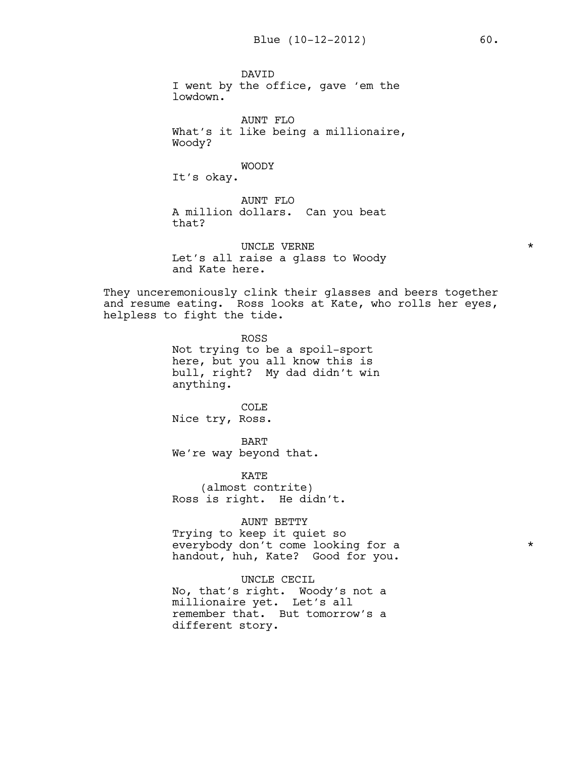DAVID
I went by the office, gave 'em the lowdown.

AUNT FLO
What's it like being a millionaire, Woody?

WOODY
It's okay.

AUNT FLO
A million dollars. Can you beat that?

UNCLE VERNE *
Let's all raise a glass to Woody and Kate here.

They unceremoniously clink their glasses and beers together and resume eating. Ross looks at Kate, who rolls her eyes, helpless to fight the tide.

ROSS
Not trying to be a spoil-sport here, but you all know this is bull, right? My dad didn't win anything.

COLE
Nice try, Ross.

BART
We're way beyond that.

KATE
(almost contrite)
Ross is right. He didn't.

AUNT BETTY
Trying to keep it quiet so everybody don't come looking for a handout, huh, Kate? Good for you. *

UNCLE CECIL
No, that's right. Woody's not a millionaire yet. Let's all remember that. But tomorrow's a different story.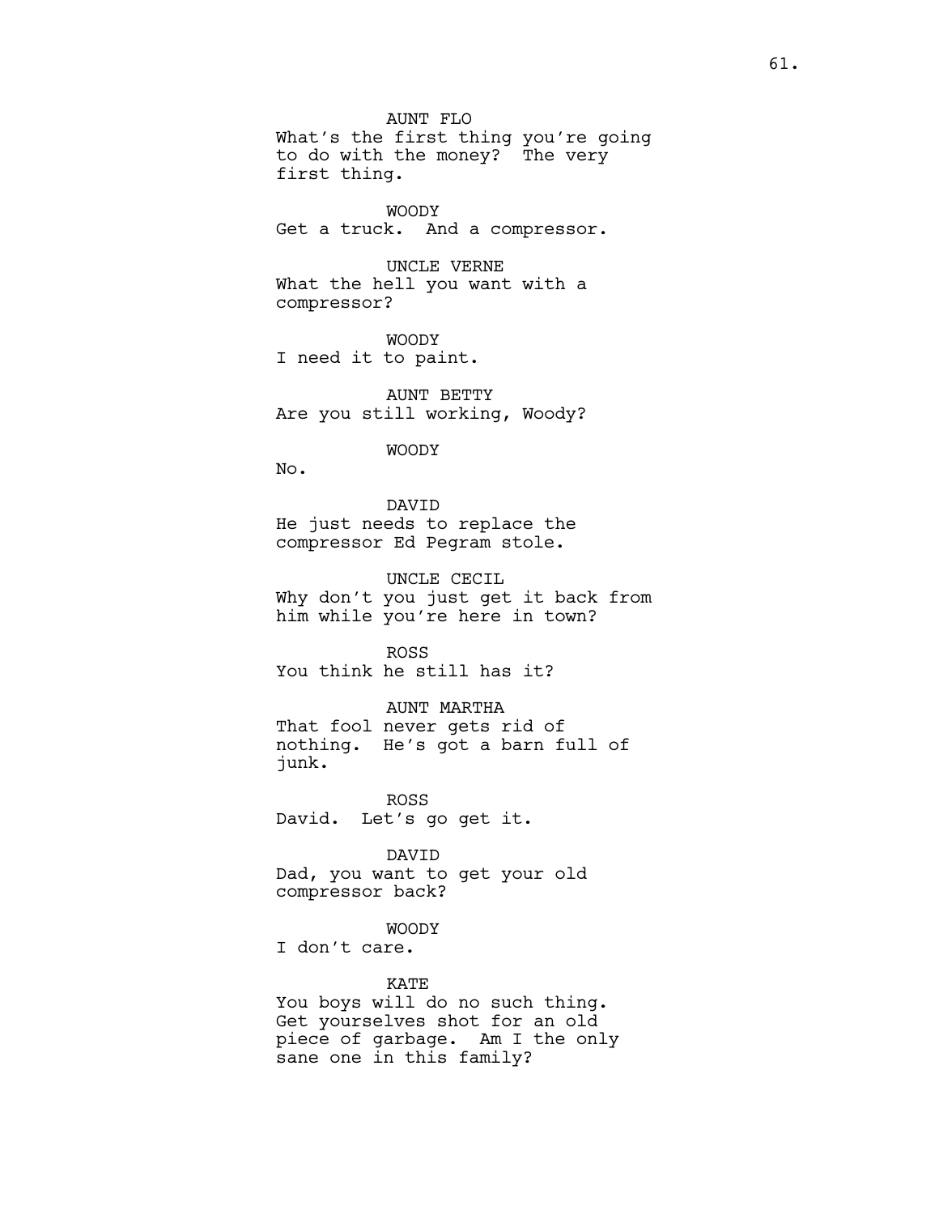AUNT FLO
What's the first thing you're going to do with the money? The very first thing.

WOODY
Get a truck. And a compressor.

UNCLE VERNE
What the hell you want with a compressor?

WOODY
I need it to paint.

AUNT BETTY
Are you still working, Woody?

WOODY
No.

DAVID
He just needs to replace the compressor Ed Pegram stole.

UNCLE CECIL
Why don't you just get it back from him while you're here in town?

ROSS
You think he still has it?

AUNT MARTHA
That fool never gets rid of nothing. He's got a barn full of junk.

ROSS
David. Let's go get it.

DAVID
Dad, you want to get your old compressor back?

WOODY
I don't care.

KATE
You boys will do no such thing. Get yourselves shot for an old piece of garbage. Am I the only sane one in this family?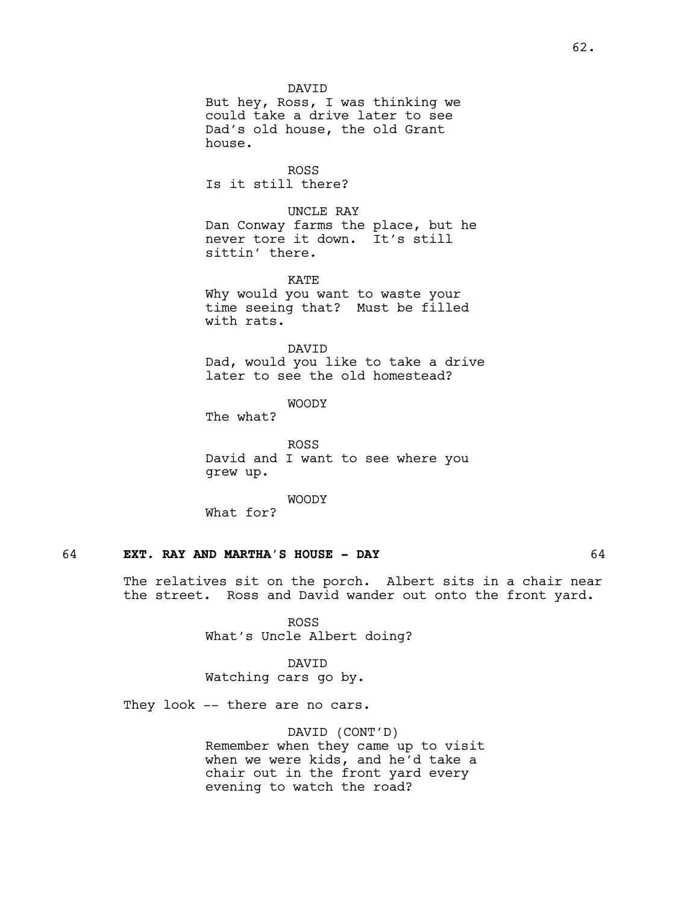DAVID
But hey, Ross, I was thinking we could take a drive later to see Dad's old house, the old Grant house.

ROSS
Is it still there?

UNCLE RAY
Dan Conway farms the place, but he never tore it down.  It's still sittin' there.

KATE
Why would you want to waste your time seeing that?  Must be filled with rats.

DAVID
Dad, would you like to take a drive later to see the old homestead?

WOODY
The what?

ROSS
David and I want to see where you grew up.

WOODY
What for?

64 **EXT. RAY AND MARTHA'S HOUSE - DAY** 64

The relatives sit on the porch.  Albert sits in a chair near the street.  Ross and David wander out onto the front yard.

ROSS
What's Uncle Albert doing?

DAVID
Watching cars go by.

They look -- there are no cars.

DAVID (CONT'D)
Remember when they came up to visit when we were kids, and he'd take a chair out in the front yard every evening to watch the road?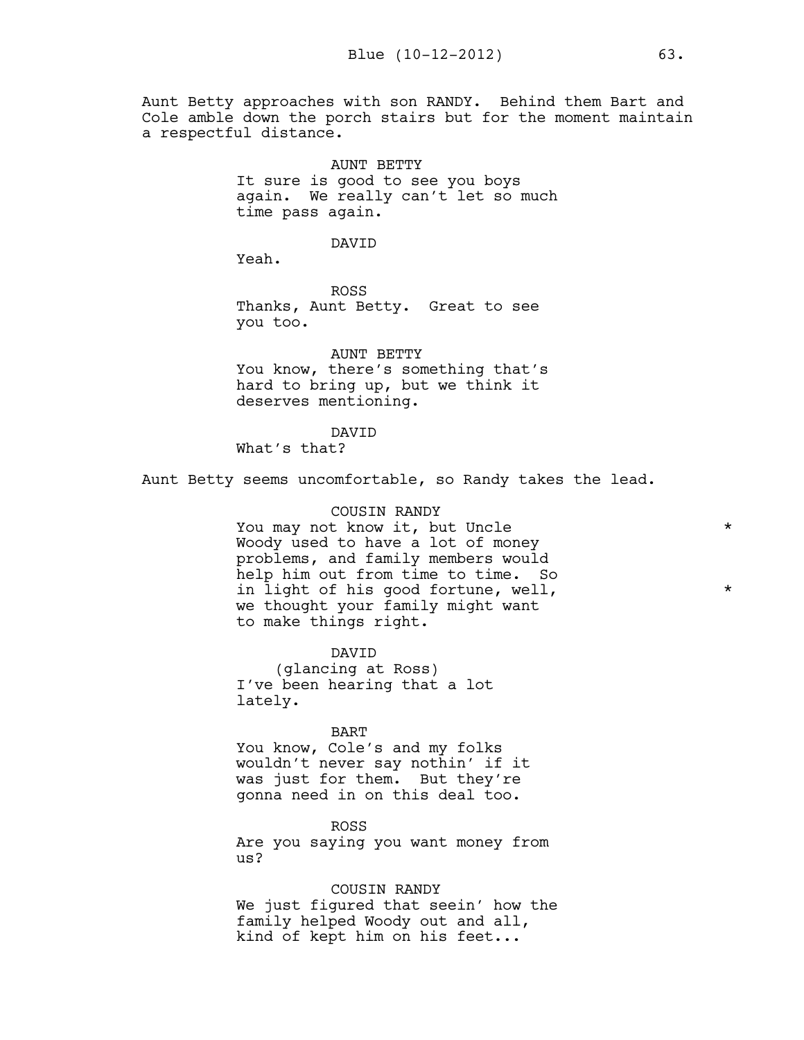Aunt Betty approaches with son RANDY. Behind them Bart and Cole amble down the porch stairs but for the moment maintain a respectful distance.

AUNT BETTY
It sure is good to see you boys again. We really can't let so much time pass again.

DAVID
Yeah.

ROSS
Thanks, Aunt Betty. Great to see you too.

AUNT BETTY
You know, there's something that's hard to bring up, but we think it deserves mentioning.

DAVID
What's that?

Aunt Betty seems uncomfortable, so Randy takes the lead.

COUSIN RANDY
You may not know it, but Uncle Woody used to have a lot of money problems, and family members would help him out from time to time. So in light of his good fortune, well, we thought your family might want to make things right. *

DAVID
(glancing at Ross)
I've been hearing that a lot lately.

BART
You know, Cole's and my folks wouldn't never say nothin' if it was just for them. But they're gonna need in on this deal too.

ROSS
Are you saying you want money from us?

COUSIN RANDY
We just figured that seein' how the family helped Woody out and all, kind of kept him on his feet...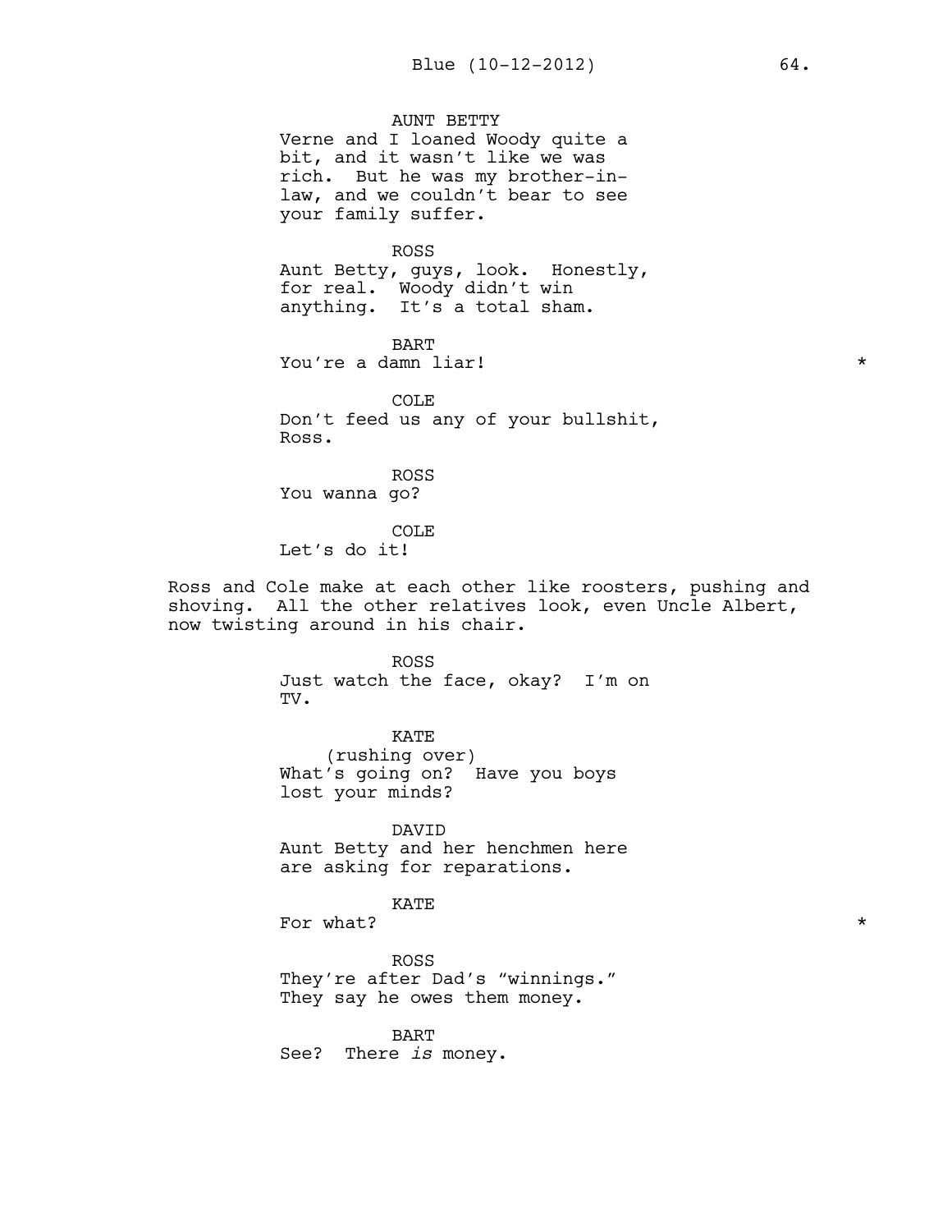AUNT BETTY
Verne and I loaned Woody quite a bit, and it wasn't like we was rich. But he was my brother-in-law, and we couldn't bear to see your family suffer.

ROSS
Aunt Betty, guys, look. Honestly, for real. Woody didn't win anything. It's a total sham.

BART
You're a damn liar! *

COLE
Don't feed us any of your bullshit, Ross.

ROSS
You wanna go?

COLE
Let's do it!

Ross and Cole make at each other like roosters, pushing and shoving. All the other relatives look, even Uncle Albert, now twisting around in his chair.

ROSS
Just watch the face, okay? I'm on TV.

KATE
(rushing over)
What's going on? Have you boys lost your minds?

DAVID
Aunt Betty and her henchmen here are asking for reparations.

KATE
For what? *

ROSS
They're after Dad's "winnings." They say he owes them money.

BART
See? There *is* money.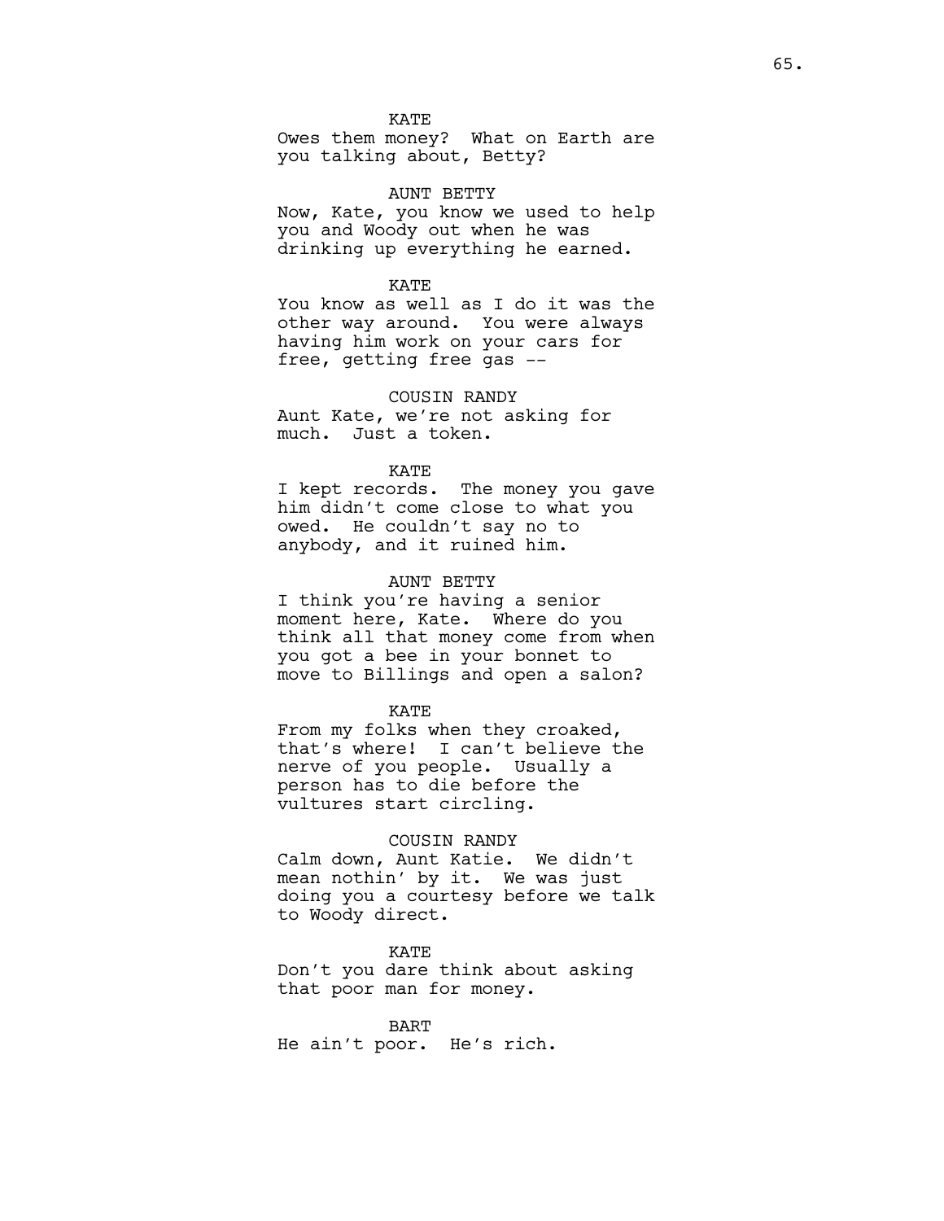KATE
Owes them money? What on Earth are you talking about, Betty?

AUNT BETTY
Now, Kate, you know we used to help you and Woody out when he was drinking up everything he earned.

KATE
You know as well as I do it was the other way around. You were always having him work on your cars for free, getting free gas --

COUSIN RANDY
Aunt Kate, we're not asking for much. Just a token.

KATE
I kept records. The money you gave him didn't come close to what you owed. He couldn't say no to anybody, and it ruined him.

AUNT BETTY
I think you're having a senior moment here, Kate. Where do you think all that money come from when you got a bee in your bonnet to move to Billings and open a salon?

KATE
From my folks when they croaked, that's where! I can't believe the nerve of you people. Usually a person has to die before the vultures start circling.

COUSIN RANDY
Calm down, Aunt Katie. We didn't mean nothin' by it. We was just doing you a courtesy before we talk to Woody direct.

KATE
Don't you dare think about asking that poor man for money.

BART
He ain't poor. He's rich.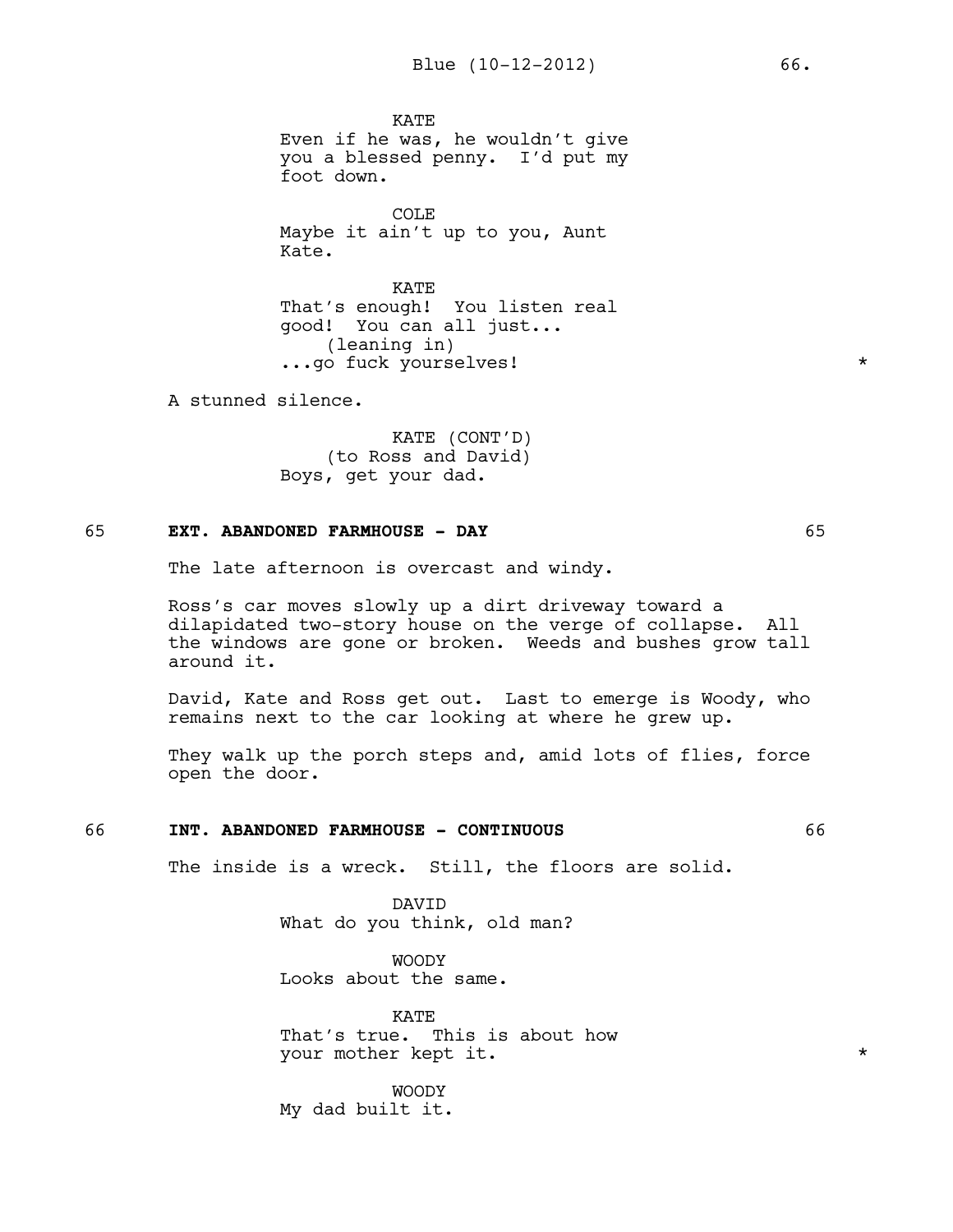KATE
Even if he was, he wouldn't give you a blessed penny. I'd put my foot down.

COLE
Maybe it ain't up to you, Aunt Kate.

KATE
That's enough! You listen real good! You can all just...
(leaning in)
...go fuck yourselves! *

A stunned silence.

KATE (CONT'D)
(to Ross and David)
Boys, get your dad.

**65 EXT. ABANDONED FARMHOUSE - DAY 65**

The late afternoon is overcast and windy.

Ross's car moves slowly up a dirt driveway toward a dilapidated two-story house on the verge of collapse. All the windows are gone or broken. Weeds and bushes grow tall around it.

David, Kate and Ross get out. Last to emerge is Woody, who remains next to the car looking at where he grew up.

They walk up the porch steps and, amid lots of flies, force open the door.

**66 INT. ABANDONED FARMHOUSE - CONTINUOUS 66**

The inside is a wreck. Still, the floors are solid.

DAVID
What do you think, old man?

WOODY
Looks about the same.

KATE
That's true. This is about how your mother kept it. *

WOODY
My dad built it.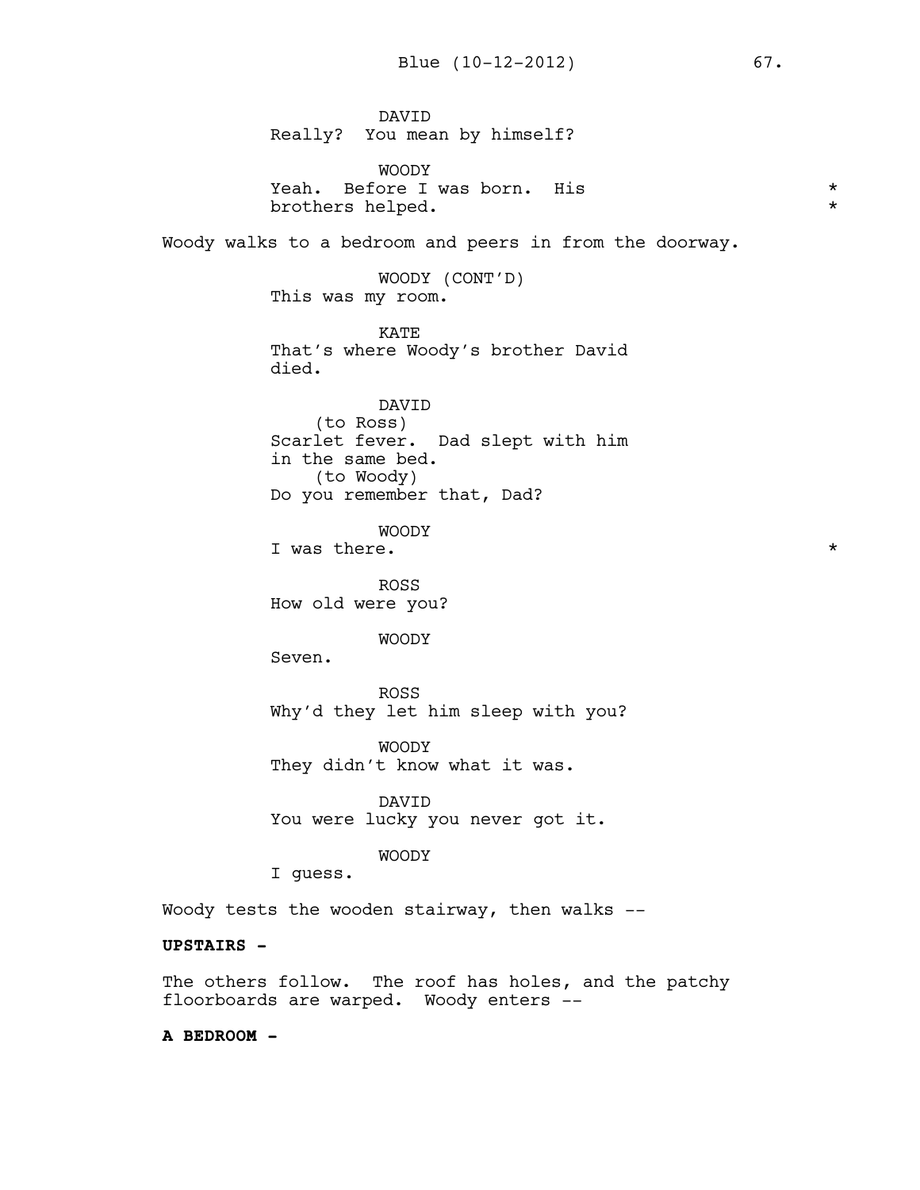DAVID
Really? You mean by himself?

WOODY
Yeah. Before I was born. His brothers helped. *

Woody walks to a bedroom and peers in from the doorway.

WOODY (CONT'D)
This was my room.

KATE
That's where Woody's brother David died.

DAVID
(to Ross)
Scarlet fever. Dad slept with him in the same bed.
(to Woody)
Do you remember that, Dad?

WOODY
I was there. *

ROSS
How old were you?

WOODY
Seven.

ROSS
Why'd they let him sleep with you?

WOODY
They didn't know what it was.

DAVID
You were lucky you never got it.

WOODY
I guess.

Woody tests the wooden stairway, then walks --

**UPSTAIRS -**

The others follow. The roof has holes, and the patchy floorboards are warped. Woody enters --

**A BEDROOM -**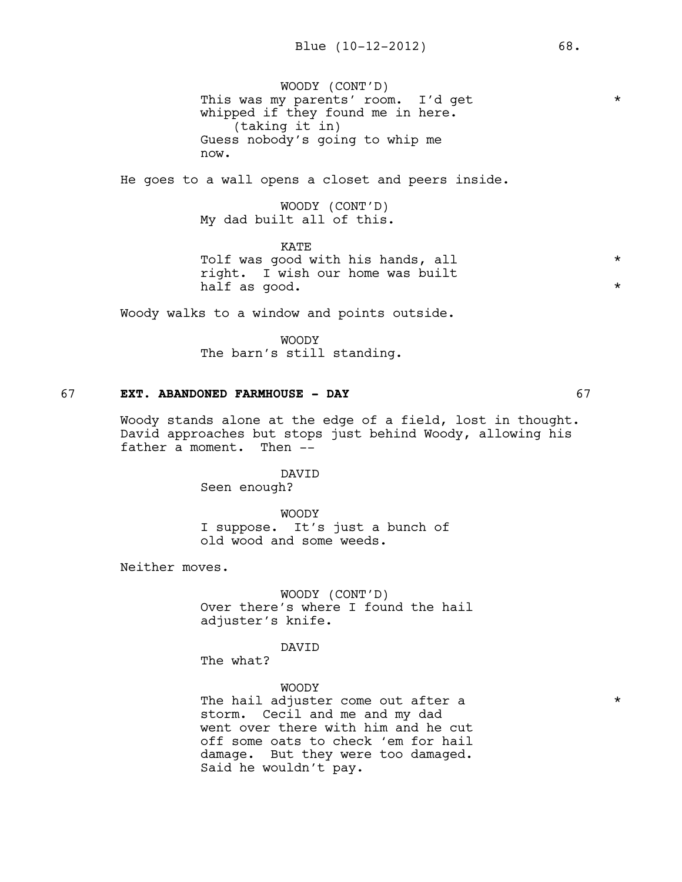WOODY (CONT'D)
This was my parents' room. I'd get whipped if they found me in here. *
(taking it in)
Guess nobody's going to whip me now.

He goes to a wall opens a closet and peers inside.

WOODY (CONT'D)
My dad built all of this.

KATE
Tolf was good with his hands, all right. I wish our home was built half as good. *

Woody walks to a window and points outside.

WOODY
The barn's still standing.

**67 EXT. ABANDONED FARMHOUSE - DAY 67**

Woody stands alone at the edge of a field, lost in thought. David approaches but stops just behind Woody, allowing his father a moment. Then --

DAVID
Seen enough?

WOODY
I suppose. It's just a bunch of old wood and some weeds.

Neither moves.

WOODY (CONT'D)
Over there's where I found the hail adjuster's knife.

DAVID
The what?

WOODY
The hail adjuster come out after a storm. Cecil and me and my dad went over there with him and he cut off some oats to check 'em for hail damage. But they were too damaged. Said he wouldn't pay. *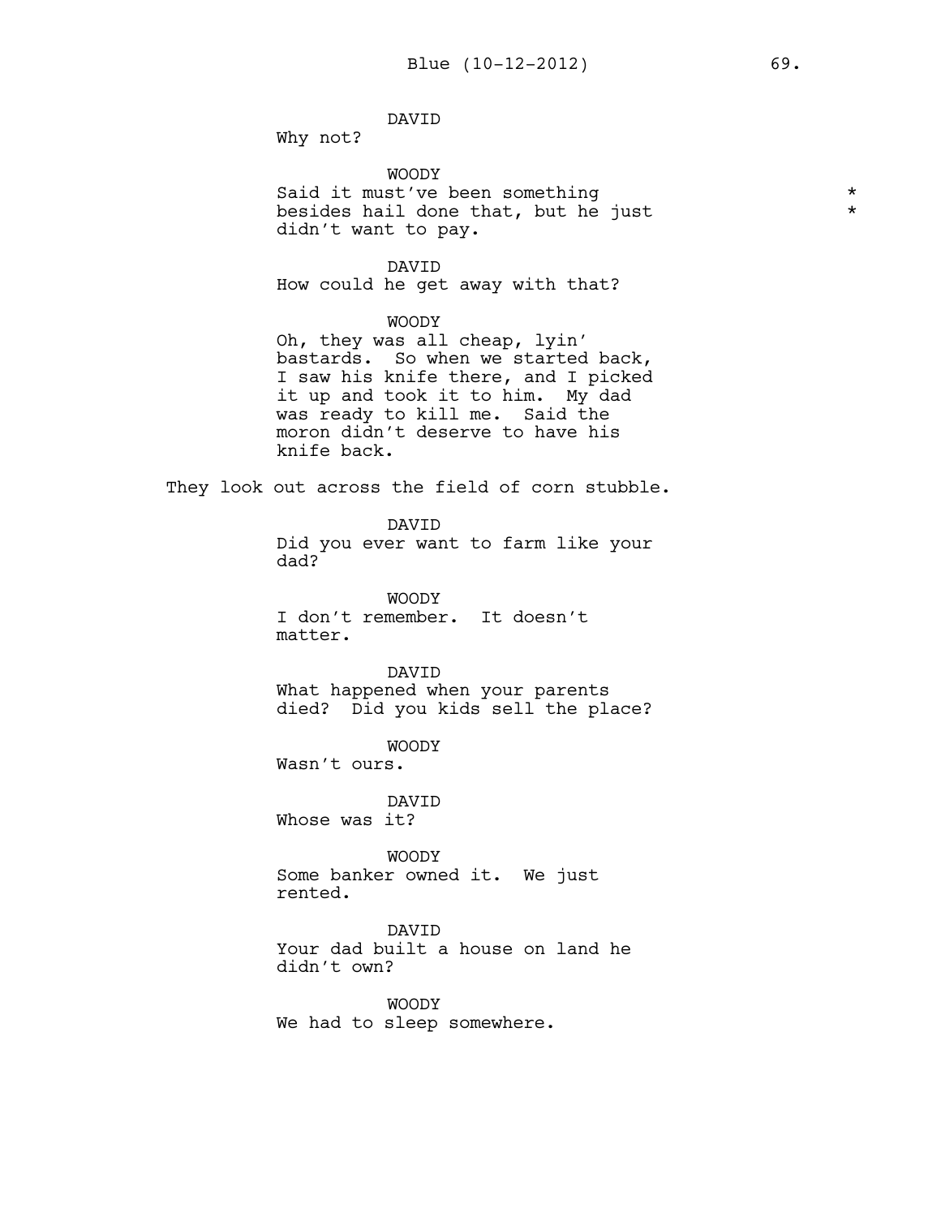DAVID
Why not?

WOODY
Said it must've been something besides hail done that, but he just didn't want to pay.

DAVID
How could he get away with that?

WOODY
Oh, they was all cheap, lyin' bastards. So when we started back, I saw his knife there, and I picked it up and took it to him. My dad was ready to kill me. Said the moron didn't deserve to have his knife back.

They look out across the field of corn stubble.

DAVID
Did you ever want to farm like your dad?

WOODY
I don't remember. It doesn't matter.

DAVID
What happened when your parents died? Did you kids sell the place?

WOODY
Wasn't ours.

DAVID
Whose was it?

WOODY
Some banker owned it. We just rented.

DAVID
Your dad built a house on land he didn't own?

WOODY
We had to sleep somewhere.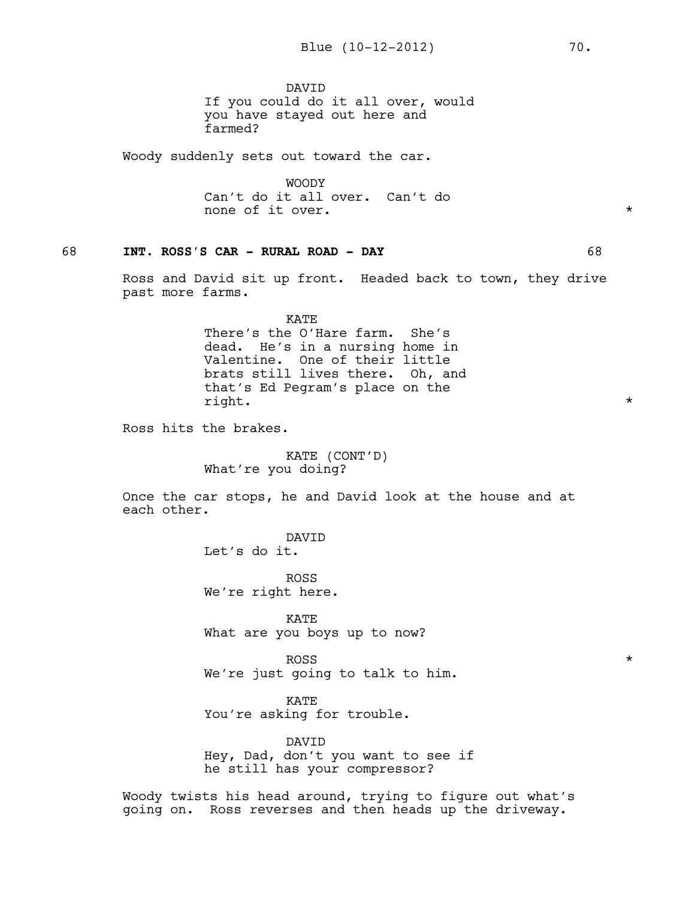DAVID
If you could do it all over, would you have stayed out here and farmed?

Woody suddenly sets out toward the car.

WOODY
Can't do it all over. Can't do none of it over. *

**68 INT. ROSS'S CAR - RURAL ROAD - DAY 68**

Ross and David sit up front. Headed back to town, they drive past more farms.

KATE
There's the O'Hare farm. She's dead. He's in a nursing home in Valentine. One of their little brats still lives there. Oh, and that's Ed Pegram's place on the right. *

Ross hits the brakes.

KATE (CONT'D)
What're you doing?

Once the car stops, he and David look at the house and at each other.

DAVID
Let's do it.

ROSS
We're right here.

KATE
What are you boys up to now?

ROSS *
We're just going to talk to him.

KATE
You're asking for trouble.

DAVID
Hey, Dad, don't you want to see if he still has your compressor?

Woody twists his head around, trying to figure out what's going on. Ross reverses and then heads up the driveway.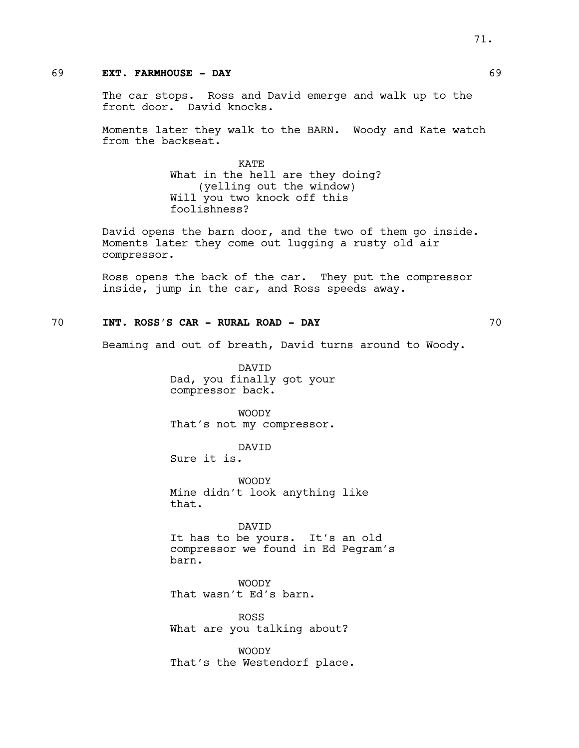69 **EXT. FARMHOUSE - DAY** 69

The car stops. Ross and David emerge and walk up to the front door. David knocks.

Moments later they walk to the BARN. Woody and Kate watch from the backseat.

KATE
What in the hell are they doing?
(yelling out the window)
Will you two knock off this foolishness?

David opens the barn door, and the two of them go inside. Moments later they come out lugging a rusty old air compressor.

Ross opens the back of the car. They put the compressor inside, jump in the car, and Ross speeds away.

70 **INT. ROSS'S CAR - RURAL ROAD - DAY** 70

Beaming and out of breath, David turns around to Woody.

DAVID
Dad, you finally got your compressor back.

WOODY
That's not my compressor.

DAVID
Sure it is.

WOODY
Mine didn't look anything like that.

DAVID
It has to be yours. It's an old compressor we found in Ed Pegram's barn.

WOODY
That wasn't Ed's barn.

ROSS
What are you talking about?

WOODY
That's the Westendorf place.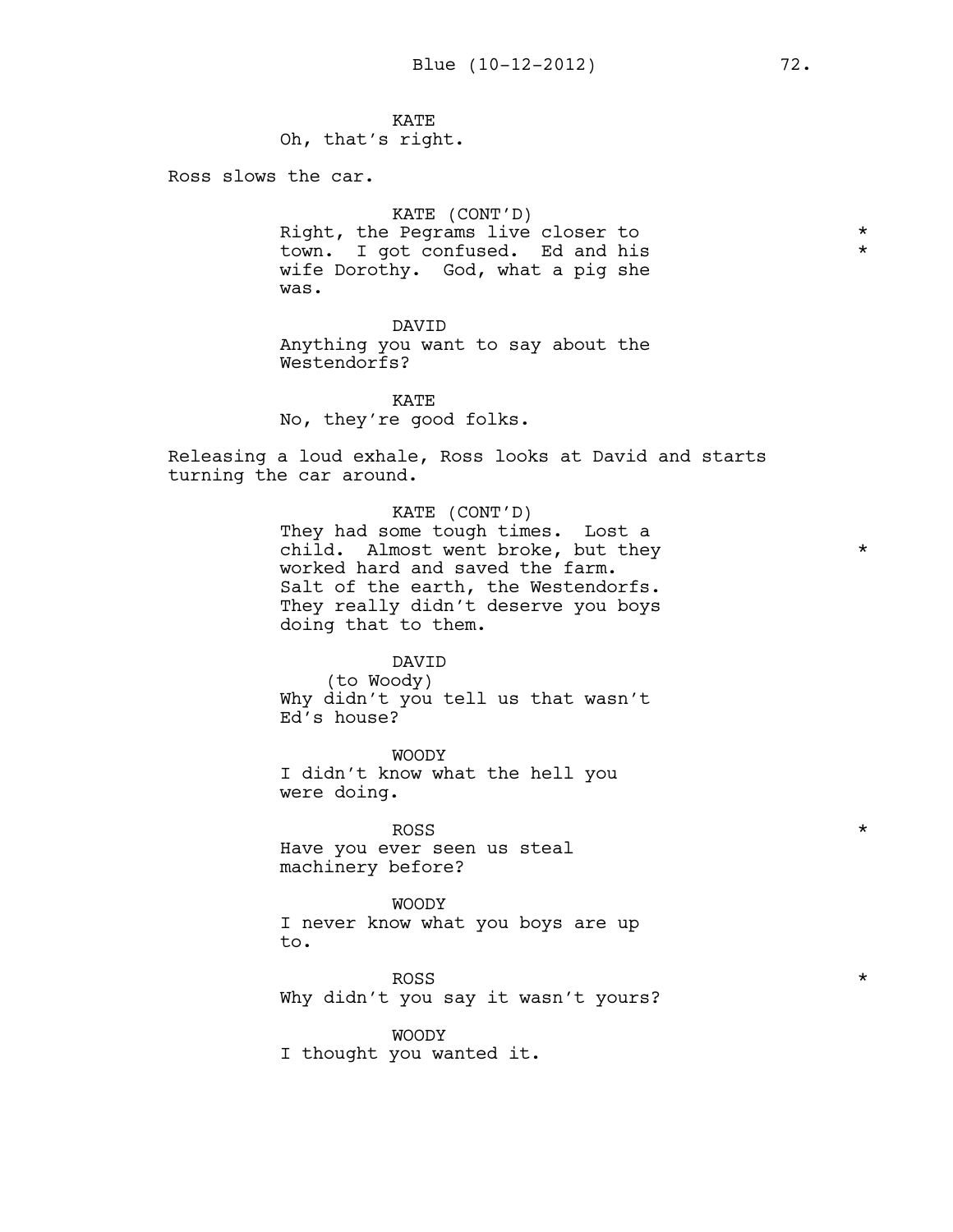KATE
Oh, that's right.

Ross slows the car.

KATE (CONT'D)
Right, the Pegrams live closer to town. I got confused. Ed and his wife Dorothy. God, what a pig she was. *

DAVID
Anything you want to say about the Westendorfs?

KATE
No, they're good folks.

Releasing a loud exhale, Ross looks at David and starts turning the car around.

KATE (CONT'D)
They had some tough times. Lost a child. Almost went broke, but they worked hard and saved the farm. Salt of the earth, the Westendorfs. They really didn't deserve you boys doing that to them. *

DAVID
(to Woody)
Why didn't you tell us that wasn't Ed's house?

WOODY
I didn't know what the hell you were doing.

ROSS *
Have you ever seen us steal machinery before?

WOODY
I never know what you boys are up to.

ROSS *
Why didn't you say it wasn't yours?

WOODY
I thought you wanted it.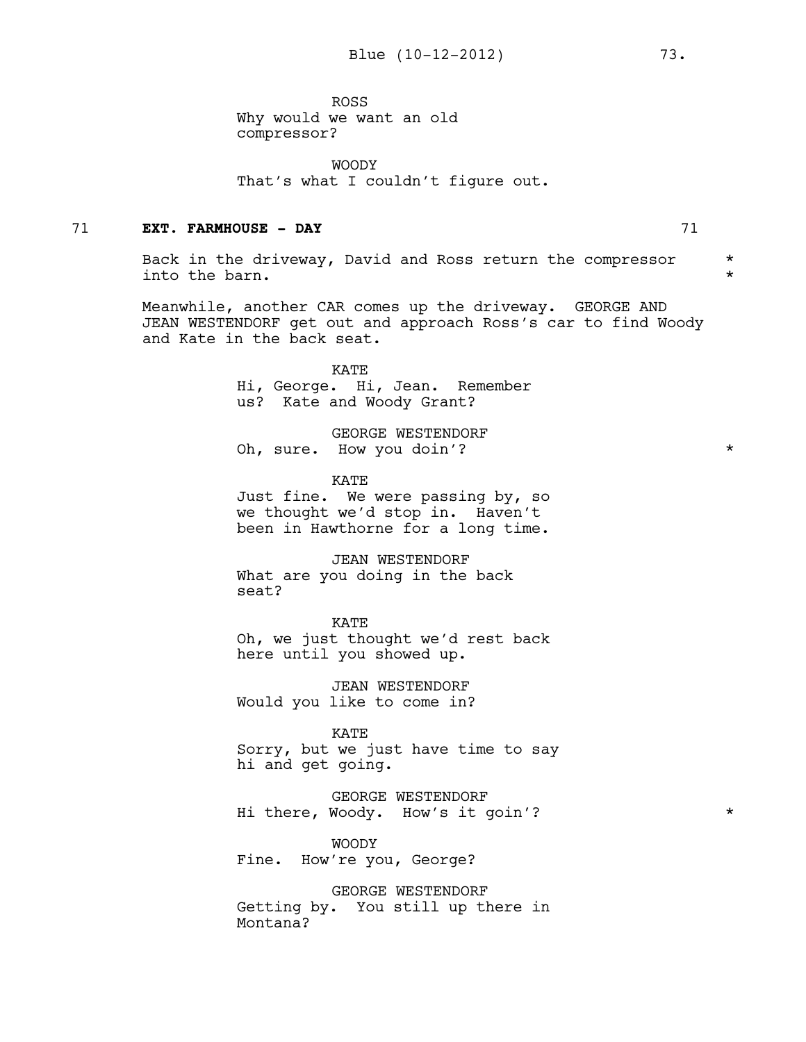ROSS
Why would we want an old compressor?

WOODY
That's what I couldn't figure out.

**71 EXT. FARMHOUSE - DAY 71**

Back in the driveway, David and Ross return the compressor into the barn. *

Meanwhile, another CAR comes up the driveway. GEORGE AND JEAN WESTENDORF get out and approach Ross's car to find Woody and Kate in the back seat.

KATE
Hi, George. Hi, Jean. Remember us? Kate and Woody Grant?

GEORGE WESTENDORF
Oh, sure. How you doin'? *

KATE
Just fine. We were passing by, so we thought we'd stop in. Haven't been in Hawthorne for a long time.

JEAN WESTENDORF
What are you doing in the back seat?

KATE
Oh, we just thought we'd rest back here until you showed up.

JEAN WESTENDORF
Would you like to come in?

KATE
Sorry, but we just have time to say hi and get going.

GEORGE WESTENDORF
Hi there, Woody. How's it goin'? *

WOODY
Fine. How're you, George?

GEORGE WESTENDORF
Getting by. You still up there in Montana?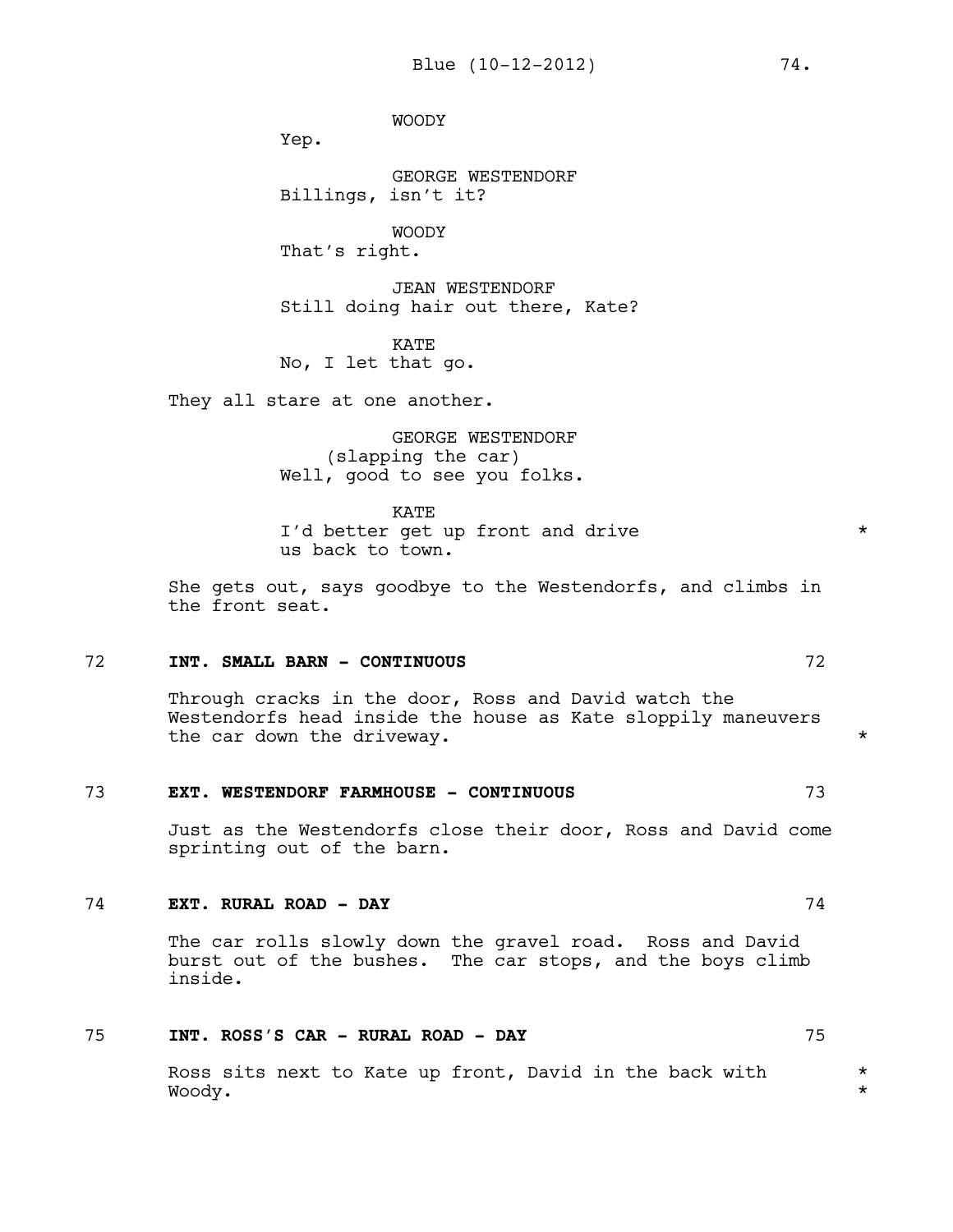WOODY
Yep.

GEORGE WESTENDORF
Billings, isn't it?

WOODY
That's right.

JEAN WESTENDORF
Still doing hair out there, Kate?

KATE
No, I let that go.

They all stare at one another.

GEORGE WESTENDORF
(slapping the car)
Well, good to see you folks.

KATE
I'd better get up front and drive us back to town. *

She gets out, says goodbye to the Westendorfs, and climbs in the front seat.

**72 INT. SMALL BARN - CONTINUOUS 72**

Through cracks in the door, Ross and David watch the Westendorfs head inside the house as Kate sloppily maneuvers the car down the driveway. *

**73 EXT. WESTENDORF FARMHOUSE - CONTINUOUS 73**

Just as the Westendorfs close their door, Ross and David come sprinting out of the barn.

**74 EXT. RURAL ROAD - DAY 74**

The car rolls slowly down the gravel road. Ross and David burst out of the bushes. The car stops, and the boys climb inside.

**75 INT. ROSS'S CAR - RURAL ROAD - DAY 75**

Ross sits next to Kate up front, David in the back with Woody. *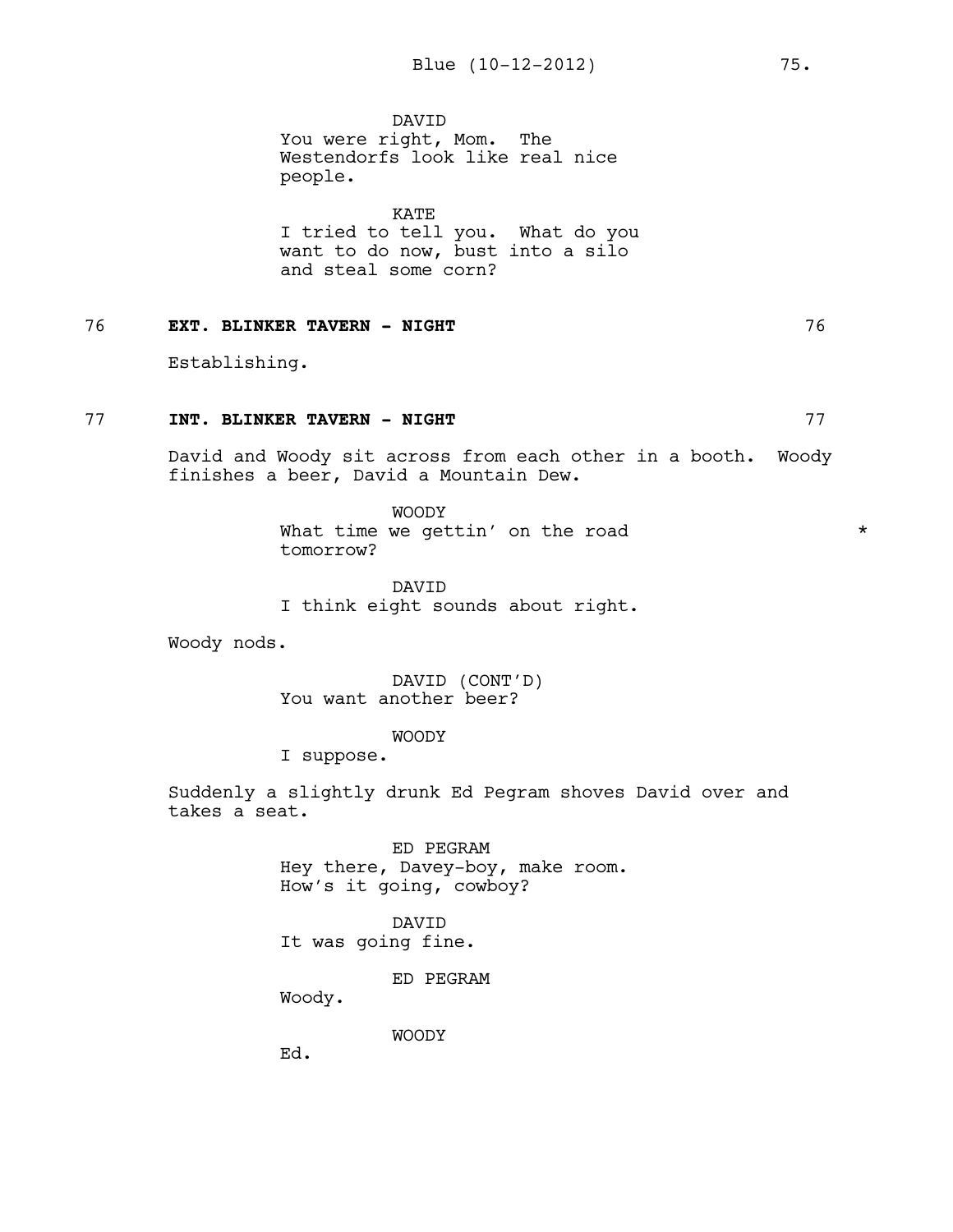DAVID
You were right, Mom. The Westendorfs look like real nice people.

KATE
I tried to tell you. What do you want to do now, bust into a silo and steal some corn?

76 **EXT. BLINKER TAVERN - NIGHT** 76

Establishing.

77 **INT. BLINKER TAVERN - NIGHT** 77

David and Woody sit across from each other in a booth. Woody finishes a beer, David a Mountain Dew.

WOODY
What time we gettin' on the road tomorrow? *

DAVID
I think eight sounds about right.

Woody nods.

DAVID (CONT'D)
You want another beer?

WOODY
I suppose.

Suddenly a slightly drunk Ed Pegram shoves David over and takes a seat.

ED PEGRAM
Hey there, Davey-boy, make room. How's it going, cowboy?

DAVID
It was going fine.

ED PEGRAM
Woody.

WOODY
Ed.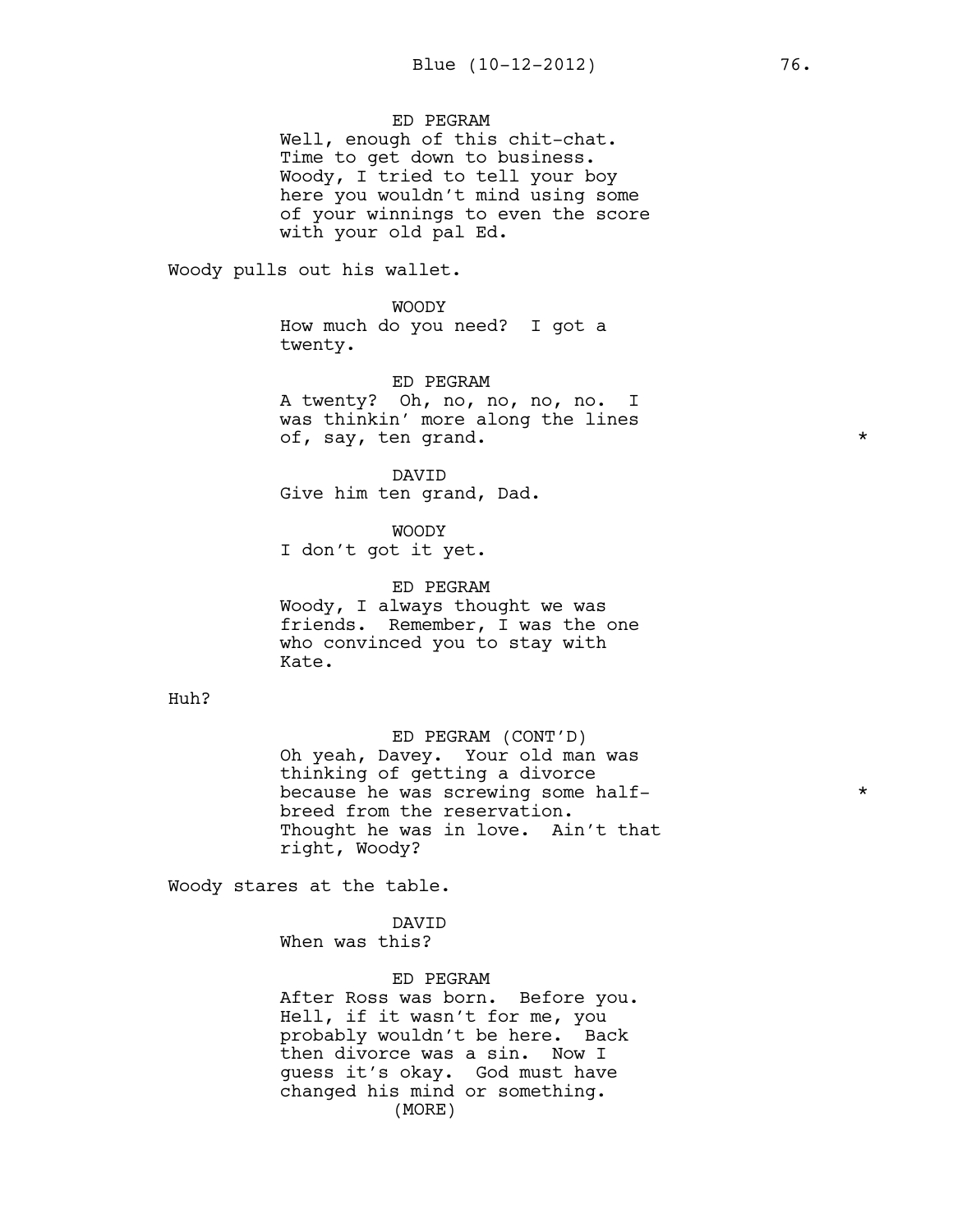ED PEGRAM
Well, enough of this chit-chat. Time to get down to business. Woody, I tried to tell your boy here you wouldn't mind using some of your winnings to even the score with your old pal Ed.

Woody pulls out his wallet.

WOODY
How much do you need? I got a twenty.

ED PEGRAM
A twenty? Oh, no, no, no, no. I was thinkin' more along the lines of, say, ten grand. *

DAVID
Give him ten grand, Dad.

WOODY
I don't got it yet.

ED PEGRAM
Woody, I always thought we was friends. Remember, I was the one who convinced you to stay with Kate.

Huh?

ED PEGRAM (CONT'D)
Oh yeah, Davey. Your old man was thinking of getting a divorce because he was screwing some half-breed from the reservation. Thought he was in love. Ain't that right, Woody? *

Woody stares at the table.

DAVID
When was this?

ED PEGRAM
After Ross was born. Before you. Hell, if it wasn't for me, you probably wouldn't be here. Back then divorce was a sin. Now I guess it's okay. God must have changed his mind or something.
(MORE)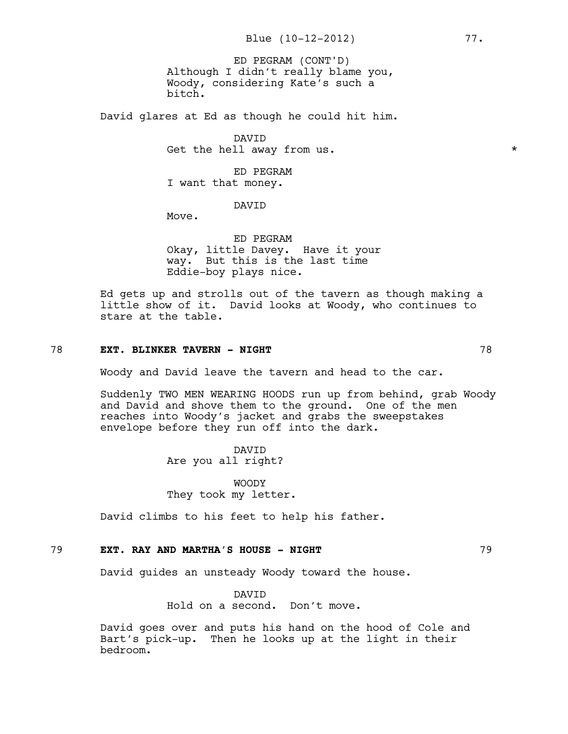ED PEGRAM (CONT'D)
Although I didn't really blame you, Woody, considering Kate's such a bitch.

David glares at Ed as though he could hit him.

DAVID
Get the hell away from us. *

ED PEGRAM
I want that money.

DAVID
Move.

ED PEGRAM
Okay, little Davey. Have it your way. But this is the last time Eddie-boy plays nice.

Ed gets up and strolls out of the tavern as though making a little show of it. David looks at Woody, who continues to stare at the table.

78 **EXT. BLINKER TAVERN - NIGHT** 78

Woody and David leave the tavern and head to the car.

Suddenly TWO MEN WEARING HOODS run up from behind, grab Woody and David and shove them to the ground. One of the men reaches into Woody's jacket and grabs the sweepstakes envelope before they run off into the dark.

DAVID
Are you all right?

WOODY
They took my letter.

David climbs to his feet to help his father.

79 **EXT. RAY AND MARTHA'S HOUSE - NIGHT** 79

David guides an unsteady Woody toward the house.

DAVID
Hold on a second. Don't move.

David goes over and puts his hand on the hood of Cole and Bart's pick-up. Then he looks up at the light in their bedroom.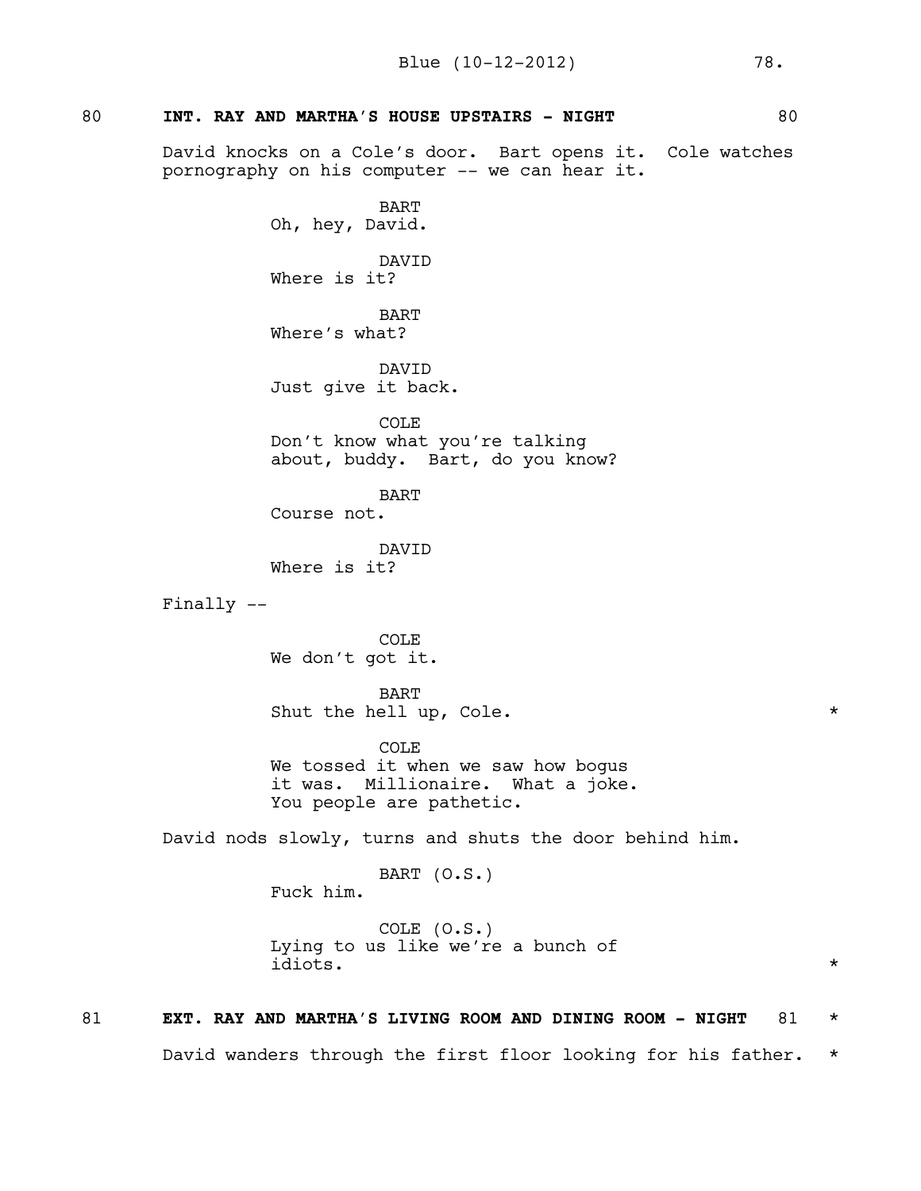80 **INT. RAY AND MARTHA'S HOUSE UPSTAIRS - NIGHT** 80

David knocks on a Cole's door. Bart opens it. Cole watches pornography on his computer -- we can hear it.

BART
Oh, hey, David.

DAVID
Where is it?

BART
Where's what?

DAVID
Just give it back.

COLE
Don't know what you're talking about, buddy. Bart, do you know?

BART
Course not.

DAVID
Where is it?

Finally --

COLE
We don't got it.

BART
Shut the hell up, Cole. *

COLE
We tossed it when we saw how bogus it was. Millionaire. What a joke. You people are pathetic.

David nods slowly, turns and shuts the door behind him.

BART (O.S.)
Fuck him.

COLE (O.S.)
Lying to us like we're a bunch of idiots. *

81 **EXT. RAY AND MARTHA'S LIVING ROOM AND DINING ROOM - NIGHT** 81 *

David wanders through the first floor looking for his father. *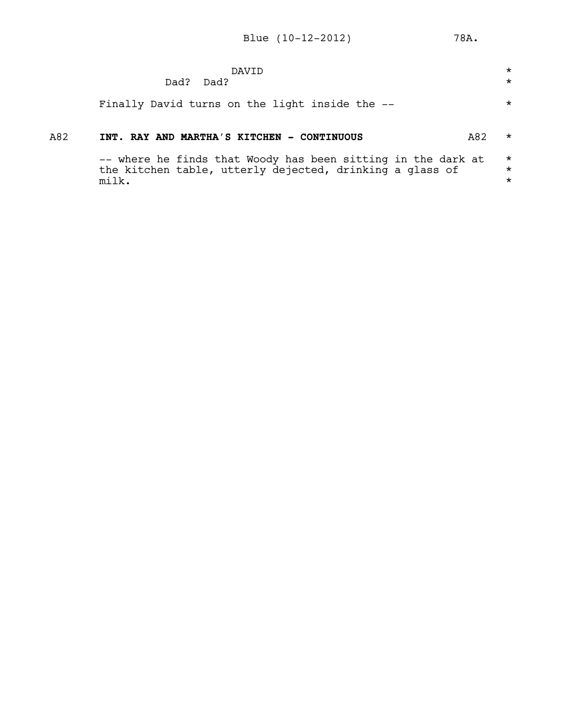DAVID
Dad? Dad?

Finally David turns on the light inside the --

**A82 INT. RAY AND MARTHA'S KITCHEN - CONTINUOUS A82**

-- where he finds that Woody has been sitting in the dark at the kitchen table, utterly dejected, drinking a glass of milk.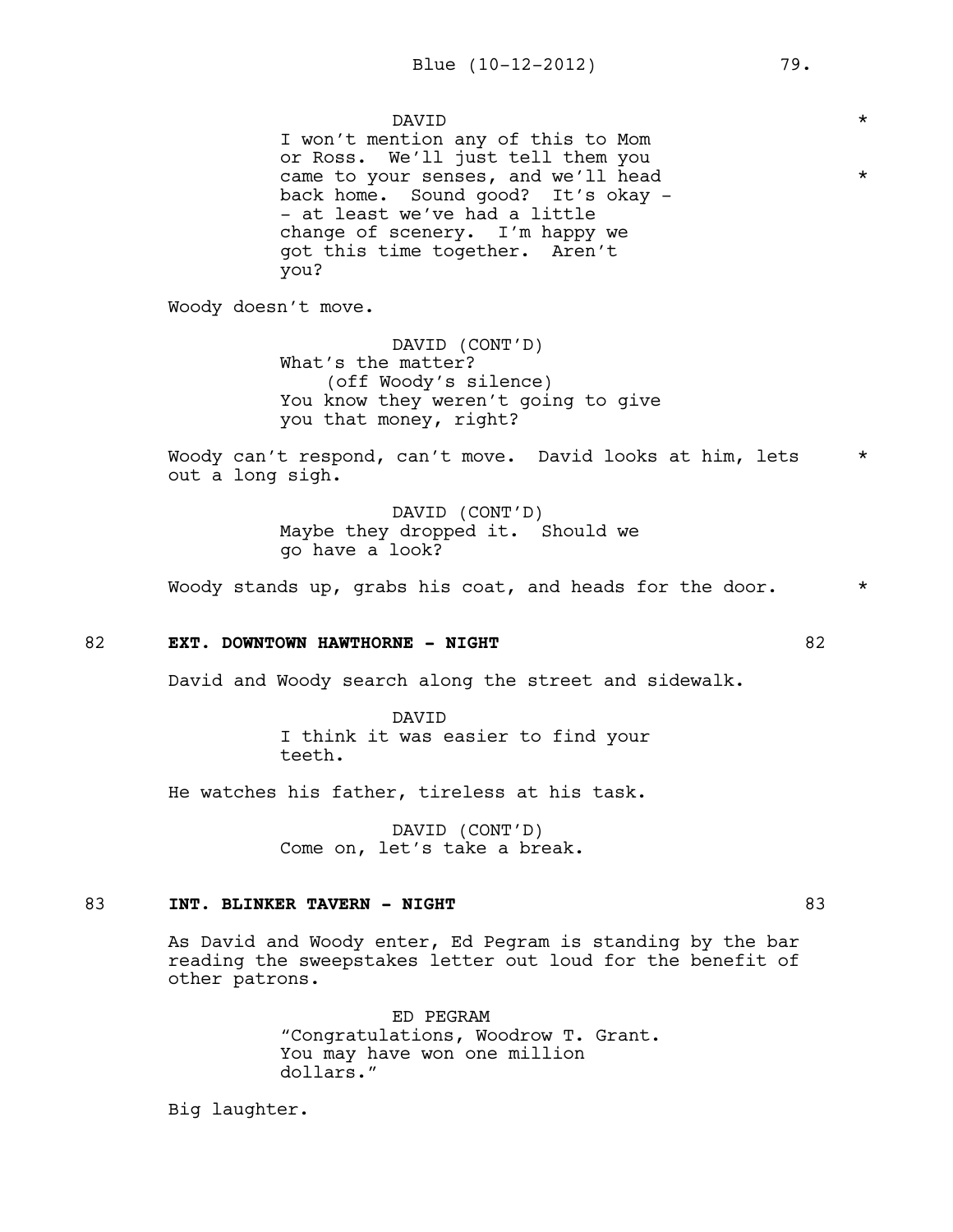DAVID *

I won't mention any of this to Mom or Ross. We'll just tell them you came to your senses, and we'll head back home. Sound good? It's okay -- at least we've had a little change of scenery. I'm happy we got this time together. Aren't you? *

Woody doesn't move.

DAVID (CONT'D)

What's the matter?

(off Woody's silence)

You know they weren't going to give you that money, right?

Woody can't respond, can't move. David looks at him, lets out a long sigh. *

DAVID (CONT'D)

Maybe they dropped it. Should we go have a look?

Woody stands up, grabs his coat, and heads for the door. *

82 **EXT. DOWNTOWN HAWTHORNE - NIGHT** 82

David and Woody search along the street and sidewalk.

DAVID

I think it was easier to find your teeth.

He watches his father, tireless at his task.

DAVID (CONT'D)

Come on, let's take a break.

83 **INT. BLINKER TAVERN - NIGHT** 83

As David and Woody enter, Ed Pegram is standing by the bar reading the sweepstakes letter out loud for the benefit of other patrons.

ED PEGRAM

"Congratulations, Woodrow T. Grant. You may have won one million dollars."

Big laughter.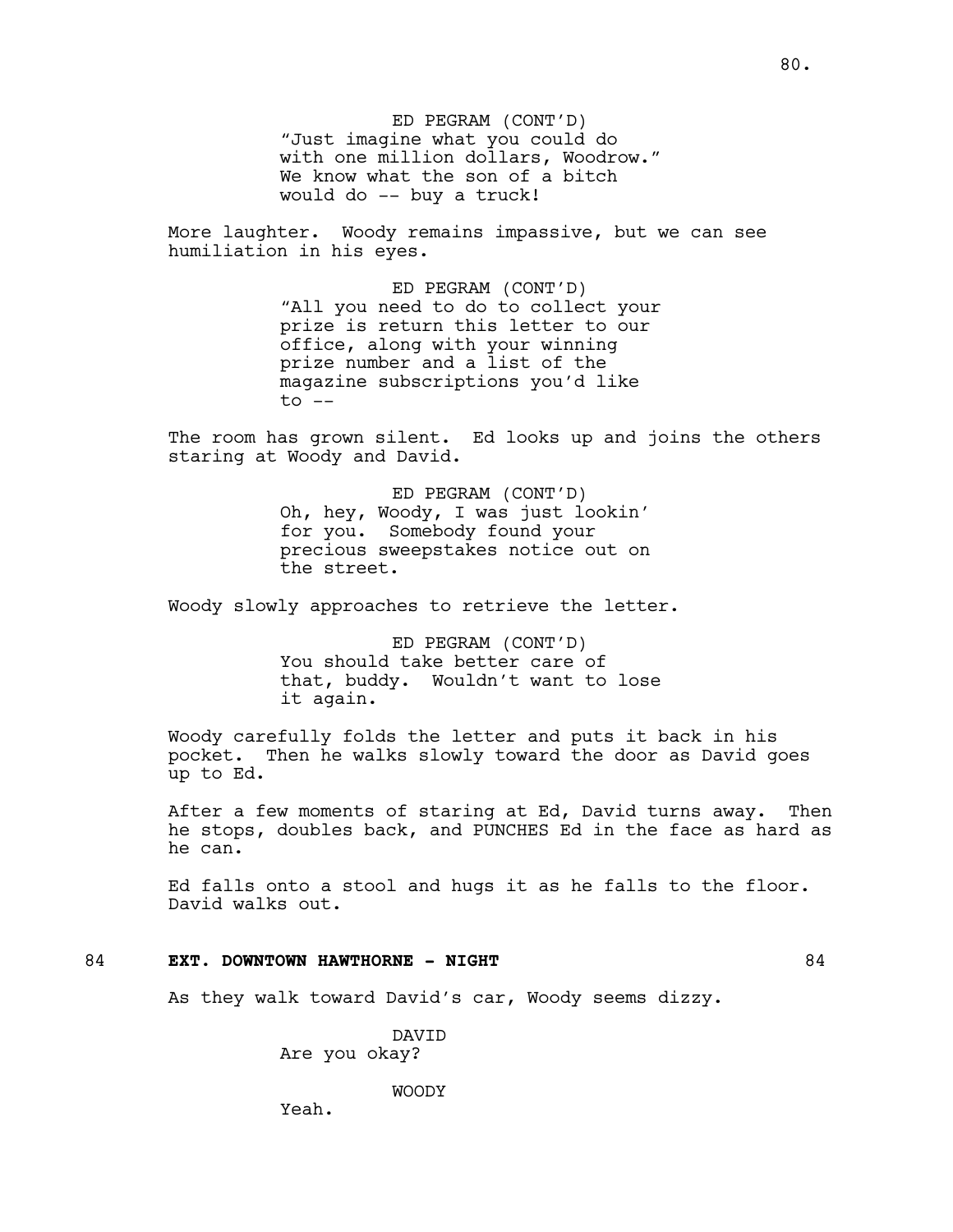ED PEGRAM (CONT'D)
"Just imagine what you could do with one million dollars, Woodrow." We know what the son of a bitch would do -- buy a truck!

More laughter. Woody remains impassive, but we can see humiliation in his eyes.

ED PEGRAM (CONT'D)
"All you need to do to collect your prize is return this letter to our office, along with your winning prize number and a list of the magazine subscriptions you'd like to --

The room has grown silent. Ed looks up and joins the others staring at Woody and David.

ED PEGRAM (CONT'D)
Oh, hey, Woody, I was just lookin' for you. Somebody found your precious sweepstakes notice out on the street.

Woody slowly approaches to retrieve the letter.

ED PEGRAM (CONT'D)
You should take better care of that, buddy. Wouldn't want to lose it again.

Woody carefully folds the letter and puts it back in his pocket. Then he walks slowly toward the door as David goes up to Ed.

After a few moments of staring at Ed, David turns away. Then he stops, doubles back, and PUNCHES Ed in the face as hard as he can.

Ed falls onto a stool and hugs it as he falls to the floor. David walks out.

84 **EXT. DOWNTOWN HAWTHORNE - NIGHT** 84

As they walk toward David's car, Woody seems dizzy.

DAVID
Are you okay?

WOODY
Yeah.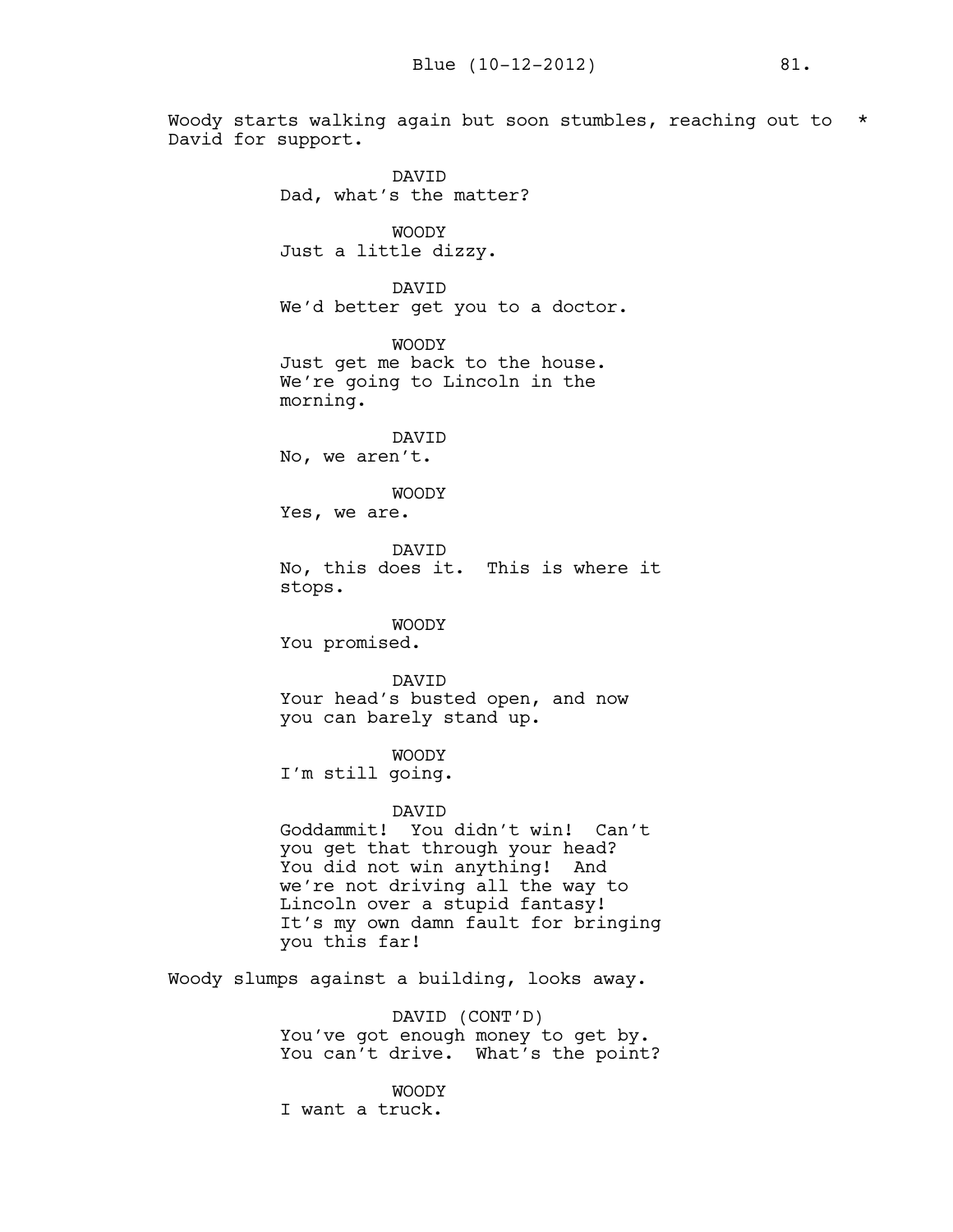Woody starts walking again but soon stumbles, reaching out to David for support. *

DAVID
Dad, what's the matter?

WOODY
Just a little dizzy.

DAVID
We'd better get you to a doctor.

WOODY
Just get me back to the house. We're going to Lincoln in the morning.

DAVID
No, we aren't.

WOODY
Yes, we are.

DAVID
No, this does it. This is where it stops.

WOODY
You promised.

DAVID
Your head's busted open, and now you can barely stand up.

WOODY
I'm still going.

DAVID
Goddammit! You didn't win! Can't you get that through your head? You did not win anything! And we're not driving all the way to Lincoln over a stupid fantasy! It's my own damn fault for bringing you this far!

Woody slumps against a building, looks away.

DAVID (CONT'D)
You've got enough money to get by. You can't drive. What's the point?

WOODY
I want a truck.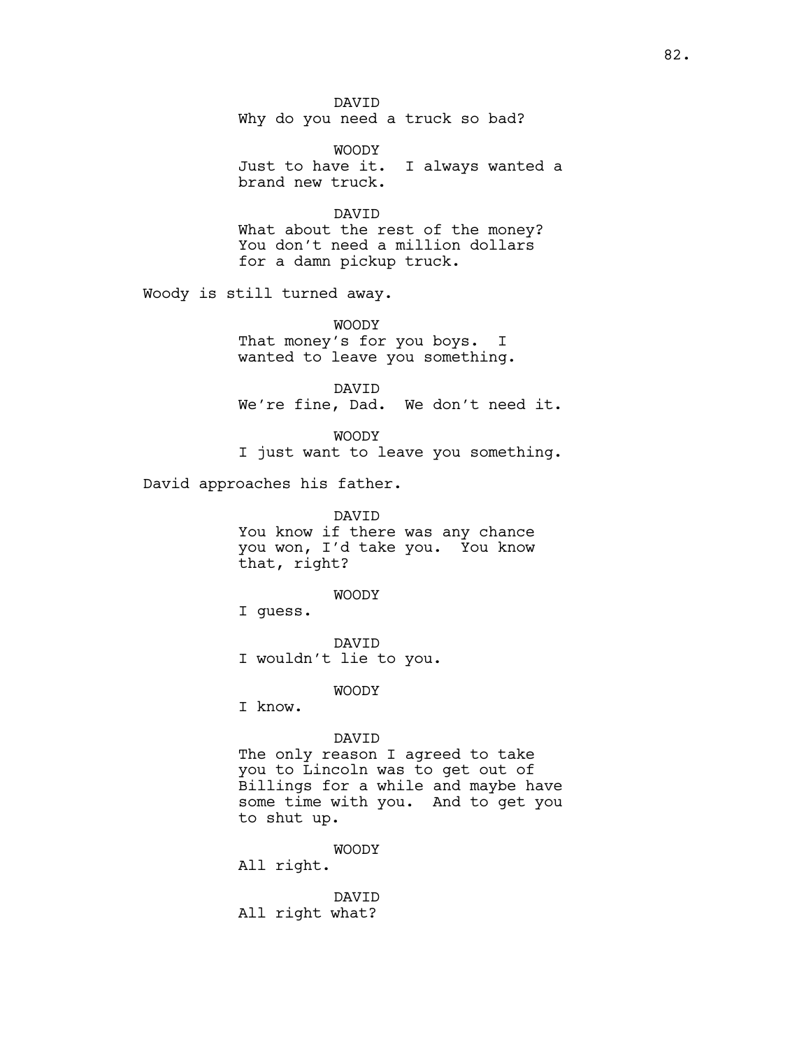DAVID
Why do you need a truck so bad?

WOODY
Just to have it. I always wanted a brand new truck.

DAVID
What about the rest of the money? You don't need a million dollars for a damn pickup truck.

Woody is still turned away.

WOODY
That money's for you boys. I wanted to leave you something.

DAVID
We're fine, Dad. We don't need it.

WOODY
I just want to leave you something.

David approaches his father.

DAVID
You know if there was any chance you won, I'd take you. You know that, right?

WOODY
I guess.

DAVID
I wouldn't lie to you.

WOODY
I know.

DAVID
The only reason I agreed to take you to Lincoln was to get out of Billings for a while and maybe have some time with you. And to get you to shut up.

WOODY
All right.

DAVID
All right what?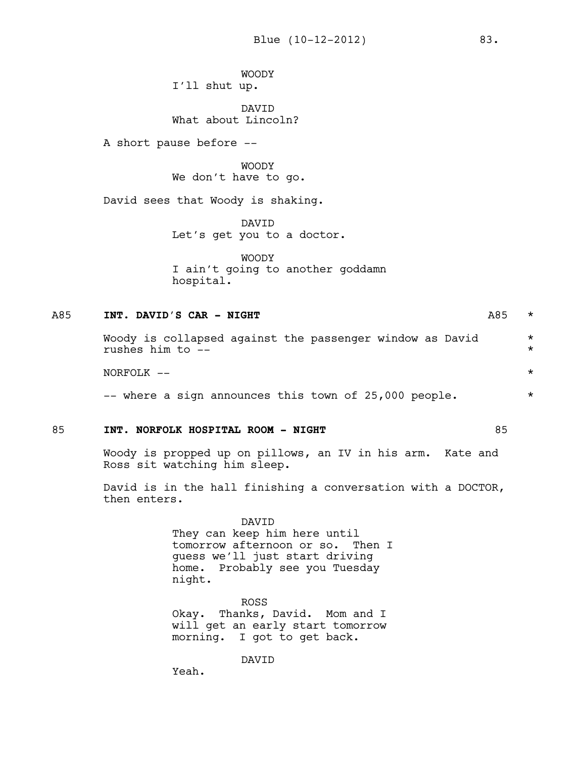WOODY
I'll shut up.

DAVID
What about Lincoln?

A short pause before --

WOODY
We don't have to go.

David sees that Woody is shaking.

DAVID
Let's get you to a doctor.

WOODY
I ain't going to another goddamn hospital.

**A85 INT. DAVID'S CAR - NIGHT A85** *

Woody is collapsed against the passenger window as David rushes him to -- *

NORFOLK -- *

-- where a sign announces this town of 25,000 people. *

**85 INT. NORFOLK HOSPITAL ROOM - NIGHT 85**

Woody is propped up on pillows, an IV in his arm. Kate and Ross sit watching him sleep.

David is in the hall finishing a conversation with a DOCTOR, then enters.

DAVID
They can keep him here until tomorrow afternoon or so. Then I guess we'll just start driving home. Probably see you Tuesday night.

ROSS
Okay. Thanks, David. Mom and I will get an early start tomorrow morning. I got to get back.

DAVID
Yeah.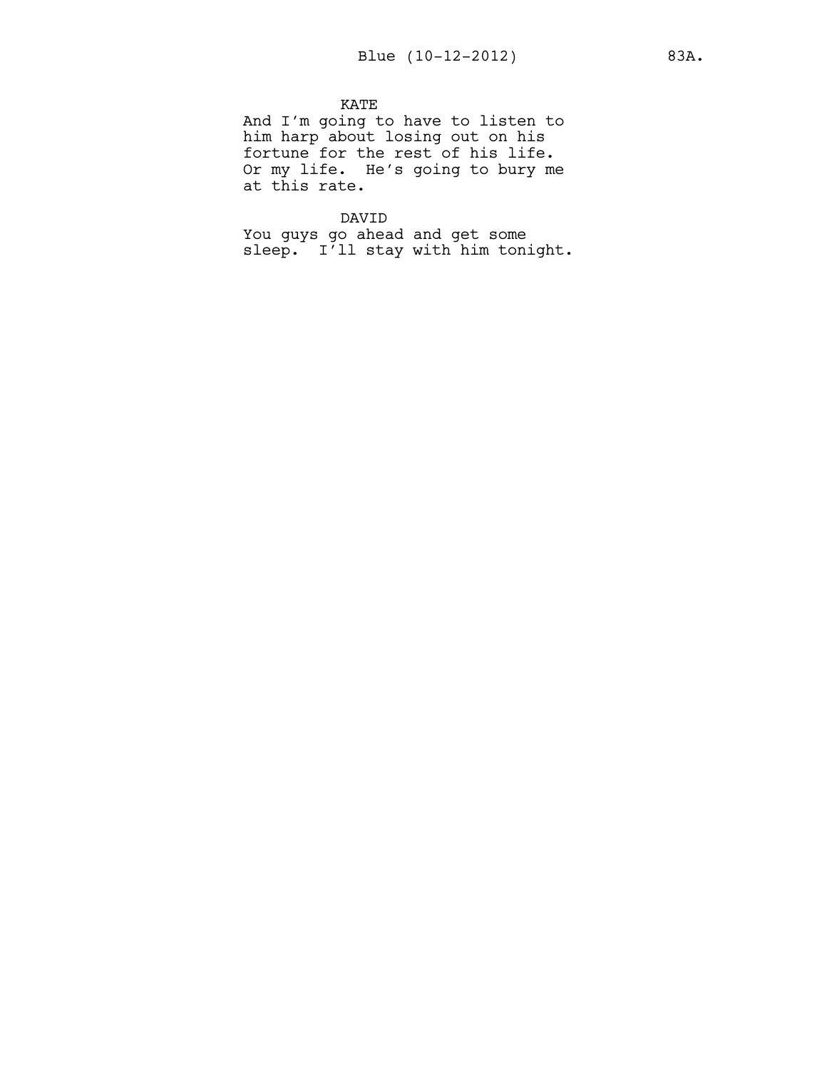KATE
And I'm going to have to listen to him harp about losing out on his fortune for the rest of his life. Or my life. He's going to bury me at this rate.

DAVID
You guys go ahead and get some sleep. I'll stay with him tonight.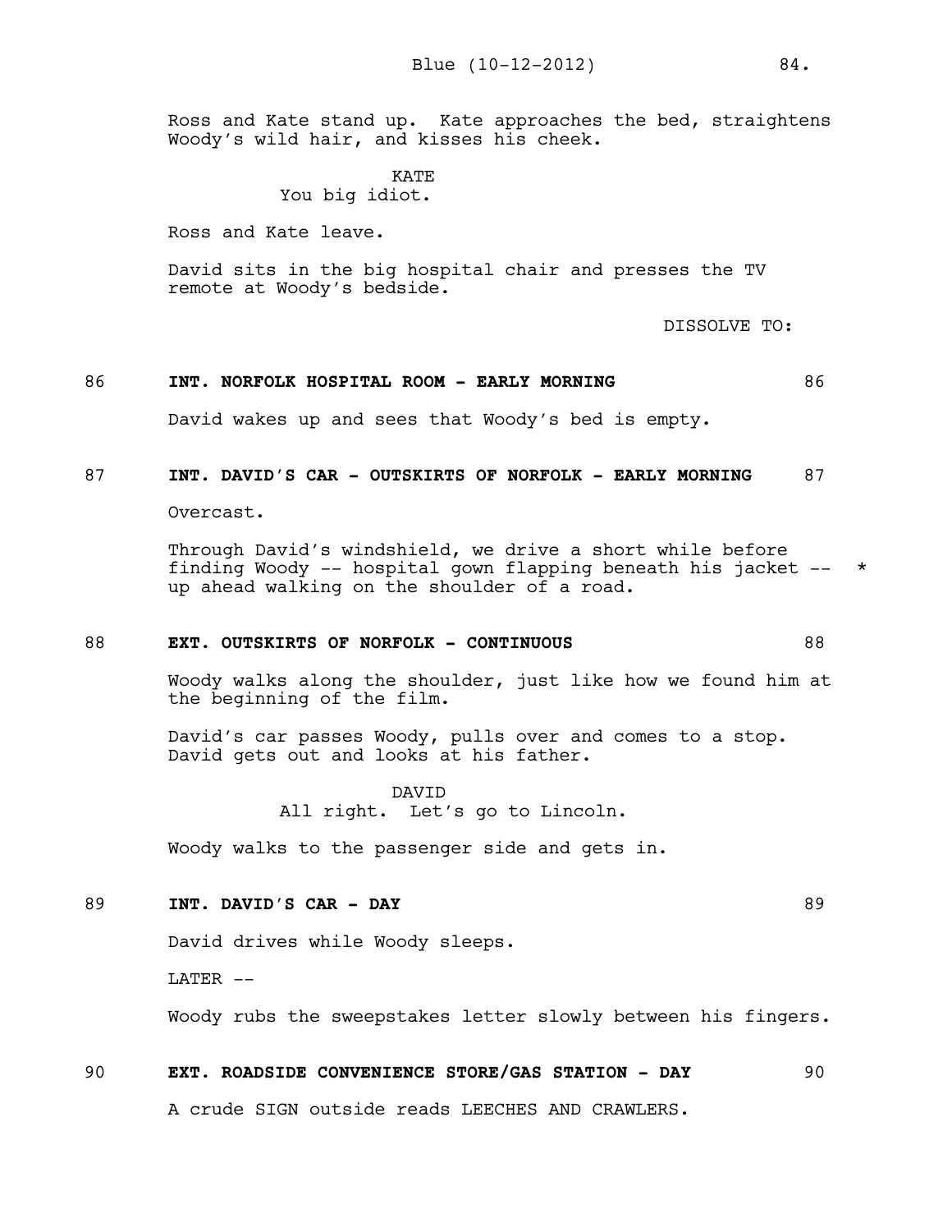Ross and Kate stand up. Kate approaches the bed, straightens Woody's wild hair, and kisses his cheek.

KATE
You big idiot.

Ross and Kate leave.

David sits in the big hospital chair and presses the TV remote at Woody's bedside.

DISSOLVE TO:

**86 INT. NORFOLK HOSPITAL ROOM - EARLY MORNING 86**

David wakes up and sees that Woody's bed is empty.

**87 INT. DAVID'S CAR - OUTSKIRTS OF NORFOLK - EARLY MORNING 87**

Overcast.

Through David's windshield, we drive a short while before finding Woody -- hospital gown flapping beneath his jacket -- * up ahead walking on the shoulder of a road.

**88 EXT. OUTSKIRTS OF NORFOLK - CONTINUOUS 88**

Woody walks along the shoulder, just like how we found him at the beginning of the film.

David's car passes Woody, pulls over and comes to a stop. David gets out and looks at his father.

DAVID
All right. Let's go to Lincoln.

Woody walks to the passenger side and gets in.

**89 INT. DAVID'S CAR - DAY 89**

David drives while Woody sleeps.

LATER --

Woody rubs the sweepstakes letter slowly between his fingers.

**90 EXT. ROADSIDE CONVENIENCE STORE/GAS STATION - DAY 90**

A crude SIGN outside reads LEECHES AND CRAWLERS.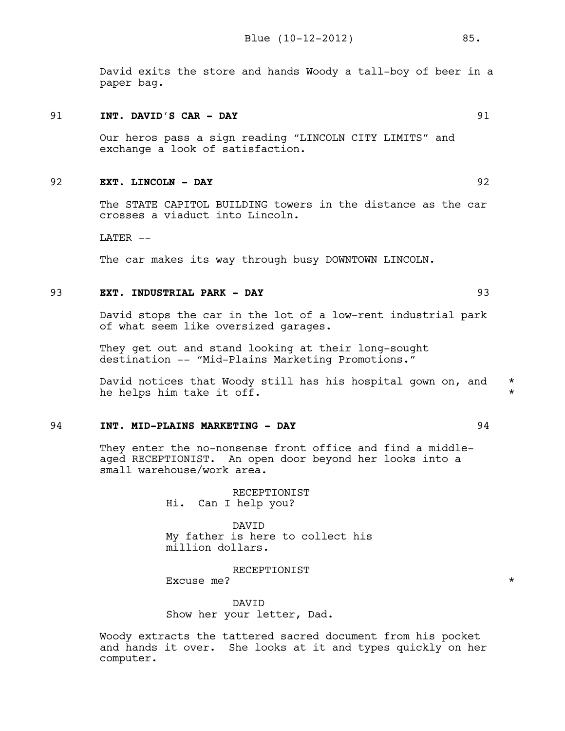David exits the store and hands Woody a tall-boy of beer in a paper bag.

**91 INT. DAVID'S CAR - DAY 91**

Our heros pass a sign reading "LINCOLN CITY LIMITS" and exchange a look of satisfaction.

**92 EXT. LINCOLN - DAY 92**

The STATE CAPITOL BUILDING towers in the distance as the car crosses a viaduct into Lincoln.

LATER --

The car makes its way through busy DOWNTOWN LINCOLN.

**93 EXT. INDUSTRIAL PARK - DAY 93**

David stops the car in the lot of a low-rent industrial park of what seem like oversized garages.

They get out and stand looking at their long-sought destination -- "Mid-Plains Marketing Promotions."

David notices that Woody still has his hospital gown on, and he helps him take it off. *

**94 INT. MID-PLAINS MARKETING - DAY 94**

They enter the no-nonsense front office and find a middle-aged RECEPTIONIST. An open door beyond her looks into a small warehouse/work area.

RECEPTIONIST
Hi. Can I help you?

DAVID
My father is here to collect his million dollars.

RECEPTIONIST
Excuse me? *

DAVID
Show her your letter, Dad.

Woody extracts the tattered sacred document from his pocket and hands it over. She looks at it and types quickly on her computer.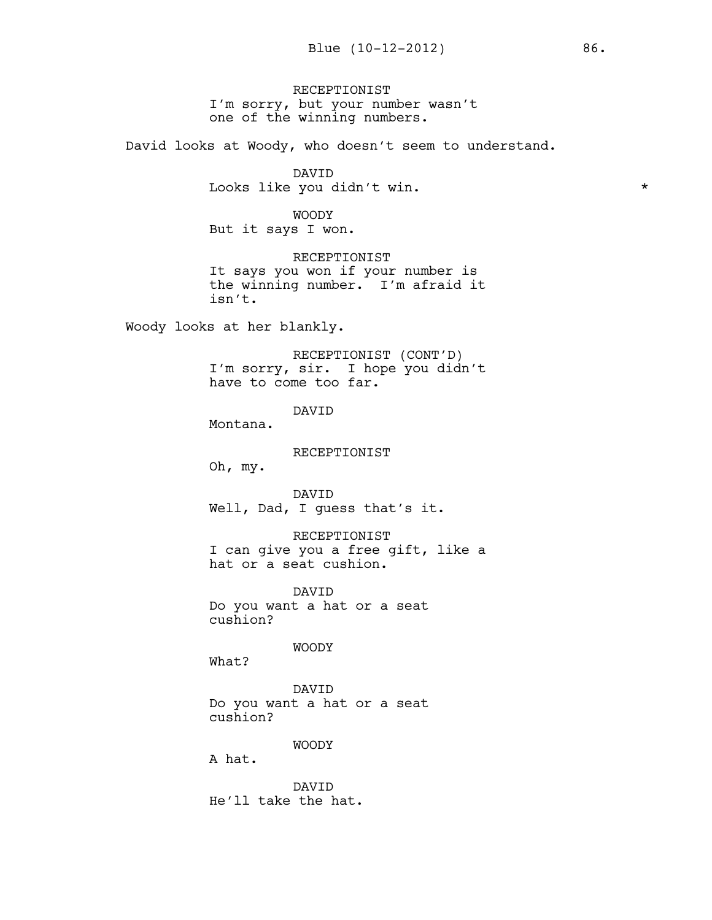RECEPTIONIST
I'm sorry, but your number wasn't one of the winning numbers.

David looks at Woody, who doesn't seem to understand.

DAVID
Looks like you didn't win. *

WOODY
But it says I won.

RECEPTIONIST
It says you won if your number is the winning number. I'm afraid it isn't.

Woody looks at her blankly.

RECEPTIONIST (CONT'D)
I'm sorry, sir. I hope you didn't have to come too far.

DAVID
Montana.

RECEPTIONIST
Oh, my.

DAVID
Well, Dad, I guess that's it.

RECEPTIONIST
I can give you a free gift, like a hat or a seat cushion.

DAVID
Do you want a hat or a seat cushion?

WOODY
What?

DAVID
Do you want a hat or a seat cushion?

WOODY
A hat.

DAVID
He'll take the hat.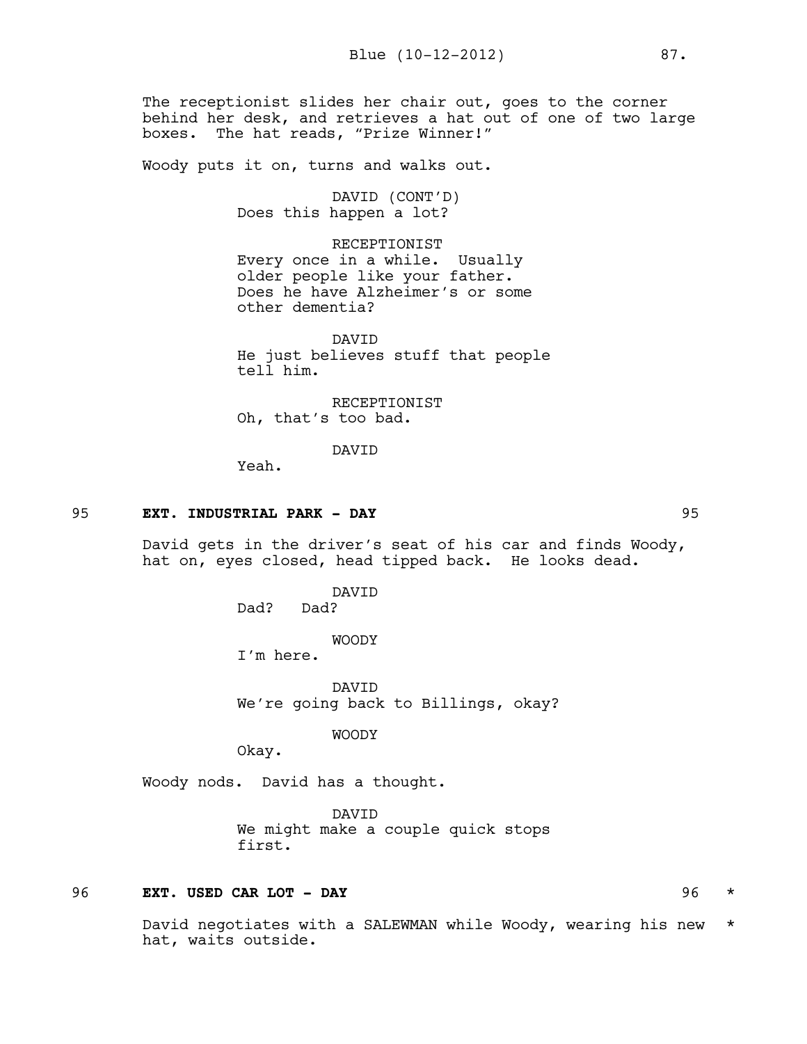The receptionist slides her chair out, goes to the corner behind her desk, and retrieves a hat out of one of two large boxes. The hat reads, "Prize Winner!"

Woody puts it on, turns and walks out.

DAVID (CONT'D)
Does this happen a lot?

RECEPTIONIST
Every once in a while. Usually older people like your father. Does he have Alzheimer's or some other dementia?

DAVID
He just believes stuff that people tell him.

RECEPTIONIST
Oh, that's too bad.

DAVID
Yeah.

**95 EXT. INDUSTRIAL PARK - DAY 95**

David gets in the driver's seat of his car and finds Woody, hat on, eyes closed, head tipped back. He looks dead.

DAVID
Dad? Dad?

WOODY
I'm here.

DAVID
We're going back to Billings, okay?

WOODY
Okay.

Woody nods. David has a thought.

DAVID
We might make a couple quick stops first.

**96 EXT. USED CAR LOT - DAY 96** *

David negotiates with a SALEWMAN while Woody, wearing his new hat, waits outside. *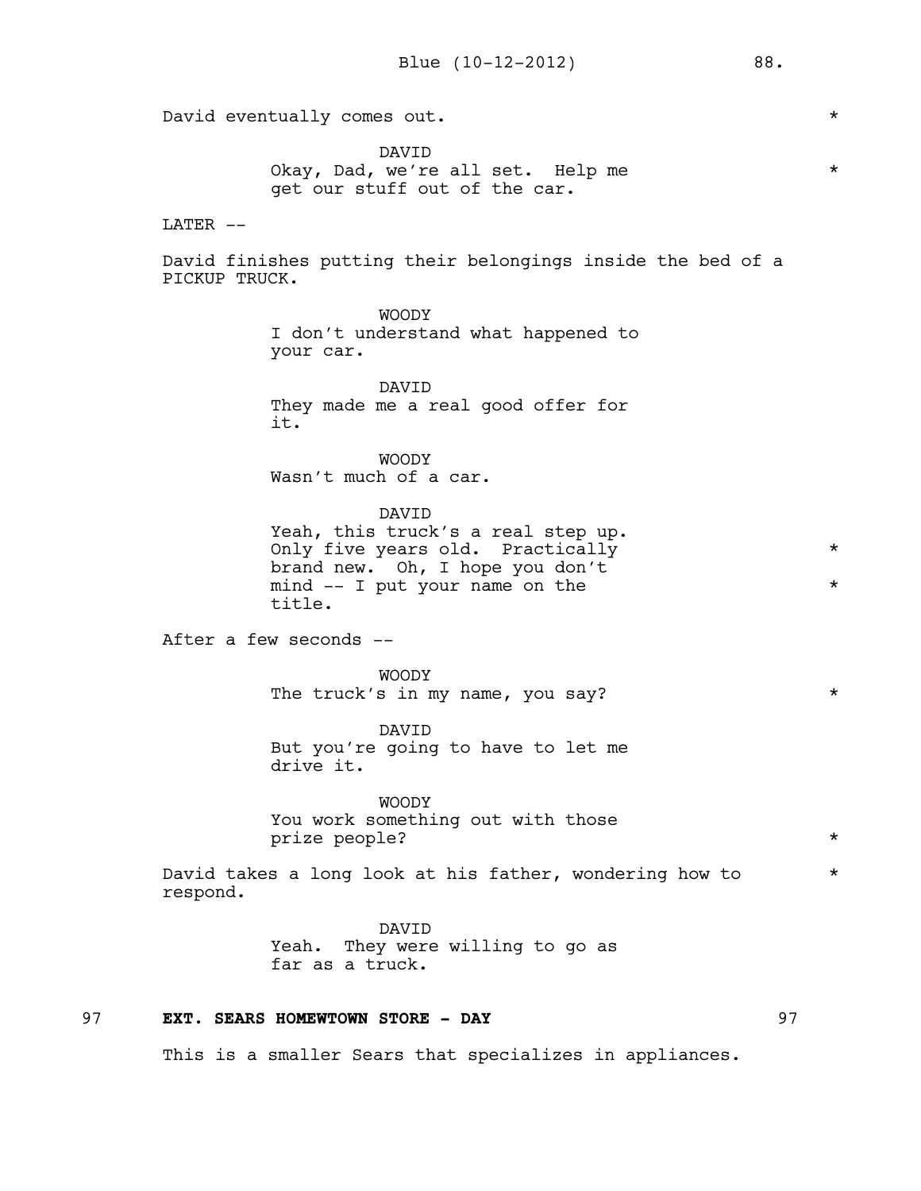David eventually comes out. *

DAVID
Okay, Dad, we're all set. Help me *
get our stuff out of the car.

LATER --

David finishes putting their belongings inside the bed of a PICKUP TRUCK.

WOODY
I don't understand what happened to
your car.

DAVID
They made me a real good offer for
it.

WOODY
Wasn't much of a car.

DAVID
Yeah, this truck's a real step up.
Only five years old. Practically *
brand new. Oh, I hope you don't
mind -- I put your name on the *
title.

After a few seconds --

WOODY
The truck's in my name, you say? *

DAVID
But you're going to have to let me
drive it.

WOODY
You work something out with those
prize people? *

David takes a long look at his father, wondering how to * respond.

DAVID
Yeah. They were willing to go as
far as a truck.

97 **EXT. SEARS HOMEWTOWN STORE - DAY** 97

This is a smaller Sears that specializes in appliances.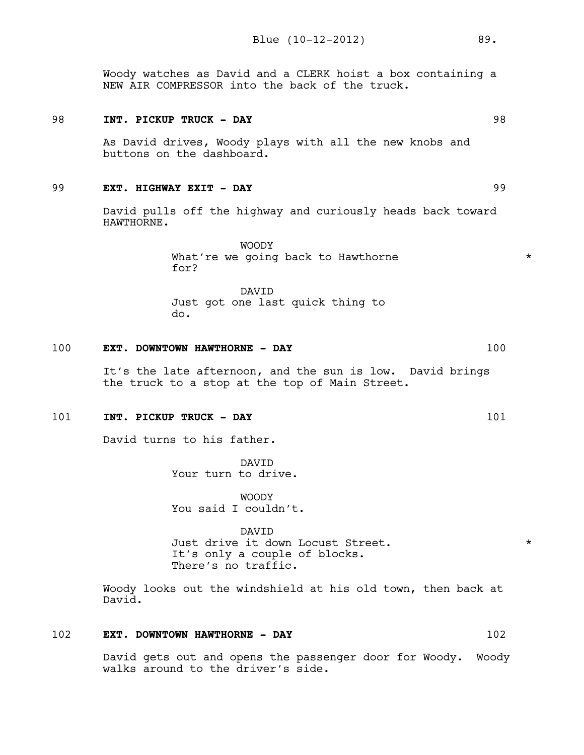Woody watches as David and a CLERK hoist a box containing a NEW AIR COMPRESSOR into the back of the truck.

**98 INT. PICKUP TRUCK - DAY 98**

As David drives, Woody plays with all the new knobs and buttons on the dashboard.

**99 EXT. HIGHWAY EXIT - DAY 99**

David pulls off the highway and curiously heads back toward HAWTHORNE.

WOODY
What're we going back to Hawthorne for? *

DAVID
Just got one last quick thing to do.

**100 EXT. DOWNTOWN HAWTHORNE - DAY 100**

It's the late afternoon, and the sun is low. David brings the truck to a stop at the top of Main Street.

**101 INT. PICKUP TRUCK - DAY 101**

David turns to his father.

DAVID
Your turn to drive.

WOODY
You said I couldn't.

DAVID
Just drive it down Locust Street. *
It's only a couple of blocks.
There's no traffic.

Woody looks out the windshield at his old town, then back at David.

**102 EXT. DOWNTOWN HAWTHORNE - DAY 102**

David gets out and opens the passenger door for Woody. Woody walks around to the driver's side.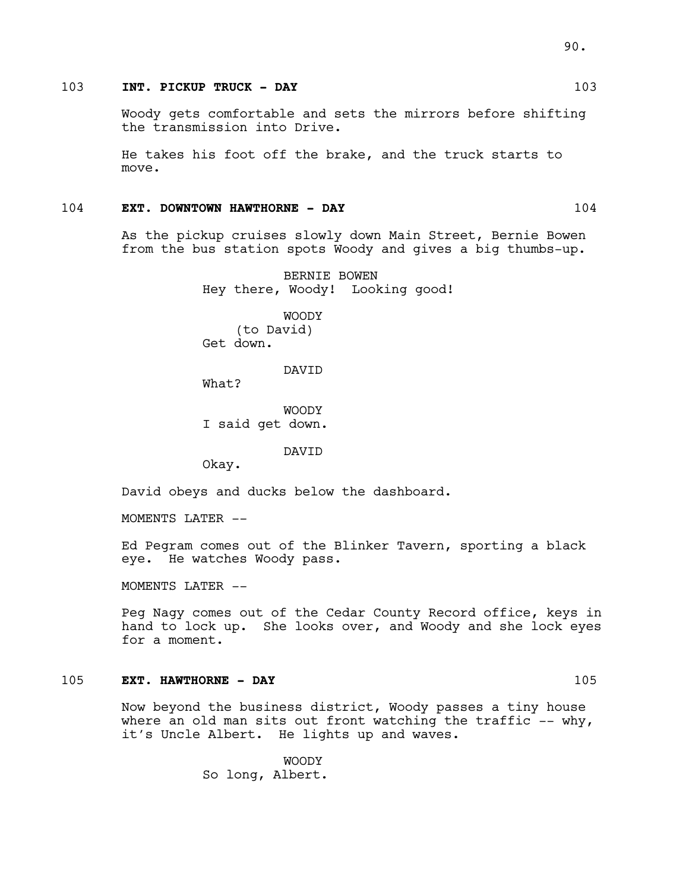103 **INT. PICKUP TRUCK - DAY** 103

Woody gets comfortable and sets the mirrors before shifting the transmission into Drive.

He takes his foot off the brake, and the truck starts to move.

104 **EXT. DOWNTOWN HAWTHORNE - DAY** 104

As the pickup cruises slowly down Main Street, Bernie Bowen from the bus station spots Woody and gives a big thumbs-up.

BERNIE BOWEN
Hey there, Woody! Looking good!

WOODY
(to David)
Get down.

DAVID
What?

WOODY
I said get down.

DAVID
Okay.

David obeys and ducks below the dashboard.

MOMENTS LATER --

Ed Pegram comes out of the Blinker Tavern, sporting a black eye. He watches Woody pass.

MOMENTS LATER --

Peg Nagy comes out of the Cedar County Record office, keys in hand to lock up. She looks over, and Woody and she lock eyes for a moment.

105 **EXT. HAWTHORNE - DAY** 105

Now beyond the business district, Woody passes a tiny house where an old man sits out front watching the traffic -- why, it's Uncle Albert. He lights up and waves.

WOODY
So long, Albert.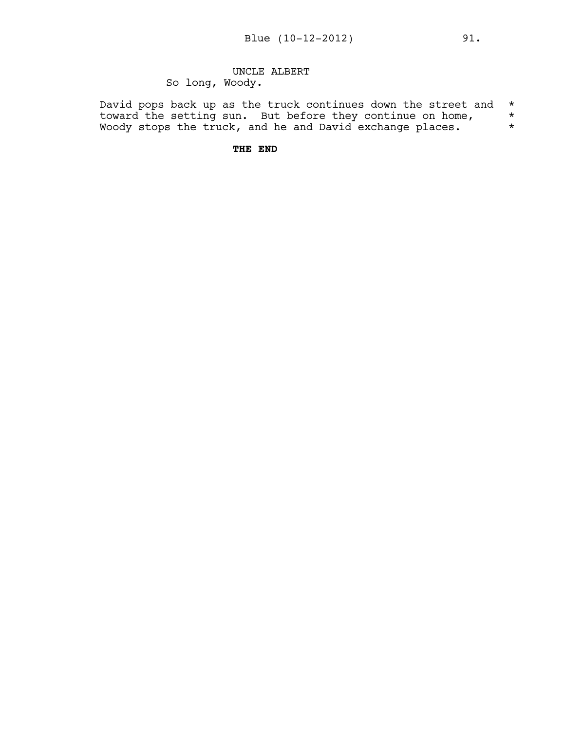UNCLE ALBERT
So long, Woody.

David pops back up as the truck continues down the street and toward the setting sun. But before they continue on home, Woody stops the truck, and he and David exchange places. * * *

**THE END**